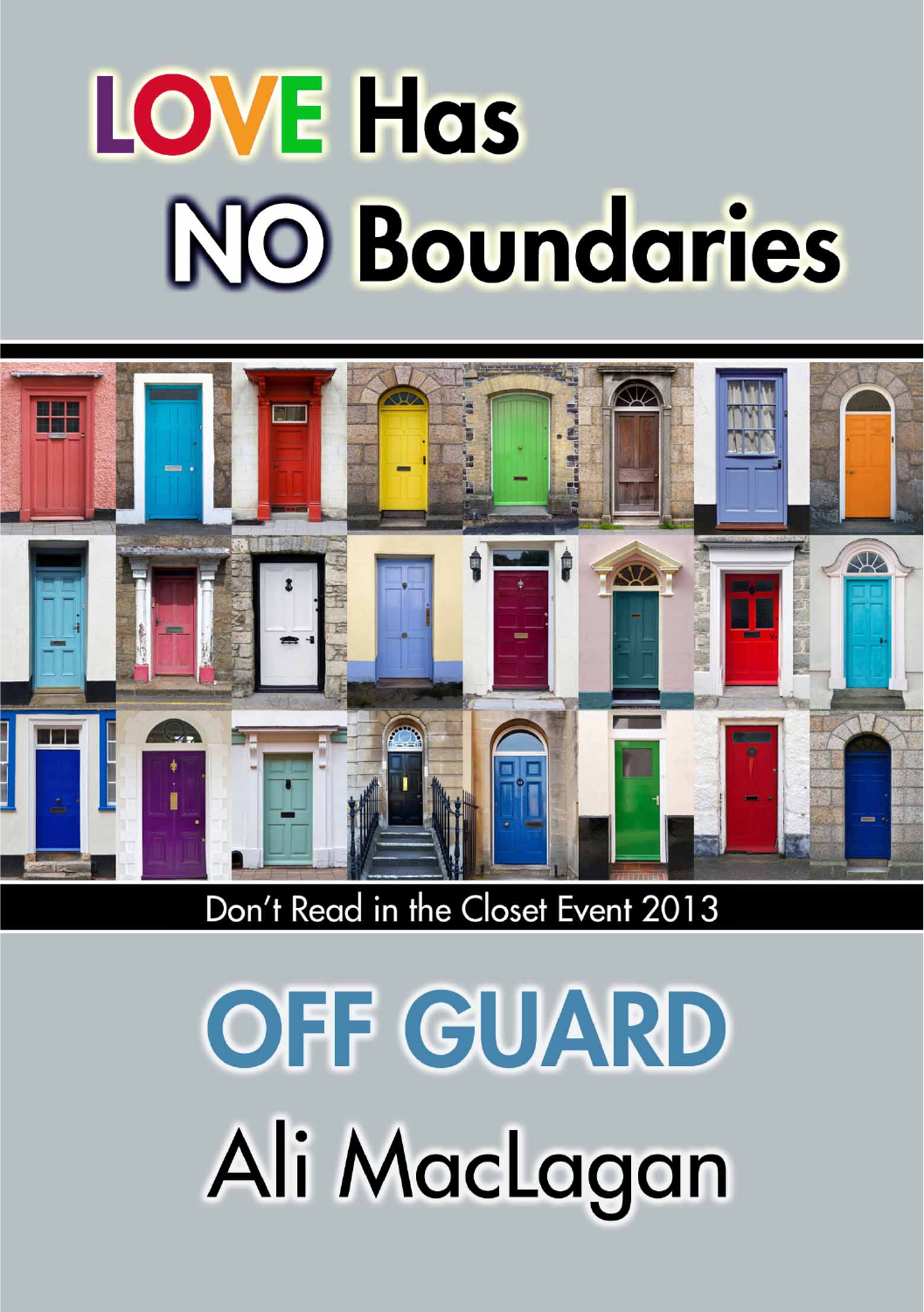# LOVE Has NO Boundaries

Don't Read in the Closet Event 2013

# OFF GUARD

## Ali MacLagan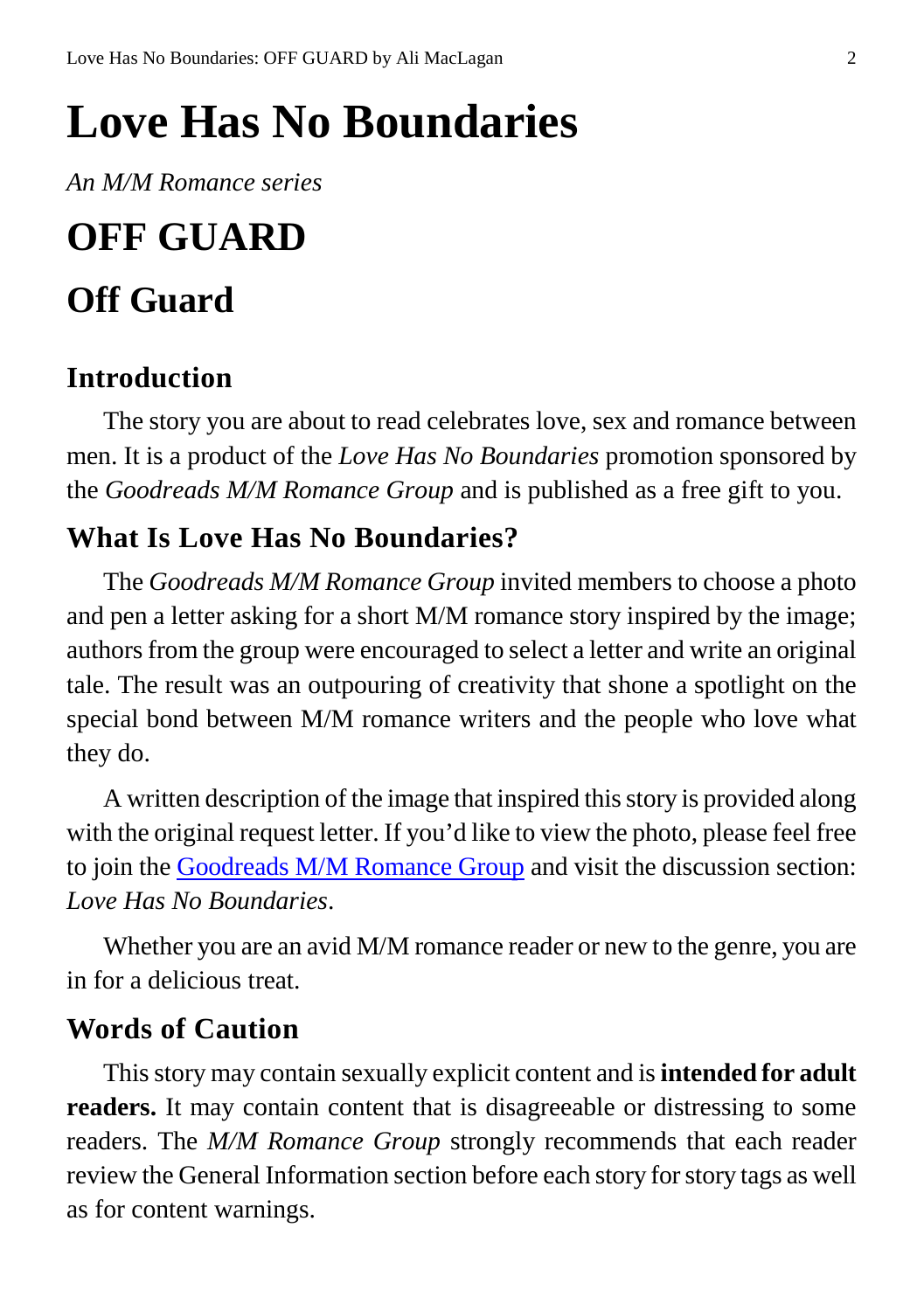# Love Has No Boundaries

*An M/M Romance series*

# OFF GUARD

# Off Guard

## Introduction

The story you are about to read celebrates love, sex and romance between men. It is a product of the *Love Has No Boundaries* promotion sponsored by the *Goodreads M/M Romance Group* and is published as a free gift to you.

## What Is Love Has No Boundaries?

The *Goodreads M/M Romance Group* invited members to choose a photo and pen a letter asking for a short M/M romance story inspired by the image; authors from the group were encouraged to select a letter and write an original tale. The result was an outpouring of creativity that shone a spotlight on the special bond between M/M romance writers and the people who love what they do.

A written description of the image that inspired this story is provided along with the original request letter. If you'd like to view the photo, please feel free to join the Goodreads M/M Romance Group and visit the discussion section: *Love Has No Boundaries*.

Whether you are an avid M/M romance reader or new to the genre, you are in for a delicious treat.

## Words of Caution

This story may contain sexually explicit content and is **intended for adult readers.** It may contain content that is disagreeable or distressing to some readers. The *M/M Romance Group* strongly recommends that each reader review the General Information section before each story for story tags as well as for content warnings.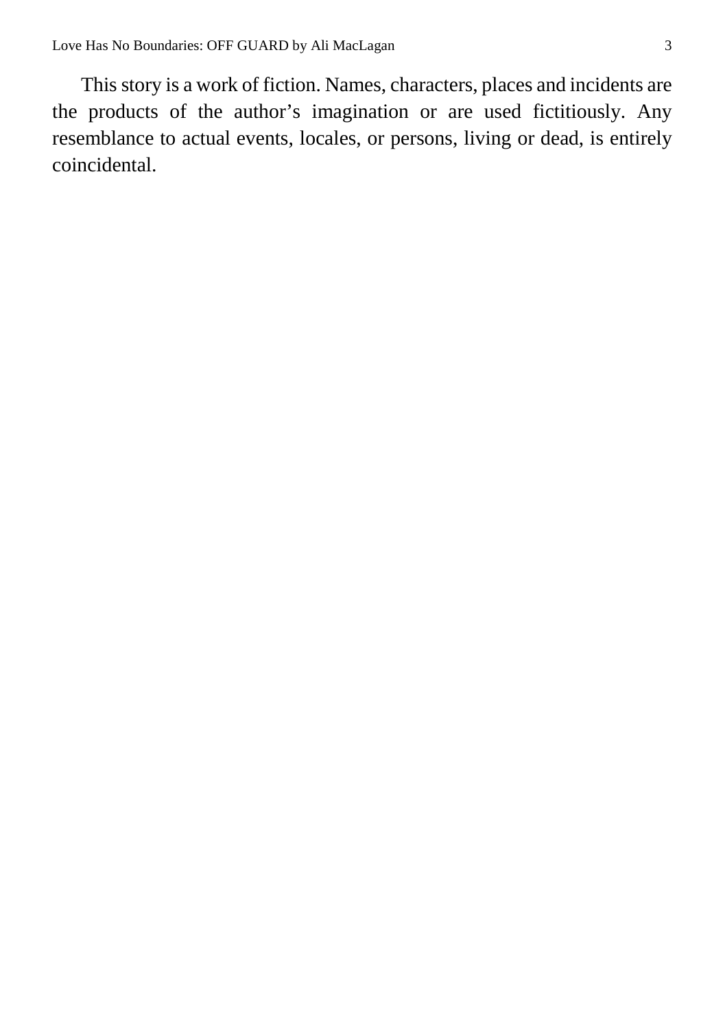This story is a work of fiction. Names, characters, places and incidents are the products of the author's imagination or are used fictitiously. Any resemblance to actual events, locales, or persons, living or dead, is entirely coincidental.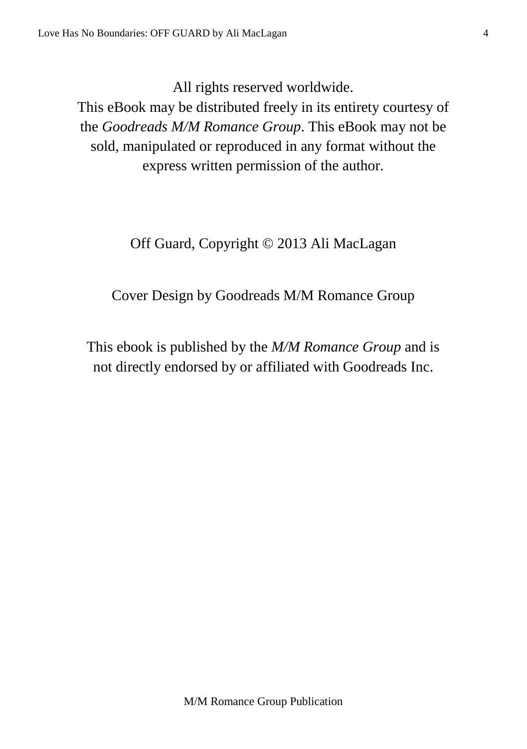All rights reserved worldwide.
This eBook may be distributed freely in its entirety courtesy of the *Goodreads M/M Romance Group*. This eBook may not be sold, manipulated or reproduced in any format without the express written permission of the author.

Off Guard, Copyright © 2013 Ali MacLagan

Cover Design by Goodreads M/M Romance Group

This ebook is published by the *M/M Romance Group* and is not directly endorsed by or affiliated with Goodreads Inc.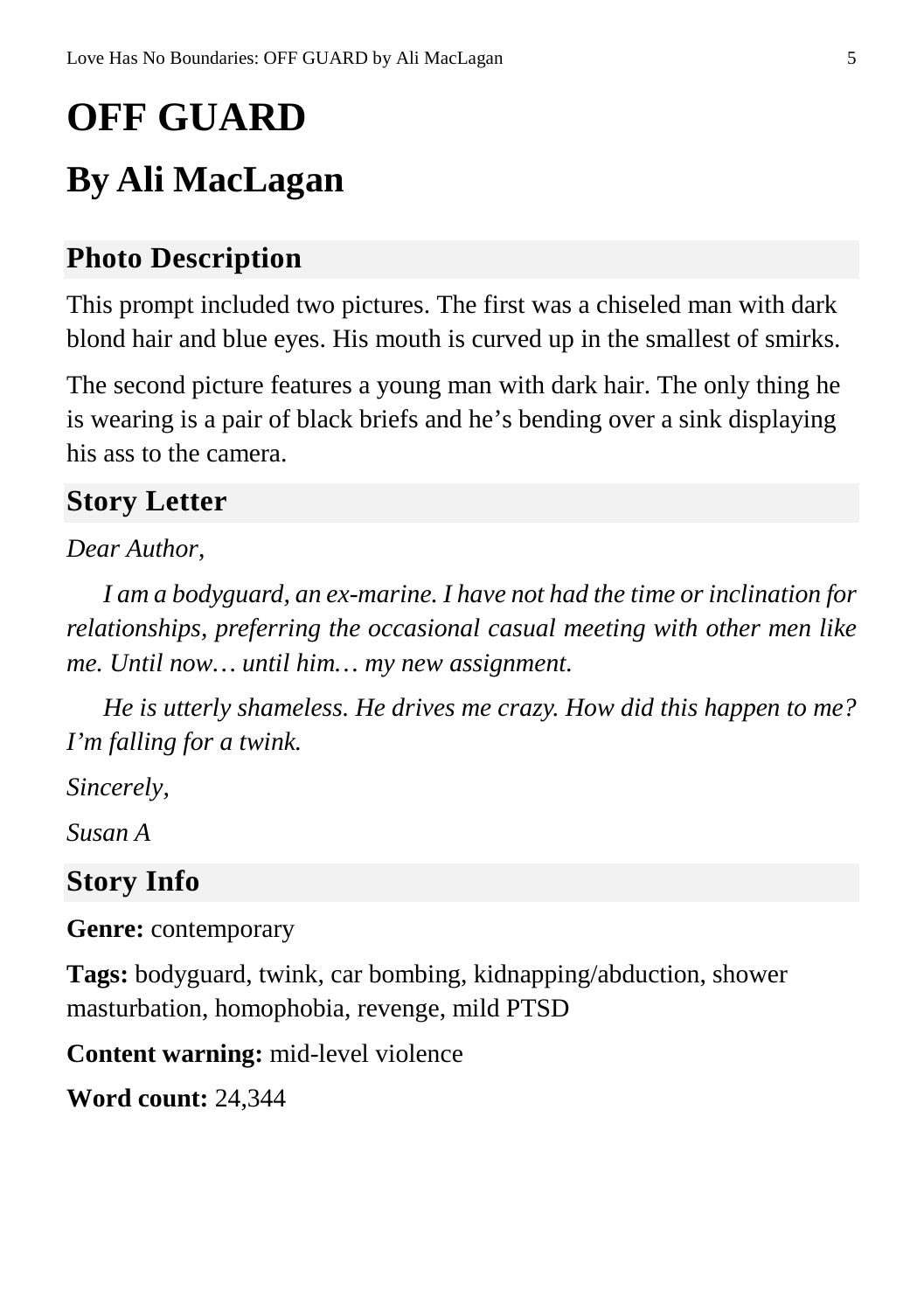# OFF GUARD

# By Ali MacLagan

## Photo Description

This prompt included two pictures. The first was a chiseled man with dark blond hair and blue eyes. His mouth is curved up in the smallest of smirks.

The second picture features a young man with dark hair. The only thing he is wearing is a pair of black briefs and he's bending over a sink displaying his ass to the camera.

## Story Letter

*Dear Author,*

*I am a bodyguard, an ex-marine. I have not had the time or inclination for relationships, preferring the occasional casual meeting with other men like me. Until now… until him… my new assignment.*

*He is utterly shameless. He drives me crazy. How did this happen to me? I'm falling for a twink.*

*Sincerely,*

*Susan A*

## Story Info

**Genre:** contemporary

**Tags:** bodyguard, twink, car bombing, kidnapping/abduction, shower masturbation, homophobia, revenge, mild PTSD

**Content warning:** mid-level violence

**Word count:** 24,344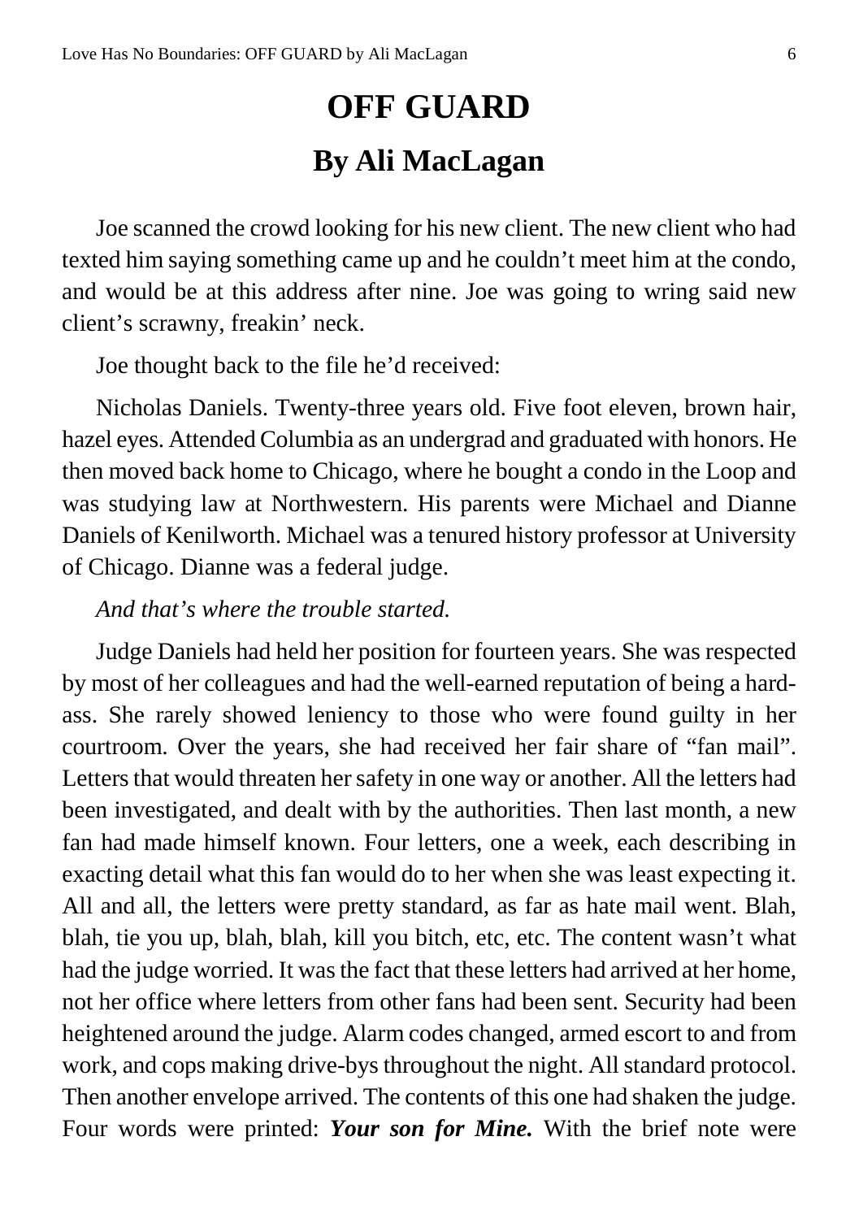# OFF GUARD

## By Ali MacLagan

Joe scanned the crowd looking for his new client. The new client who had texted him saying something came up and he couldn't meet him at the condo, and would be at this address after nine. Joe was going to wring said new client's scrawny, freakin' neck.

Joe thought back to the file he'd received:

Nicholas Daniels. Twenty-three years old. Five foot eleven, brown hair, hazel eyes. Attended Columbia as an undergrad and graduated with honors. He then moved back home to Chicago, where he bought a condo in the Loop and was studying law at Northwestern. His parents were Michael and Dianne Daniels of Kenilworth. Michael was a tenured history professor at University of Chicago. Dianne was a federal judge.

*And that's where the trouble started.*

Judge Daniels had held her position for fourteen years. She was respected by most of her colleagues and had the well-earned reputation of being a hard-ass. She rarely showed leniency to those who were found guilty in her courtroom. Over the years, she had received her fair share of "fan mail". Letters that would threaten her safety in one way or another. All the letters had been investigated, and dealt with by the authorities. Then last month, a new fan had made himself known. Four letters, one a week, each describing in exacting detail what this fan would do to her when she was least expecting it. All and all, the letters were pretty standard, as far as hate mail went. Blah, blah, tie you up, blah, blah, kill you bitch, etc, etc. The content wasn't what had the judge worried. It was the fact that these letters had arrived at her home, not her office where letters from other fans had been sent. Security had been heightened around the judge. Alarm codes changed, armed escort to and from work, and cops making drive-bys throughout the night. All standard protocol. Then another envelope arrived. The contents of this one had shaken the judge. Four words were printed: ***Your son for Mine.*** With the brief note were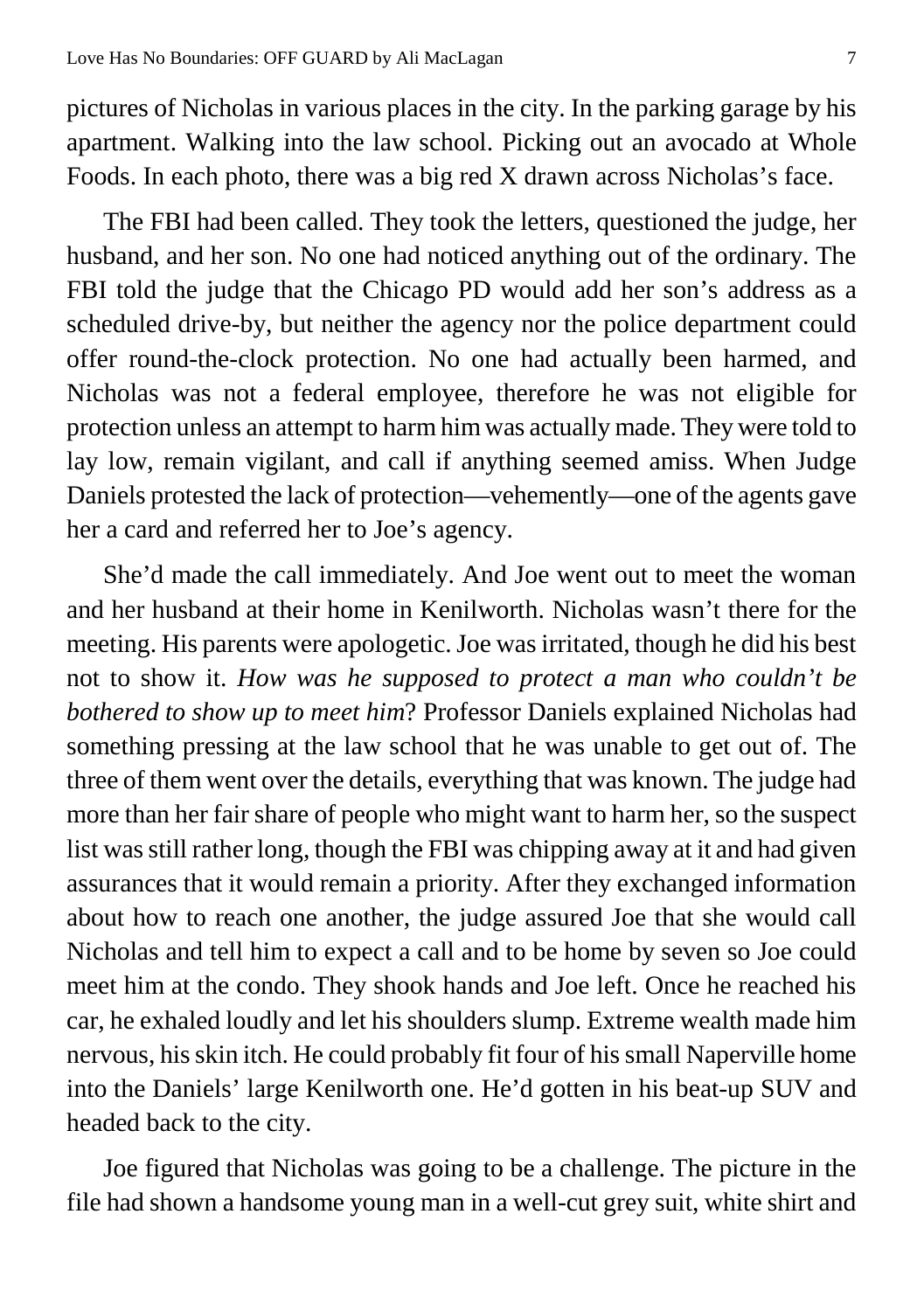pictures of Nicholas in various places in the city. In the parking garage by his apartment. Walking into the law school. Picking out an avocado at Whole Foods. In each photo, there was a big red X drawn across Nicholas's face.

The FBI had been called. They took the letters, questioned the judge, her husband, and her son. No one had noticed anything out of the ordinary. The FBI told the judge that the Chicago PD would add her son's address as a scheduled drive-by, but neither the agency nor the police department could offer round-the-clock protection. No one had actually been harmed, and Nicholas was not a federal employee, therefore he was not eligible for protection unless an attempt to harm him was actually made. They were told to lay low, remain vigilant, and call if anything seemed amiss. When Judge Daniels protested the lack of protection—vehemently—one of the agents gave her a card and referred her to Joe's agency.

She'd made the call immediately. And Joe went out to meet the woman and her husband at their home in Kenilworth. Nicholas wasn't there for the meeting. His parents were apologetic. Joe was irritated, though he did his best not to show it. *How was he supposed to protect a man who couldn't be bothered to show up to meet him*? Professor Daniels explained Nicholas had something pressing at the law school that he was unable to get out of. The three of them went over the details, everything that was known. The judge had more than her fair share of people who might want to harm her, so the suspect list was still rather long, though the FBI was chipping away at it and had given assurances that it would remain a priority. After they exchanged information about how to reach one another, the judge assured Joe that she would call Nicholas and tell him to expect a call and to be home by seven so Joe could meet him at the condo. They shook hands and Joe left. Once he reached his car, he exhaled loudly and let his shoulders slump. Extreme wealth made him nervous, his skin itch. He could probably fit four of his small Naperville home into the Daniels' large Kenilworth one. He'd gotten in his beat-up SUV and headed back to the city.

Joe figured that Nicholas was going to be a challenge. The picture in the file had shown a handsome young man in a well-cut grey suit, white shirt and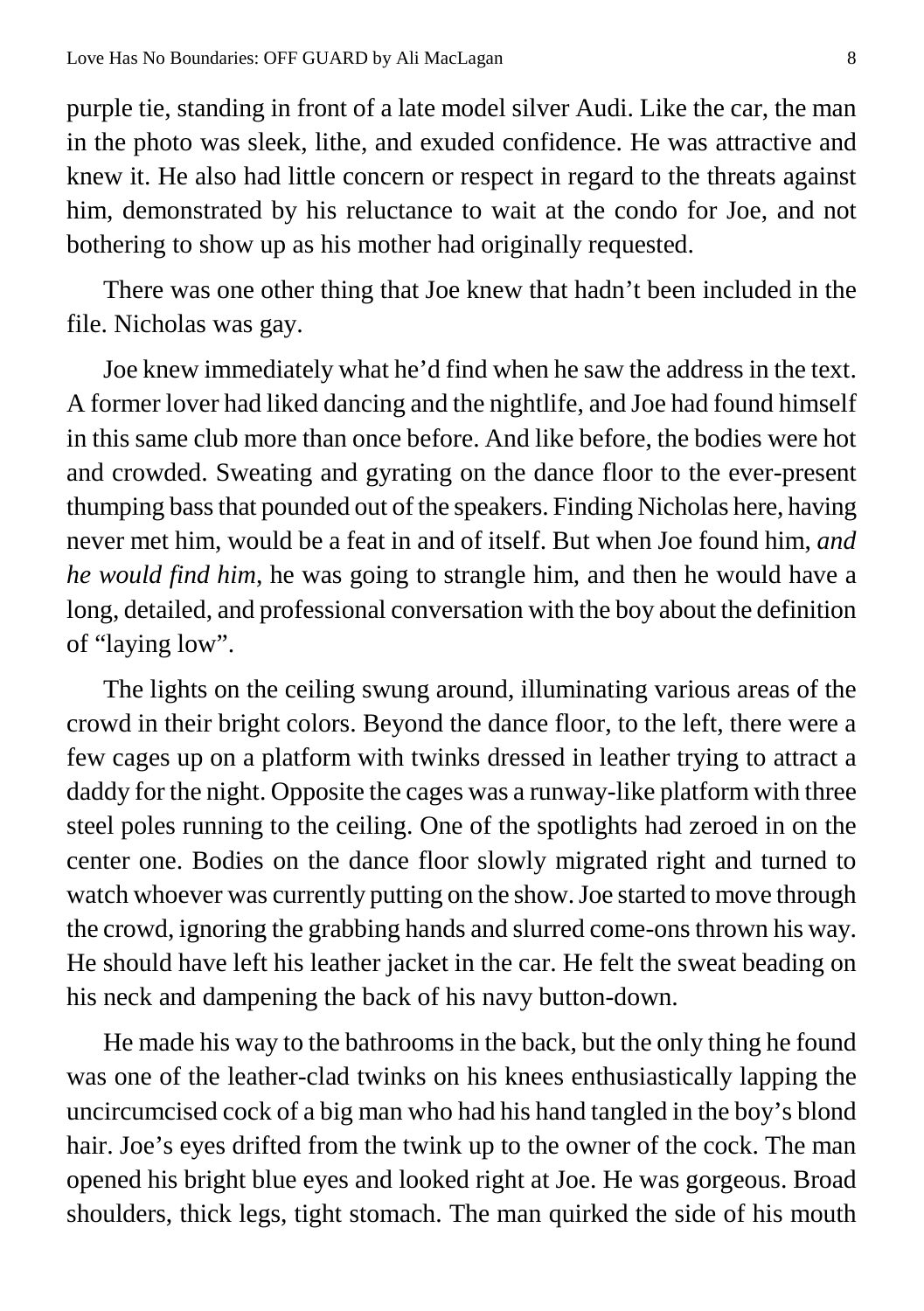purple tie, standing in front of a late model silver Audi. Like the car, the man in the photo was sleek, lithe, and exuded confidence. He was attractive and knew it. He also had little concern or respect in regard to the threats against him, demonstrated by his reluctance to wait at the condo for Joe, and not bothering to show up as his mother had originally requested.

There was one other thing that Joe knew that hadn't been included in the file. Nicholas was gay.

Joe knew immediately what he'd find when he saw the address in the text. A former lover had liked dancing and the nightlife, and Joe had found himself in this same club more than once before. And like before, the bodies were hot and crowded. Sweating and gyrating on the dance floor to the ever-present thumping bass that pounded out of the speakers. Finding Nicholas here, having never met him, would be a feat in and of itself. But when Joe found him, *and he would find him*, he was going to strangle him, and then he would have a long, detailed, and professional conversation with the boy about the definition of "laying low".

The lights on the ceiling swung around, illuminating various areas of the crowd in their bright colors. Beyond the dance floor, to the left, there were a few cages up on a platform with twinks dressed in leather trying to attract a daddy for the night. Opposite the cages was a runway-like platform with three steel poles running to the ceiling. One of the spotlights had zeroed in on the center one. Bodies on the dance floor slowly migrated right and turned to watch whoever was currently putting on the show. Joe started to move through the crowd, ignoring the grabbing hands and slurred come-ons thrown his way. He should have left his leather jacket in the car. He felt the sweat beading on his neck and dampening the back of his navy button-down.

He made his way to the bathrooms in the back, but the only thing he found was one of the leather-clad twinks on his knees enthusiastically lapping the uncircumcised cock of a big man who had his hand tangled in the boy's blond hair. Joe's eyes drifted from the twink up to the owner of the cock. The man opened his bright blue eyes and looked right at Joe. He was gorgeous. Broad shoulders, thick legs, tight stomach. The man quirked the side of his mouth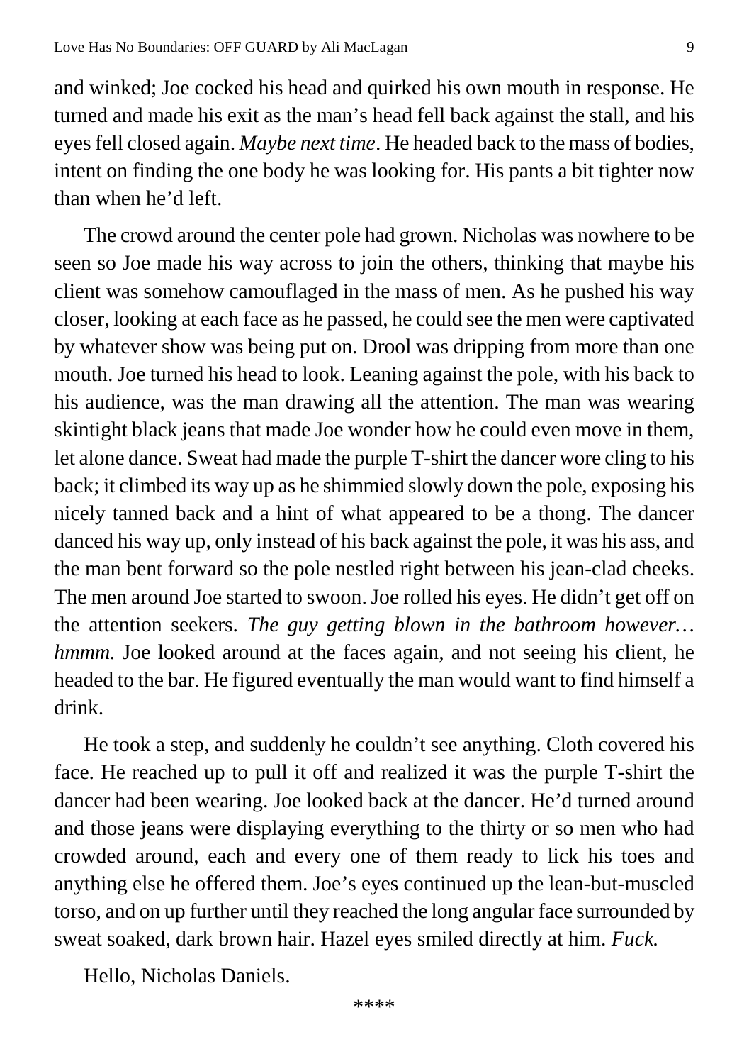and winked; Joe cocked his head and quirked his own mouth in response. He turned and made his exit as the man's head fell back against the stall, and his eyes fell closed again. *Maybe next time*. He headed back to the mass of bodies, intent on finding the one body he was looking for. His pants a bit tighter now than when he'd left.

The crowd around the center pole had grown. Nicholas was nowhere to be seen so Joe made his way across to join the others, thinking that maybe his client was somehow camouflaged in the mass of men. As he pushed his way closer, looking at each face as he passed, he could see the men were captivated by whatever show was being put on. Drool was dripping from more than one mouth. Joe turned his head to look. Leaning against the pole, with his back to his audience, was the man drawing all the attention. The man was wearing skintight black jeans that made Joe wonder how he could even move in them, let alone dance. Sweat had made the purple T-shirt the dancer wore cling to his back; it climbed its way up as he shimmied slowly down the pole, exposing his nicely tanned back and a hint of what appeared to be a thong. The dancer danced his way up, only instead of his back against the pole, it was his ass, and the man bent forward so the pole nestled right between his jean-clad cheeks. The men around Joe started to swoon. Joe rolled his eyes. He didn't get off on the attention seekers. *The guy getting blown in the bathroom however… hmmm.* Joe looked around at the faces again, and not seeing his client, he headed to the bar. He figured eventually the man would want to find himself a drink.

He took a step, and suddenly he couldn't see anything. Cloth covered his face. He reached up to pull it off and realized it was the purple T-shirt the dancer had been wearing. Joe looked back at the dancer. He'd turned around and those jeans were displaying everything to the thirty or so men who had crowded around, each and every one of them ready to lick his toes and anything else he offered them. Joe's eyes continued up the lean-but-muscled torso, and on up further until they reached the long angular face surrounded by sweat soaked, dark brown hair. Hazel eyes smiled directly at him. *Fuck.*

Hello, Nicholas Daniels.

\*\*\*\*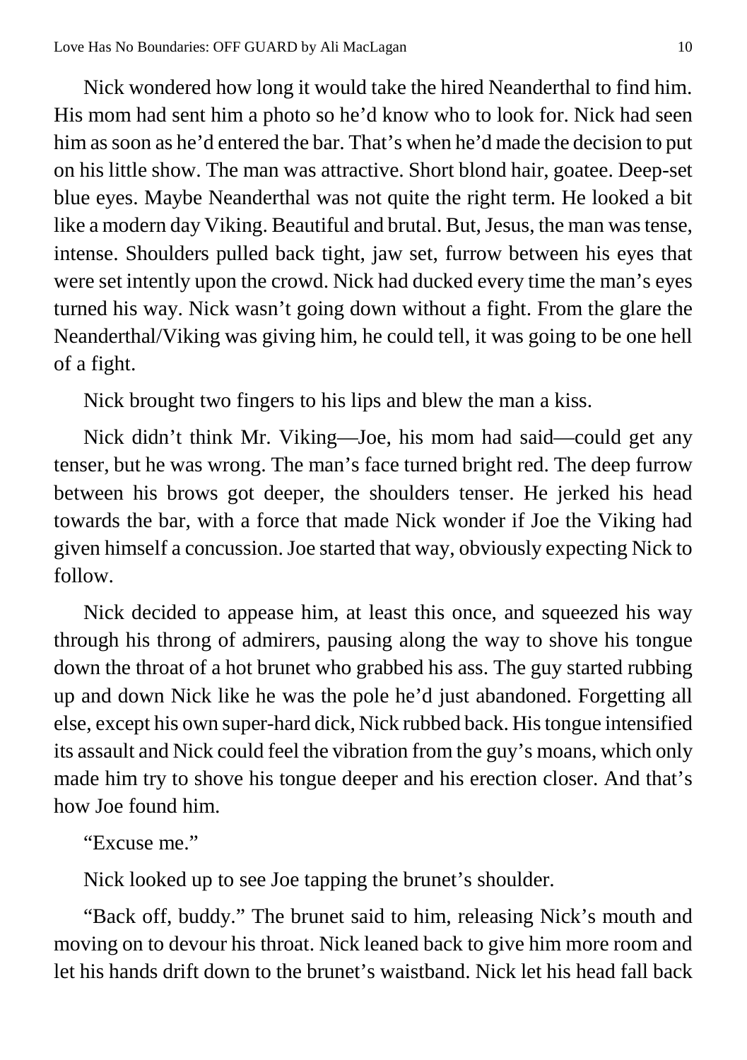Nick wondered how long it would take the hired Neanderthal to find him. His mom had sent him a photo so he'd know who to look for. Nick had seen him as soon as he'd entered the bar. That's when he'd made the decision to put on his little show. The man was attractive. Short blond hair, goatee. Deep-set blue eyes. Maybe Neanderthal was not quite the right term. He looked a bit like a modern day Viking. Beautiful and brutal. But, Jesus, the man was tense, intense. Shoulders pulled back tight, jaw set, furrow between his eyes that were set intently upon the crowd. Nick had ducked every time the man's eyes turned his way. Nick wasn't going down without a fight. From the glare the Neanderthal/Viking was giving him, he could tell, it was going to be one hell of a fight.

Nick brought two fingers to his lips and blew the man a kiss.

Nick didn't think Mr. Viking—Joe, his mom had said—could get any tenser, but he was wrong. The man's face turned bright red. The deep furrow between his brows got deeper, the shoulders tenser. He jerked his head towards the bar, with a force that made Nick wonder if Joe the Viking had given himself a concussion. Joe started that way, obviously expecting Nick to follow.

Nick decided to appease him, at least this once, and squeezed his way through his throng of admirers, pausing along the way to shove his tongue down the throat of a hot brunet who grabbed his ass. The guy started rubbing up and down Nick like he was the pole he'd just abandoned. Forgetting all else, except his own super-hard dick, Nick rubbed back. His tongue intensified its assault and Nick could feel the vibration from the guy's moans, which only made him try to shove his tongue deeper and his erection closer. And that's how Joe found him.

"Excuse me."

Nick looked up to see Joe tapping the brunet's shoulder.

"Back off, buddy." The brunet said to him, releasing Nick's mouth and moving on to devour his throat. Nick leaned back to give him more room and let his hands drift down to the brunet's waistband. Nick let his head fall back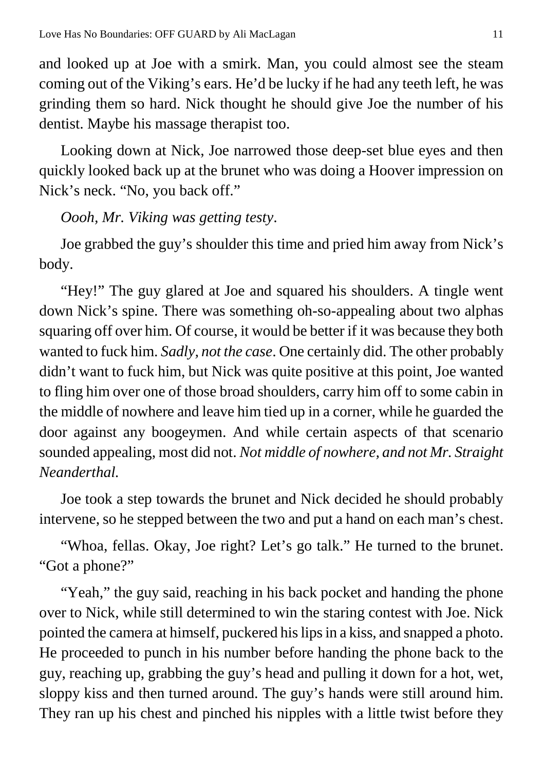and looked up at Joe with a smirk. Man, you could almost see the steam coming out of the Viking's ears. He'd be lucky if he had any teeth left, he was grinding them so hard. Nick thought he should give Joe the number of his dentist. Maybe his massage therapist too.

Looking down at Nick, Joe narrowed those deep-set blue eyes and then quickly looked back up at the brunet who was doing a Hoover impression on Nick's neck. "No, you back off."

*Oooh, Mr. Viking was getting testy*.

Joe grabbed the guy's shoulder this time and pried him away from Nick's body.

"Hey!" The guy glared at Joe and squared his shoulders. A tingle went down Nick's spine. There was something oh-so-appealing about two alphas squaring off over him. Of course, it would be better if it was because they both wanted to fuck him. *Sadly, not the case*. One certainly did. The other probably didn't want to fuck him, but Nick was quite positive at this point, Joe wanted to fling him over one of those broad shoulders, carry him off to some cabin in the middle of nowhere and leave him tied up in a corner, while he guarded the door against any boogeymen. And while certain aspects of that scenario sounded appealing, most did not. *Not middle of nowhere, and not Mr. Straight Neanderthal.*

Joe took a step towards the brunet and Nick decided he should probably intervene, so he stepped between the two and put a hand on each man's chest.

"Whoa, fellas. Okay, Joe right? Let's go talk." He turned to the brunet. "Got a phone?"

"Yeah," the guy said, reaching in his back pocket and handing the phone over to Nick, while still determined to win the staring contest with Joe. Nick pointed the camera at himself, puckered his lips in a kiss, and snapped a photo. He proceeded to punch in his number before handing the phone back to the guy, reaching up, grabbing the guy's head and pulling it down for a hot, wet, sloppy kiss and then turned around. The guy's hands were still around him. They ran up his chest and pinched his nipples with a little twist before they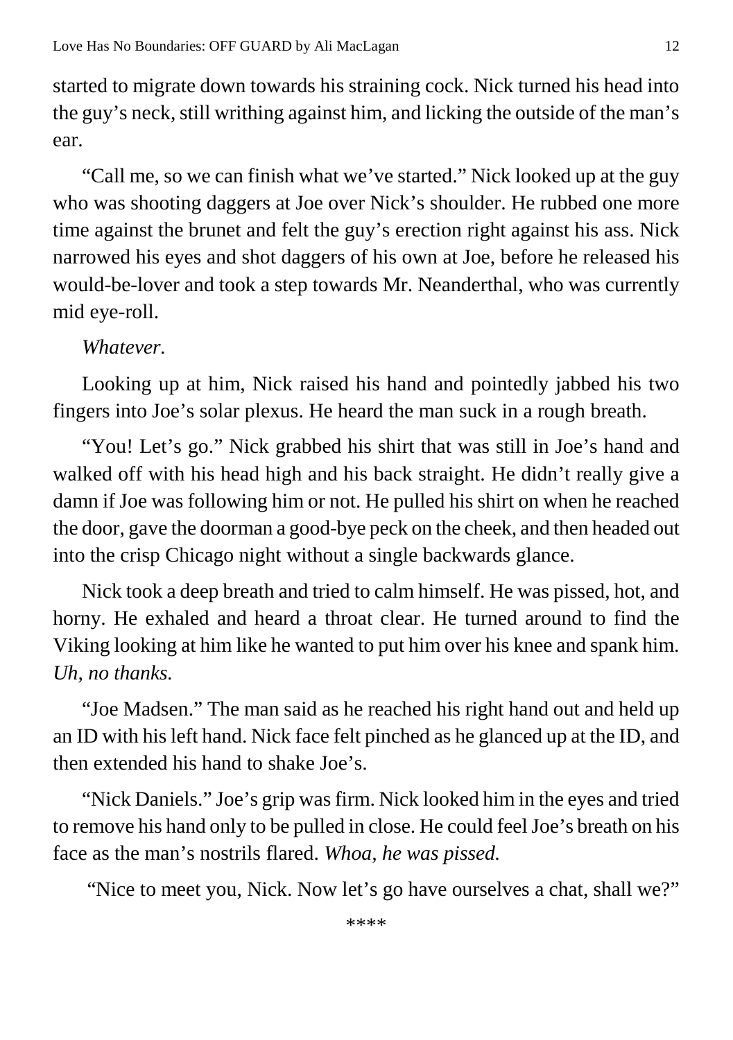started to migrate down towards his straining cock. Nick turned his head into the guy's neck, still writhing against him, and licking the outside of the man's ear.

"Call me, so we can finish what we've started." Nick looked up at the guy who was shooting daggers at Joe over Nick's shoulder. He rubbed one more time against the brunet and felt the guy's erection right against his ass. Nick narrowed his eyes and shot daggers of his own at Joe, before he released his would-be-lover and took a step towards Mr. Neanderthal, who was currently mid eye-roll.

*Whatever.*

Looking up at him, Nick raised his hand and pointedly jabbed his two fingers into Joe's solar plexus. He heard the man suck in a rough breath.

"You! Let's go." Nick grabbed his shirt that was still in Joe's hand and walked off with his head high and his back straight. He didn't really give a damn if Joe was following him or not. He pulled his shirt on when he reached the door, gave the doorman a good-bye peck on the cheek, and then headed out into the crisp Chicago night without a single backwards glance.

Nick took a deep breath and tried to calm himself. He was pissed, hot, and horny. He exhaled and heard a throat clear. He turned around to find the Viking looking at him like he wanted to put him over his knee and spank him. *Uh, no thanks.*

"Joe Madsen." The man said as he reached his right hand out and held up an ID with his left hand. Nick face felt pinched as he glanced up at the ID, and then extended his hand to shake Joe's.

"Nick Daniels." Joe's grip was firm. Nick looked him in the eyes and tried to remove his hand only to be pulled in close. He could feel Joe's breath on his face as the man's nostrils flared. *Whoa, he was pissed.*

"Nice to meet you, Nick. Now let's go have ourselves a chat, shall we?"

****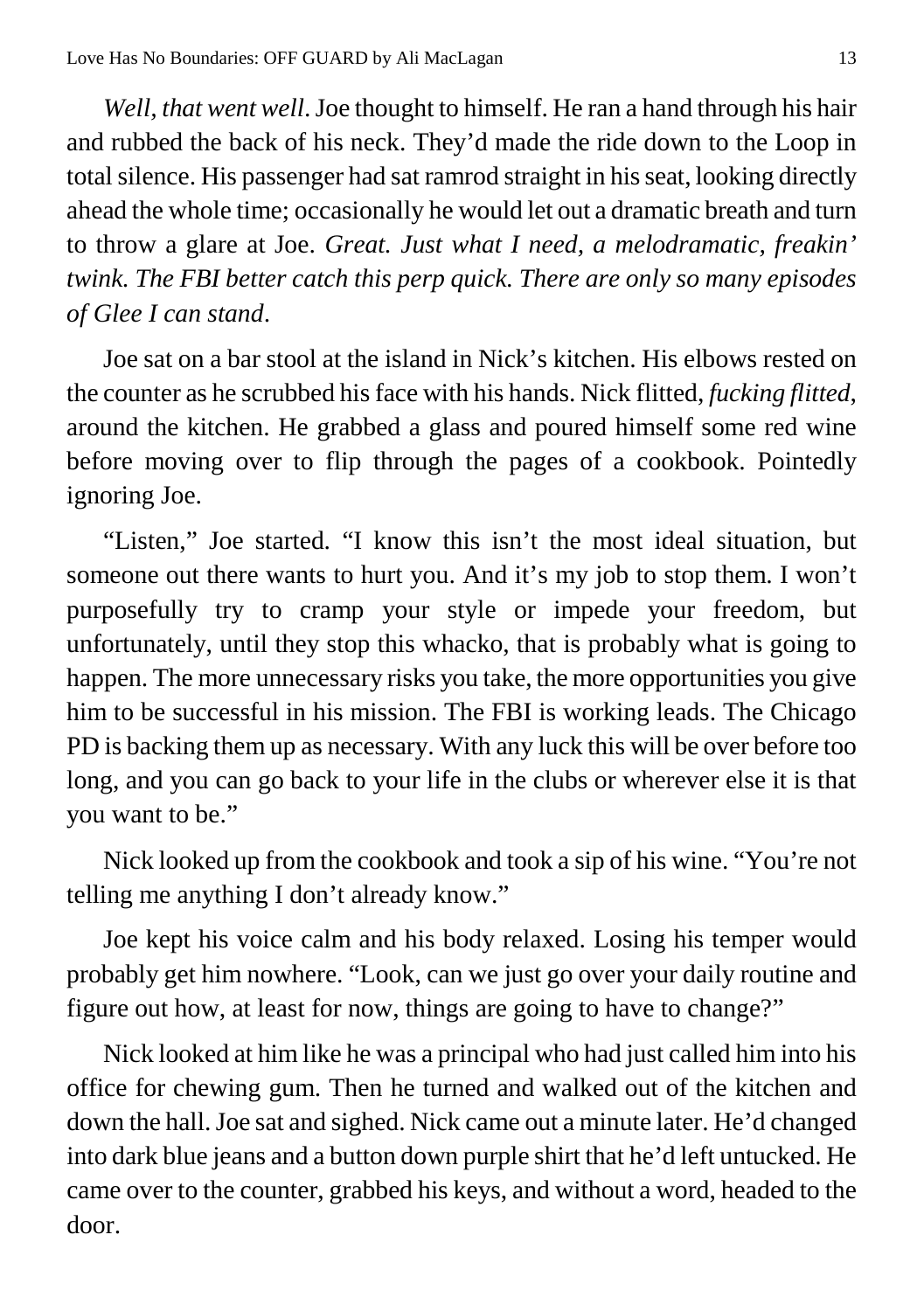*Well, that went well*. Joe thought to himself. He ran a hand through his hair and rubbed the back of his neck. They'd made the ride down to the Loop in total silence. His passenger had sat ramrod straight in his seat, looking directly ahead the whole time; occasionally he would let out a dramatic breath and turn to throw a glare at Joe. *Great. Just what I need, a melodramatic, freakin' twink. The FBI better catch this perp quick. There are only so many episodes of Glee I can stand*.

Joe sat on a bar stool at the island in Nick's kitchen. His elbows rested on the counter as he scrubbed his face with his hands. Nick flitted, *fucking flitted*, around the kitchen. He grabbed a glass and poured himself some red wine before moving over to flip through the pages of a cookbook. Pointedly ignoring Joe.

"Listen," Joe started. "I know this isn't the most ideal situation, but someone out there wants to hurt you. And it's my job to stop them. I won't purposefully try to cramp your style or impede your freedom, but unfortunately, until they stop this whacko, that is probably what is going to happen. The more unnecessary risks you take, the more opportunities you give him to be successful in his mission. The FBI is working leads. The Chicago PD is backing them up as necessary. With any luck this will be over before too long, and you can go back to your life in the clubs or wherever else it is that you want to be."

Nick looked up from the cookbook and took a sip of his wine. "You're not telling me anything I don't already know."

Joe kept his voice calm and his body relaxed. Losing his temper would probably get him nowhere. "Look, can we just go over your daily routine and figure out how, at least for now, things are going to have to change?"

Nick looked at him like he was a principal who had just called him into his office for chewing gum. Then he turned and walked out of the kitchen and down the hall. Joe sat and sighed. Nick came out a minute later. He'd changed into dark blue jeans and a button down purple shirt that he'd left untucked. He came over to the counter, grabbed his keys, and without a word, headed to the door.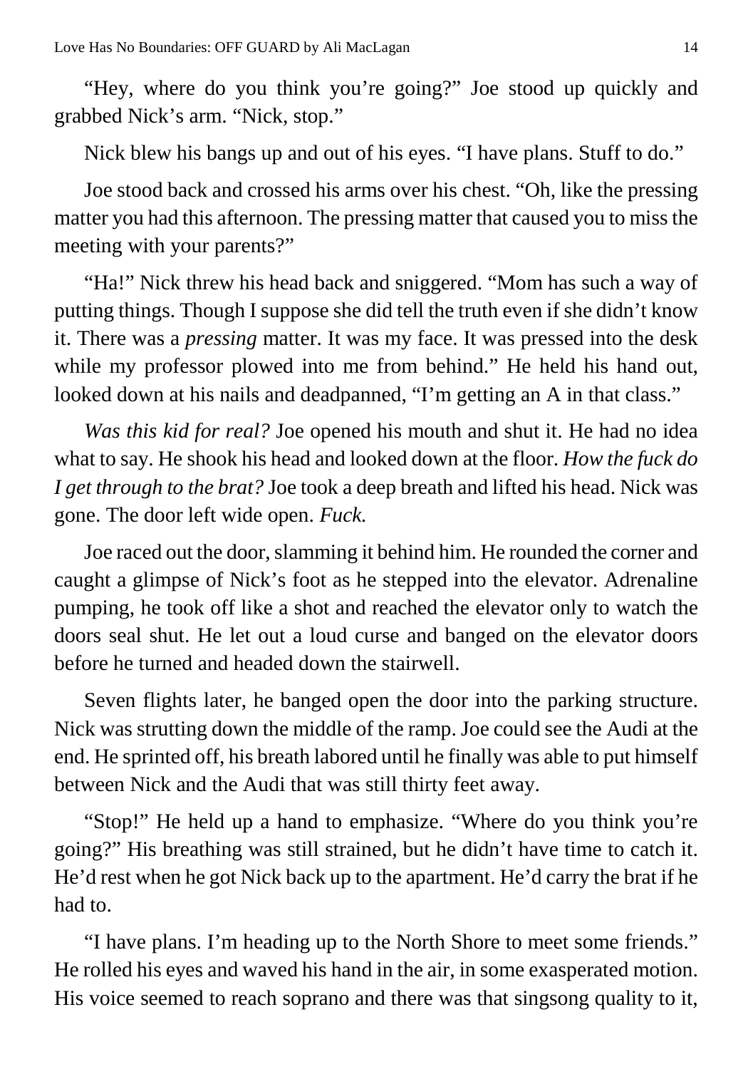"Hey, where do you think you're going?" Joe stood up quickly and grabbed Nick's arm. "Nick, stop."

Nick blew his bangs up and out of his eyes. "I have plans. Stuff to do."

Joe stood back and crossed his arms over his chest. "Oh, like the pressing matter you had this afternoon. The pressing matter that caused you to miss the meeting with your parents?"

"Ha!" Nick threw his head back and sniggered. "Mom has such a way of putting things. Though I suppose she did tell the truth even if she didn't know it. There was a *pressing* matter. It was my face. It was pressed into the desk while my professor plowed into me from behind." He held his hand out, looked down at his nails and deadpanned, "I'm getting an A in that class."

*Was this kid for real?* Joe opened his mouth and shut it. He had no idea what to say. He shook his head and looked down at the floor. *How the fuck do I get through to the brat?* Joe took a deep breath and lifted his head. Nick was gone. The door left wide open. *Fuck.*

Joe raced out the door, slamming it behind him. He rounded the corner and caught a glimpse of Nick's foot as he stepped into the elevator. Adrenaline pumping, he took off like a shot and reached the elevator only to watch the doors seal shut. He let out a loud curse and banged on the elevator doors before he turned and headed down the stairwell.

Seven flights later, he banged open the door into the parking structure. Nick was strutting down the middle of the ramp. Joe could see the Audi at the end. He sprinted off, his breath labored until he finally was able to put himself between Nick and the Audi that was still thirty feet away.

"Stop!" He held up a hand to emphasize. "Where do you think you're going?" His breathing was still strained, but he didn't have time to catch it. He'd rest when he got Nick back up to the apartment. He'd carry the brat if he had to.

"I have plans. I'm heading up to the North Shore to meet some friends." He rolled his eyes and waved his hand in the air, in some exasperated motion. His voice seemed to reach soprano and there was that singsong quality to it,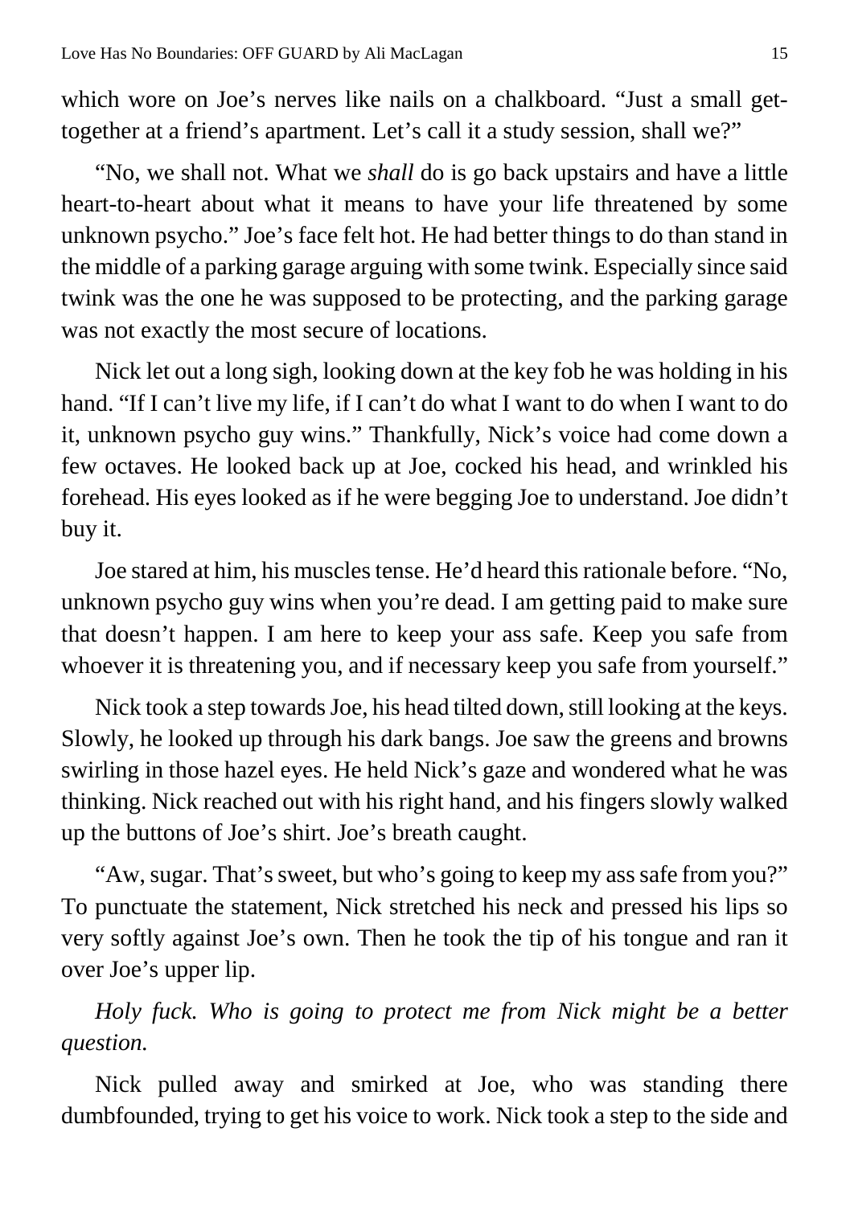which wore on Joe's nerves like nails on a chalkboard. "Just a small get-together at a friend's apartment. Let's call it a study session, shall we?"

"No, we shall not. What we *shall* do is go back upstairs and have a little heart-to-heart about what it means to have your life threatened by some unknown psycho." Joe's face felt hot. He had better things to do than stand in the middle of a parking garage arguing with some twink. Especially since said twink was the one he was supposed to be protecting, and the parking garage was not exactly the most secure of locations.

Nick let out a long sigh, looking down at the key fob he was holding in his hand. "If I can't live my life, if I can't do what I want to do when I want to do it, unknown psycho guy wins." Thankfully, Nick's voice had come down a few octaves. He looked back up at Joe, cocked his head, and wrinkled his forehead. His eyes looked as if he were begging Joe to understand. Joe didn't buy it.

Joe stared at him, his muscles tense. He'd heard this rationale before. "No, unknown psycho guy wins when you're dead. I am getting paid to make sure that doesn't happen. I am here to keep your ass safe. Keep you safe from whoever it is threatening you, and if necessary keep you safe from yourself."

Nick took a step towards Joe, his head tilted down, still looking at the keys. Slowly, he looked up through his dark bangs. Joe saw the greens and browns swirling in those hazel eyes. He held Nick's gaze and wondered what he was thinking. Nick reached out with his right hand, and his fingers slowly walked up the buttons of Joe's shirt. Joe's breath caught.

"Aw, sugar. That's sweet, but who's going to keep my ass safe from you?" To punctuate the statement, Nick stretched his neck and pressed his lips so very softly against Joe's own. Then he took the tip of his tongue and ran it over Joe's upper lip.

*Holy fuck. Who is going to protect me from Nick might be a better question.*

Nick pulled away and smirked at Joe, who was standing there dumbfounded, trying to get his voice to work. Nick took a step to the side and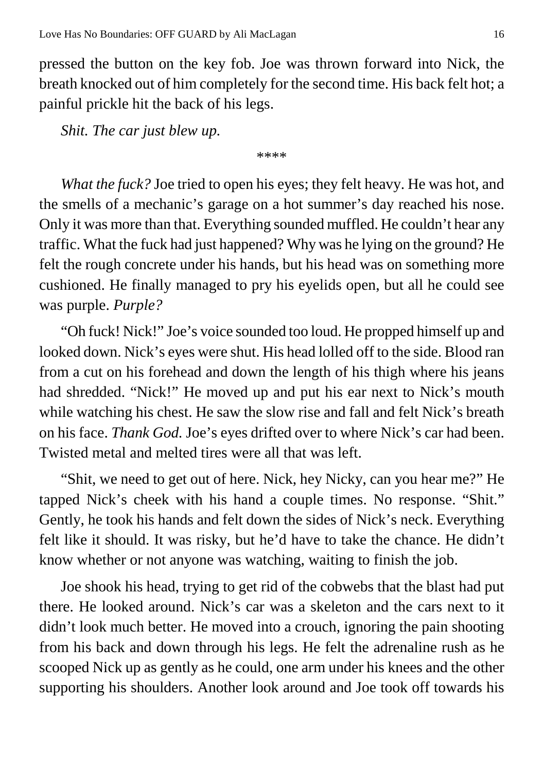pressed the button on the key fob. Joe was thrown forward into Nick, the breath knocked out of him completely for the second time. His back felt hot; a painful prickle hit the back of his legs.

*Shit. The car just blew up.*

****

*What the fuck?* Joe tried to open his eyes; they felt heavy. He was hot, and the smells of a mechanic's garage on a hot summer's day reached his nose. Only it was more than that. Everything sounded muffled. He couldn't hear any traffic. What the fuck had just happened? Why was he lying on the ground? He felt the rough concrete under his hands, but his head was on something more cushioned. He finally managed to pry his eyelids open, but all he could see was purple. *Purple?*

"Oh fuck! Nick!" Joe's voice sounded too loud. He propped himself up and looked down. Nick's eyes were shut. His head lolled off to the side. Blood ran from a cut on his forehead and down the length of his thigh where his jeans had shredded. "Nick!" He moved up and put his ear next to Nick's mouth while watching his chest. He saw the slow rise and fall and felt Nick's breath on his face. *Thank God.* Joe's eyes drifted over to where Nick's car had been. Twisted metal and melted tires were all that was left.

"Shit, we need to get out of here. Nick, hey Nicky, can you hear me?" He tapped Nick's cheek with his hand a couple times. No response. "Shit." Gently, he took his hands and felt down the sides of Nick's neck. Everything felt like it should. It was risky, but he'd have to take the chance. He didn't know whether or not anyone was watching, waiting to finish the job.

Joe shook his head, trying to get rid of the cobwebs that the blast had put there. He looked around. Nick's car was a skeleton and the cars next to it didn't look much better. He moved into a crouch, ignoring the pain shooting from his back and down through his legs. He felt the adrenaline rush as he scooped Nick up as gently as he could, one arm under his knees and the other supporting his shoulders. Another look around and Joe took off towards his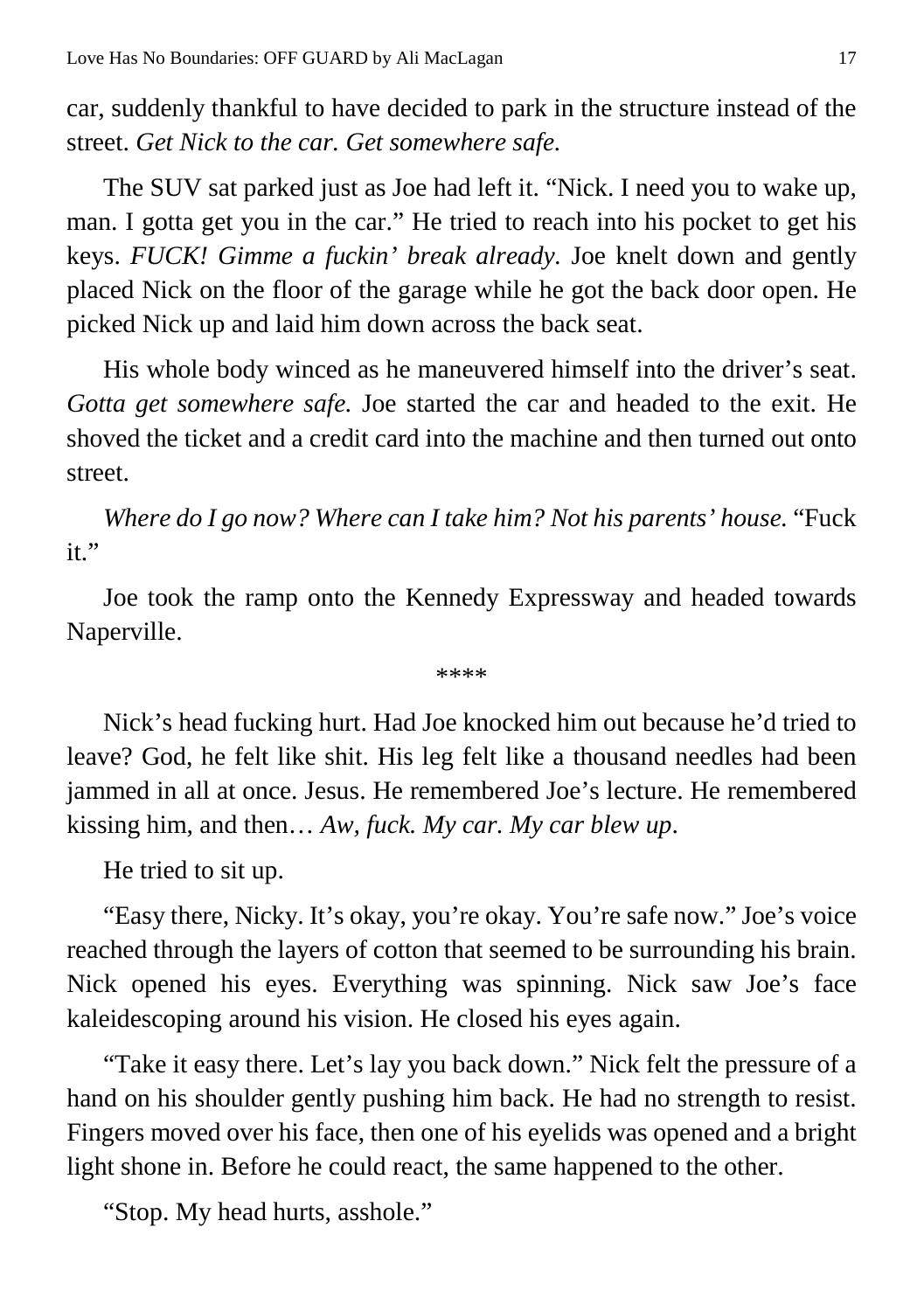car, suddenly thankful to have decided to park in the structure instead of the street. *Get Nick to the car. Get somewhere safe.*

The SUV sat parked just as Joe had left it. "Nick. I need you to wake up, man. I gotta get you in the car." He tried to reach into his pocket to get his keys. *FUCK! Gimme a fuckin' break already.* Joe knelt down and gently placed Nick on the floor of the garage while he got the back door open. He picked Nick up and laid him down across the back seat.

His whole body winced as he maneuvered himself into the driver's seat. *Gotta get somewhere safe.* Joe started the car and headed to the exit. He shoved the ticket and a credit card into the machine and then turned out onto street.

*Where do I go now? Where can I take him? Not his parents' house.* "Fuck it."

Joe took the ramp onto the Kennedy Expressway and headed towards Naperville.

\*\*\*\*

Nick's head fucking hurt. Had Joe knocked him out because he'd tried to leave? God, he felt like shit. His leg felt like a thousand needles had been jammed in all at once. Jesus. He remembered Joe's lecture. He remembered kissing him, and then… *Aw, fuck. My car. My car blew up.*

He tried to sit up.

"Easy there, Nicky. It's okay, you're okay. You're safe now." Joe's voice reached through the layers of cotton that seemed to be surrounding his brain. Nick opened his eyes. Everything was spinning. Nick saw Joe's face kaleidescoping around his vision. He closed his eyes again.

"Take it easy there. Let's lay you back down." Nick felt the pressure of a hand on his shoulder gently pushing him back. He had no strength to resist. Fingers moved over his face, then one of his eyelids was opened and a bright light shone in. Before he could react, the same happened to the other.

"Stop. My head hurts, asshole."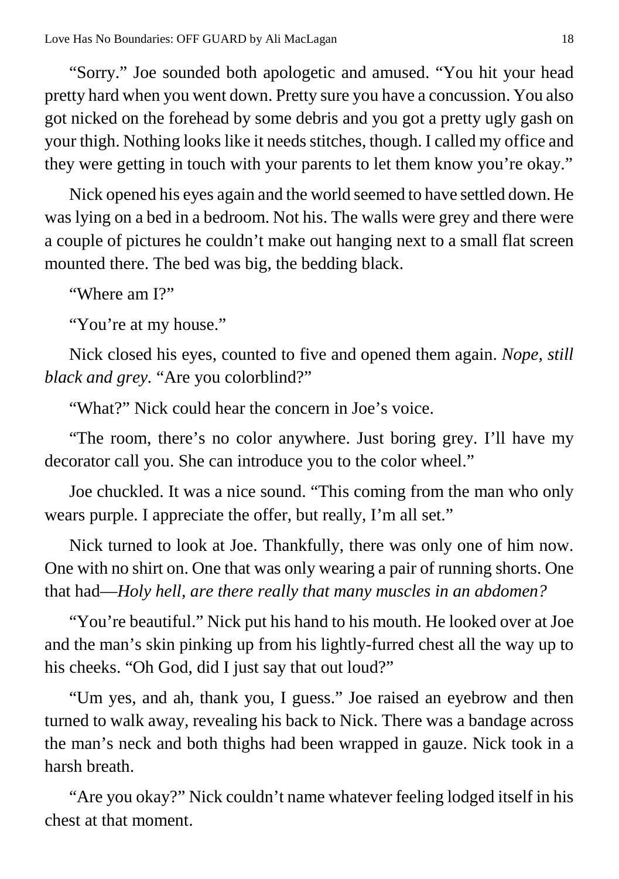"Sorry." Joe sounded both apologetic and amused. "You hit your head pretty hard when you went down. Pretty sure you have a concussion. You also got nicked on the forehead by some debris and you got a pretty ugly gash on your thigh. Nothing looks like it needs stitches, though. I called my office and they were getting in touch with your parents to let them know you're okay."

Nick opened his eyes again and the world seemed to have settled down. He was lying on a bed in a bedroom. Not his. The walls were grey and there were a couple of pictures he couldn't make out hanging next to a small flat screen mounted there. The bed was big, the bedding black.

"Where am I?"

"You're at my house."

Nick closed his eyes, counted to five and opened them again. *Nope, still black and grey.* "Are you colorblind?"

"What?" Nick could hear the concern in Joe's voice.

"The room, there's no color anywhere. Just boring grey. I'll have my decorator call you. She can introduce you to the color wheel."

Joe chuckled. It was a nice sound. "This coming from the man who only wears purple. I appreciate the offer, but really, I'm all set."

Nick turned to look at Joe. Thankfully, there was only one of him now. One with no shirt on. One that was only wearing a pair of running shorts. One that had—*Holy hell, are there really that many muscles in an abdomen?*

"You're beautiful." Nick put his hand to his mouth. He looked over at Joe and the man's skin pinking up from his lightly-furred chest all the way up to his cheeks. "Oh God, did I just say that out loud?"

"Um yes, and ah, thank you, I guess." Joe raised an eyebrow and then turned to walk away, revealing his back to Nick. There was a bandage across the man's neck and both thighs had been wrapped in gauze. Nick took in a harsh breath.

"Are you okay?" Nick couldn't name whatever feeling lodged itself in his chest at that moment.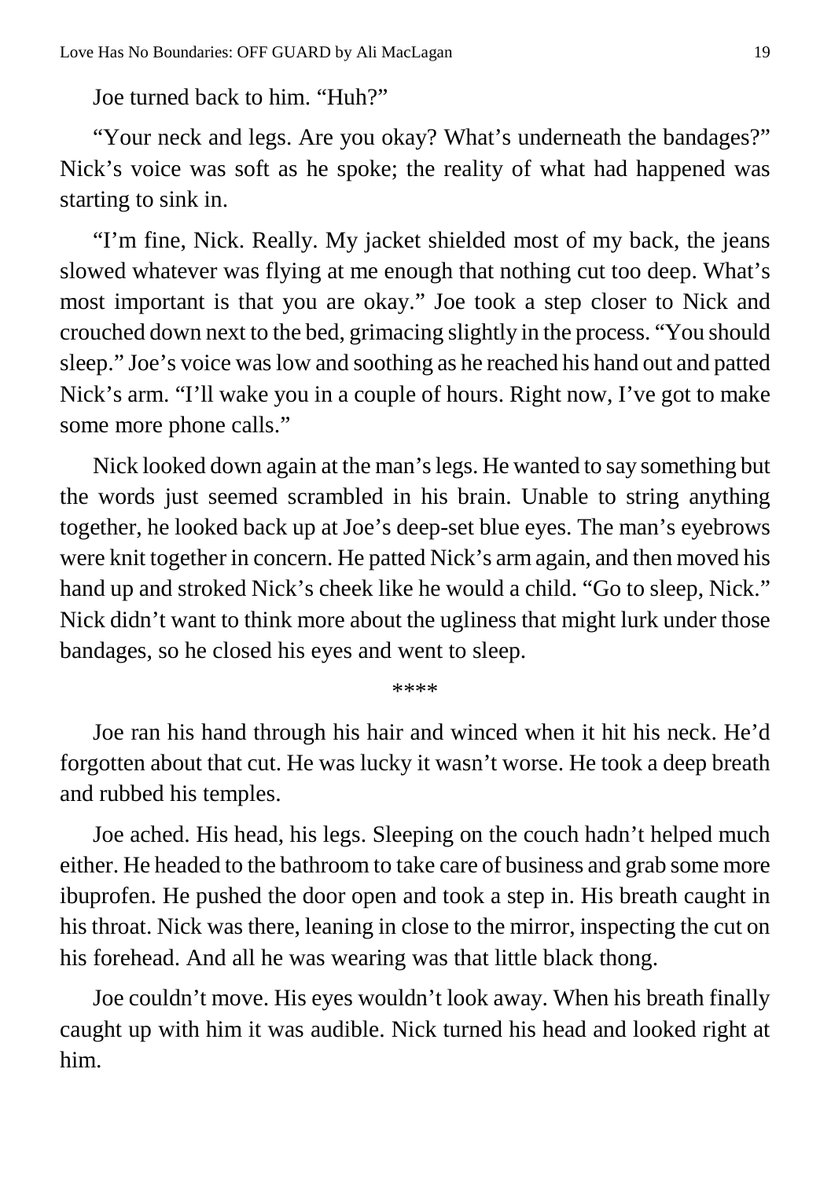Joe turned back to him. “Huh?”

“Your neck and legs. Are you okay? What’s underneath the bandages?” Nick’s voice was soft as he spoke; the reality of what had happened was starting to sink in.

“I’m fine, Nick. Really. My jacket shielded most of my back, the jeans slowed whatever was flying at me enough that nothing cut too deep. What’s most important is that you are okay.” Joe took a step closer to Nick and crouched down next to the bed, grimacing slightly in the process. “You should sleep.” Joe’s voice was low and soothing as he reached his hand out and patted Nick’s arm. “I’ll wake you in a couple of hours. Right now, I’ve got to make some more phone calls.”

Nick looked down again at the man’s legs. He wanted to say something but the words just seemed scrambled in his brain. Unable to string anything together, he looked back up at Joe’s deep-set blue eyes. The man’s eyebrows were knit together in concern. He patted Nick’s arm again, and then moved his hand up and stroked Nick’s cheek like he would a child. “Go to sleep, Nick.” Nick didn’t want to think more about the ugliness that might lurk under those bandages, so he closed his eyes and went to sleep.

****

Joe ran his hand through his hair and winced when it hit his neck. He’d forgotten about that cut. He was lucky it wasn’t worse. He took a deep breath and rubbed his temples.

Joe ached. His head, his legs. Sleeping on the couch hadn’t helped much either. He headed to the bathroom to take care of business and grab some more ibuprofen. He pushed the door open and took a step in. His breath caught in his throat. Nick was there, leaning in close to the mirror, inspecting the cut on his forehead. And all he was wearing was that little black thong.

Joe couldn’t move. His eyes wouldn’t look away. When his breath finally caught up with him it was audible. Nick turned his head and looked right at him.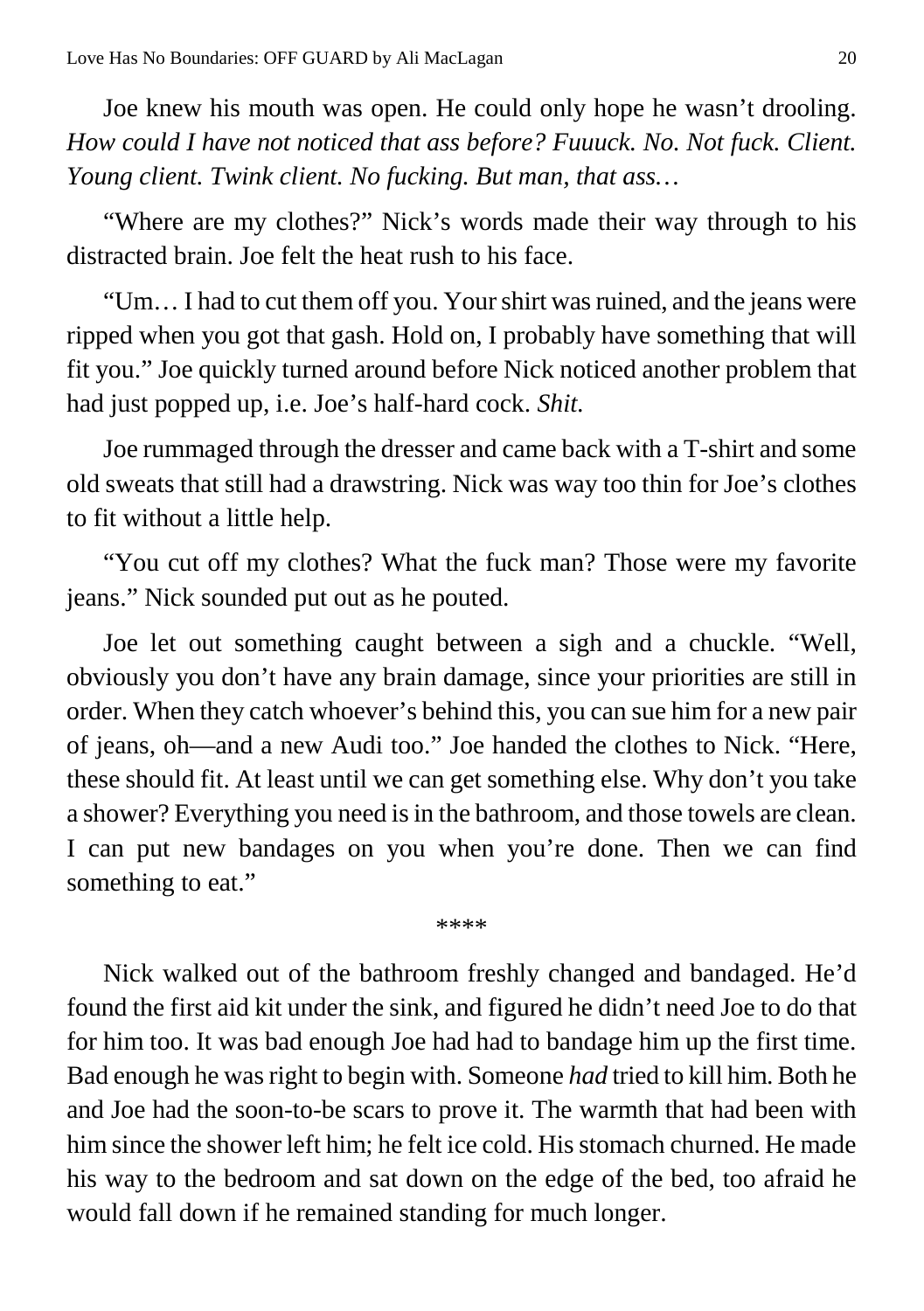Joe knew his mouth was open. He could only hope he wasn't drooling. *How could I have not noticed that ass before? Fuuuck. No. Not fuck. Client. Young client. Twink client. No fucking. But man, that ass…*

"Where are my clothes?" Nick's words made their way through to his distracted brain. Joe felt the heat rush to his face.

"Um… I had to cut them off you. Your shirt was ruined, and the jeans were ripped when you got that gash. Hold on, I probably have something that will fit you." Joe quickly turned around before Nick noticed another problem that had just popped up, i.e. Joe's half-hard cock. *Shit.*

Joe rummaged through the dresser and came back with a T-shirt and some old sweats that still had a drawstring. Nick was way too thin for Joe's clothes to fit without a little help.

"You cut off my clothes? What the fuck man? Those were my favorite jeans." Nick sounded put out as he pouted.

Joe let out something caught between a sigh and a chuckle. "Well, obviously you don't have any brain damage, since your priorities are still in order. When they catch whoever's behind this, you can sue him for a new pair of jeans, oh—and a new Audi too." Joe handed the clothes to Nick. "Here, these should fit. At least until we can get something else. Why don't you take a shower? Everything you need is in the bathroom, and those towels are clean. I can put new bandages on you when you're done. Then we can find something to eat."

\*\*\*\*

Nick walked out of the bathroom freshly changed and bandaged. He'd found the first aid kit under the sink, and figured he didn't need Joe to do that for him too. It was bad enough Joe had had to bandage him up the first time. Bad enough he was right to begin with. Someone *had* tried to kill him. Both he and Joe had the soon-to-be scars to prove it. The warmth that had been with him since the shower left him; he felt ice cold. His stomach churned. He made his way to the bedroom and sat down on the edge of the bed, too afraid he would fall down if he remained standing for much longer.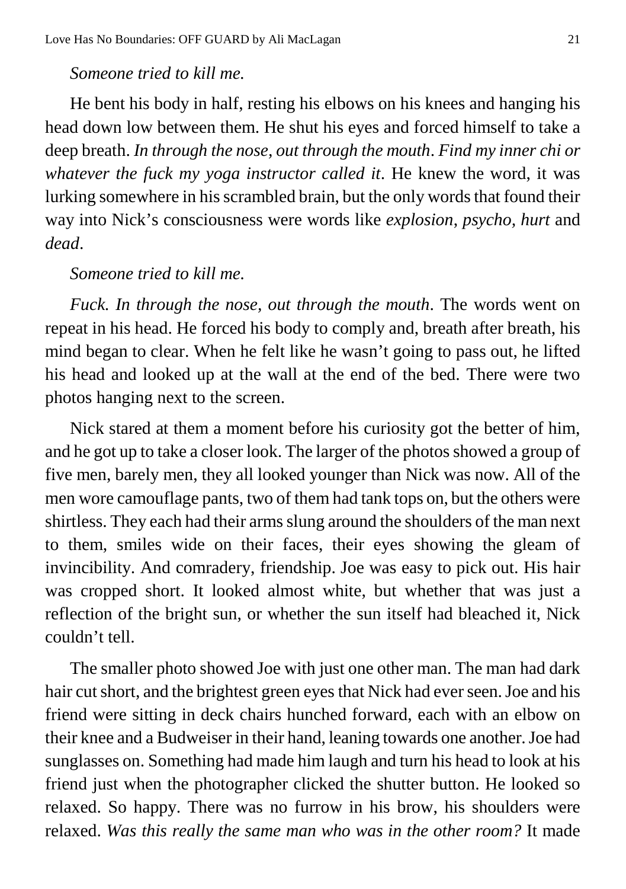*Someone tried to kill me.*

He bent his body in half, resting his elbows on his knees and hanging his head down low between them. He shut his eyes and forced himself to take a deep breath. *In through the nose, out through the mouth*. *Find my inner chi or whatever the fuck my yoga instructor called it*. He knew the word, it was lurking somewhere in his scrambled brain, but the only words that found their way into Nick's consciousness were words like *explosion*, *psycho, hurt* and *dead*.

*Someone tried to kill me.*

*Fuck. In through the nose, out through the mouth*. The words went on repeat in his head. He forced his body to comply and, breath after breath, his mind began to clear. When he felt like he wasn't going to pass out, he lifted his head and looked up at the wall at the end of the bed. There were two photos hanging next to the screen.

Nick stared at them a moment before his curiosity got the better of him, and he got up to take a closer look. The larger of the photos showed a group of five men, barely men, they all looked younger than Nick was now. All of the men wore camouflage pants, two of them had tank tops on, but the others were shirtless. They each had their arms slung around the shoulders of the man next to them, smiles wide on their faces, their eyes showing the gleam of invincibility. And comradery, friendship. Joe was easy to pick out. His hair was cropped short. It looked almost white, but whether that was just a reflection of the bright sun, or whether the sun itself had bleached it, Nick couldn't tell.

The smaller photo showed Joe with just one other man. The man had dark hair cut short, and the brightest green eyes that Nick had ever seen. Joe and his friend were sitting in deck chairs hunched forward, each with an elbow on their knee and a Budweiser in their hand, leaning towards one another. Joe had sunglasses on. Something had made him laugh and turn his head to look at his friend just when the photographer clicked the shutter button. He looked so relaxed. So happy. There was no furrow in his brow, his shoulders were relaxed. *Was this really the same man who was in the other room?* It made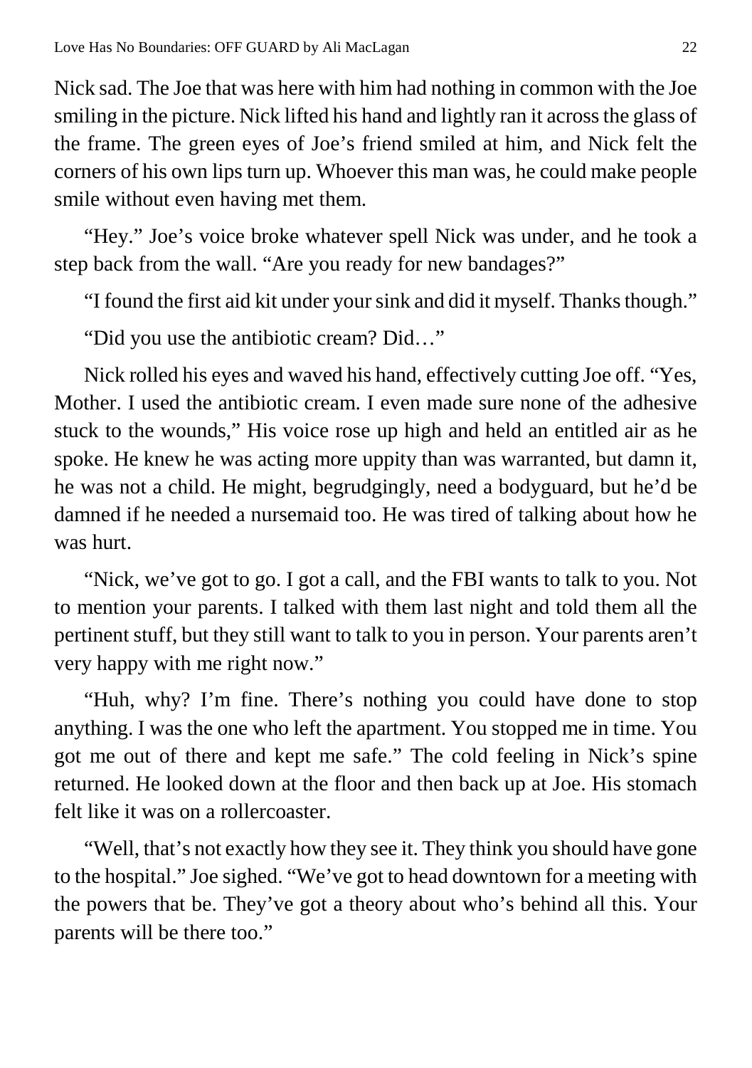Nick sad. The Joe that was here with him had nothing in common with the Joe smiling in the picture. Nick lifted his hand and lightly ran it across the glass of the frame. The green eyes of Joe's friend smiled at him, and Nick felt the corners of his own lips turn up. Whoever this man was, he could make people smile without even having met them.

"Hey." Joe's voice broke whatever spell Nick was under, and he took a step back from the wall. "Are you ready for new bandages?"

"I found the first aid kit under your sink and did it myself. Thanks though."

"Did you use the antibiotic cream? Did…"

Nick rolled his eyes and waved his hand, effectively cutting Joe off. "Yes, Mother. I used the antibiotic cream. I even made sure none of the adhesive stuck to the wounds," His voice rose up high and held an entitled air as he spoke. He knew he was acting more uppity than was warranted, but damn it, he was not a child. He might, begrudgingly, need a bodyguard, but he'd be damned if he needed a nursemaid too. He was tired of talking about how he was hurt.

"Nick, we've got to go. I got a call, and the FBI wants to talk to you. Not to mention your parents. I talked with them last night and told them all the pertinent stuff, but they still want to talk to you in person. Your parents aren't very happy with me right now."

"Huh, why? I'm fine. There's nothing you could have done to stop anything. I was the one who left the apartment. You stopped me in time. You got me out of there and kept me safe." The cold feeling in Nick's spine returned. He looked down at the floor and then back up at Joe. His stomach felt like it was on a rollercoaster.

"Well, that's not exactly how they see it. They think you should have gone to the hospital." Joe sighed. "We've got to head downtown for a meeting with the powers that be. They've got a theory about who's behind all this. Your parents will be there too."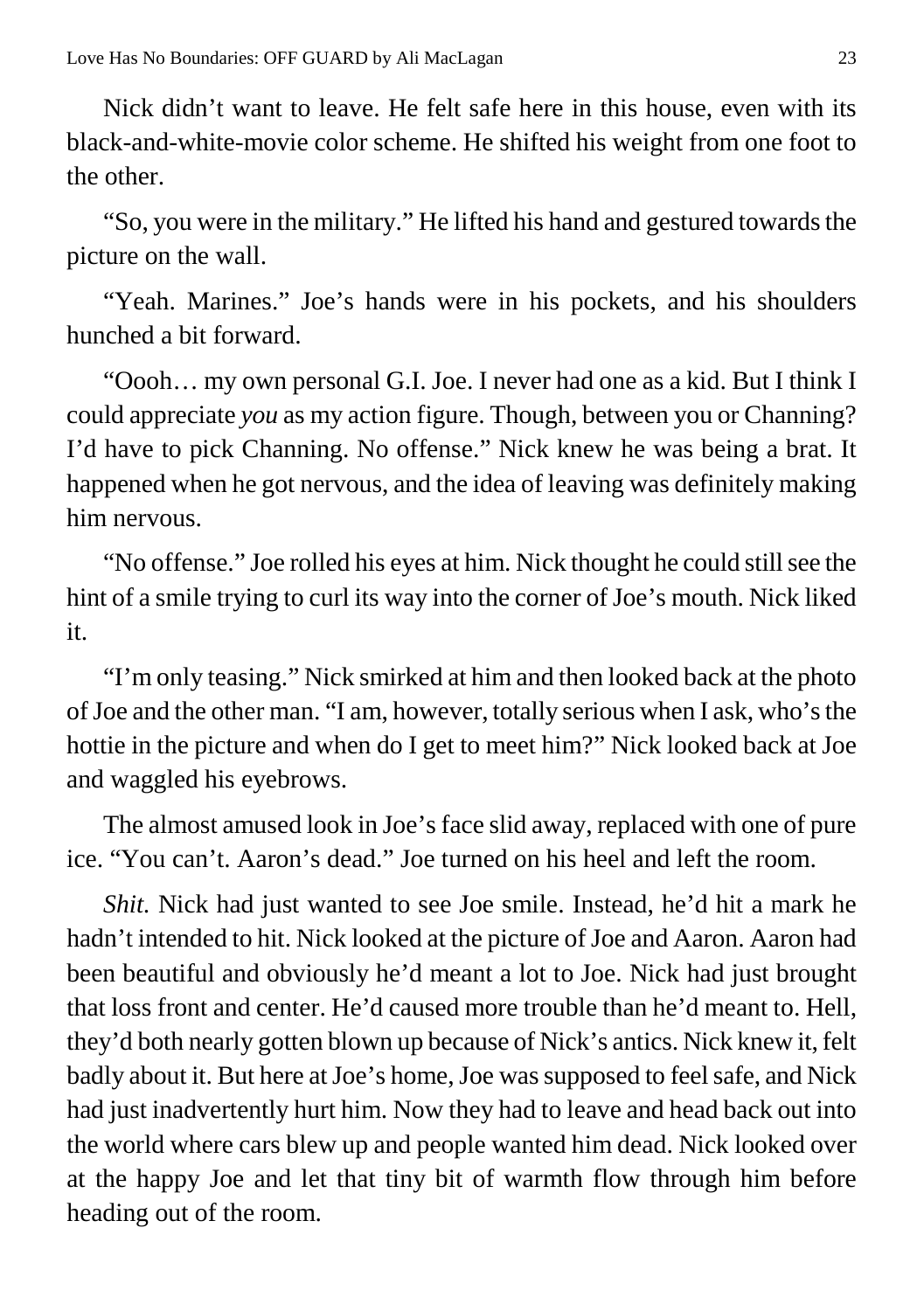Nick didn't want to leave. He felt safe here in this house, even with its black-and-white-movie color scheme. He shifted his weight from one foot to the other.

"So, you were in the military." He lifted his hand and gestured towards the picture on the wall.

"Yeah. Marines." Joe's hands were in his pockets, and his shoulders hunched a bit forward.

"Oooh… my own personal G.I. Joe. I never had one as a kid. But I think I could appreciate *you* as my action figure. Though, between you or Channing? I'd have to pick Channing. No offense." Nick knew he was being a brat. It happened when he got nervous, and the idea of leaving was definitely making him nervous.

"No offense." Joe rolled his eyes at him. Nick thought he could still see the hint of a smile trying to curl its way into the corner of Joe's mouth. Nick liked it.

"I'm only teasing." Nick smirked at him and then looked back at the photo of Joe and the other man. "I am, however, totally serious when I ask, who's the hottie in the picture and when do I get to meet him?" Nick looked back at Joe and waggled his eyebrows.

The almost amused look in Joe's face slid away, replaced with one of pure ice. "You can't. Aaron's dead." Joe turned on his heel and left the room.

*Shit.* Nick had just wanted to see Joe smile. Instead, he'd hit a mark he hadn't intended to hit. Nick looked at the picture of Joe and Aaron. Aaron had been beautiful and obviously he'd meant a lot to Joe. Nick had just brought that loss front and center. He'd caused more trouble than he'd meant to. Hell, they'd both nearly gotten blown up because of Nick's antics. Nick knew it, felt badly about it. But here at Joe's home, Joe was supposed to feel safe, and Nick had just inadvertently hurt him. Now they had to leave and head back out into the world where cars blew up and people wanted him dead. Nick looked over at the happy Joe and let that tiny bit of warmth flow through him before heading out of the room.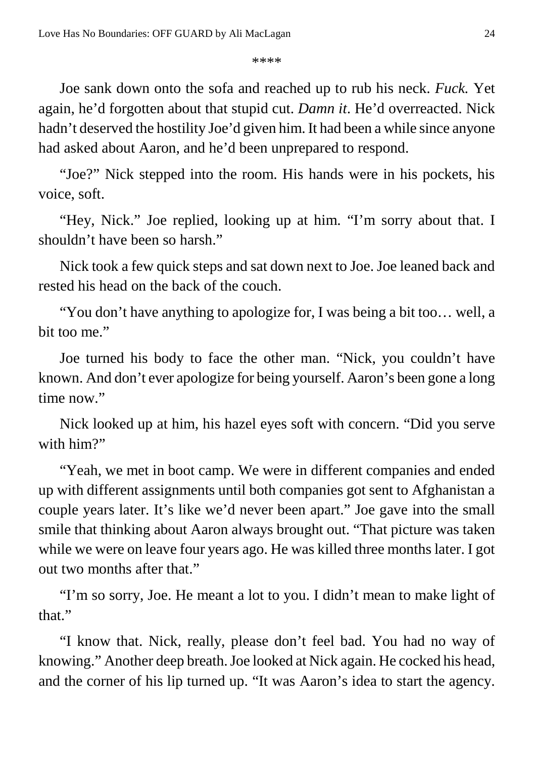\*\*\*\*

Joe sank down onto the sofa and reached up to rub his neck. *Fuck.* Yet again, he'd forgotten about that stupid cut. *Damn it*. He'd overreacted. Nick hadn't deserved the hostility Joe'd given him. It had been a while since anyone had asked about Aaron, and he'd been unprepared to respond.

"Joe?" Nick stepped into the room. His hands were in his pockets, his voice, soft.

"Hey, Nick." Joe replied, looking up at him. "I'm sorry about that. I shouldn't have been so harsh."

Nick took a few quick steps and sat down next to Joe. Joe leaned back and rested his head on the back of the couch.

"You don't have anything to apologize for, I was being a bit too… well, a bit too me."

Joe turned his body to face the other man. "Nick, you couldn't have known. And don't ever apologize for being yourself. Aaron's been gone a long time now."

Nick looked up at him, his hazel eyes soft with concern. "Did you serve with him?"

"Yeah, we met in boot camp. We were in different companies and ended up with different assignments until both companies got sent to Afghanistan a couple years later. It's like we'd never been apart." Joe gave into the small smile that thinking about Aaron always brought out. "That picture was taken while we were on leave four years ago. He was killed three months later. I got out two months after that."

"I'm so sorry, Joe. He meant a lot to you. I didn't mean to make light of that."

"I know that. Nick, really, please don't feel bad. You had no way of knowing." Another deep breath. Joe looked at Nick again. He cocked his head, and the corner of his lip turned up. "It was Aaron's idea to start the agency.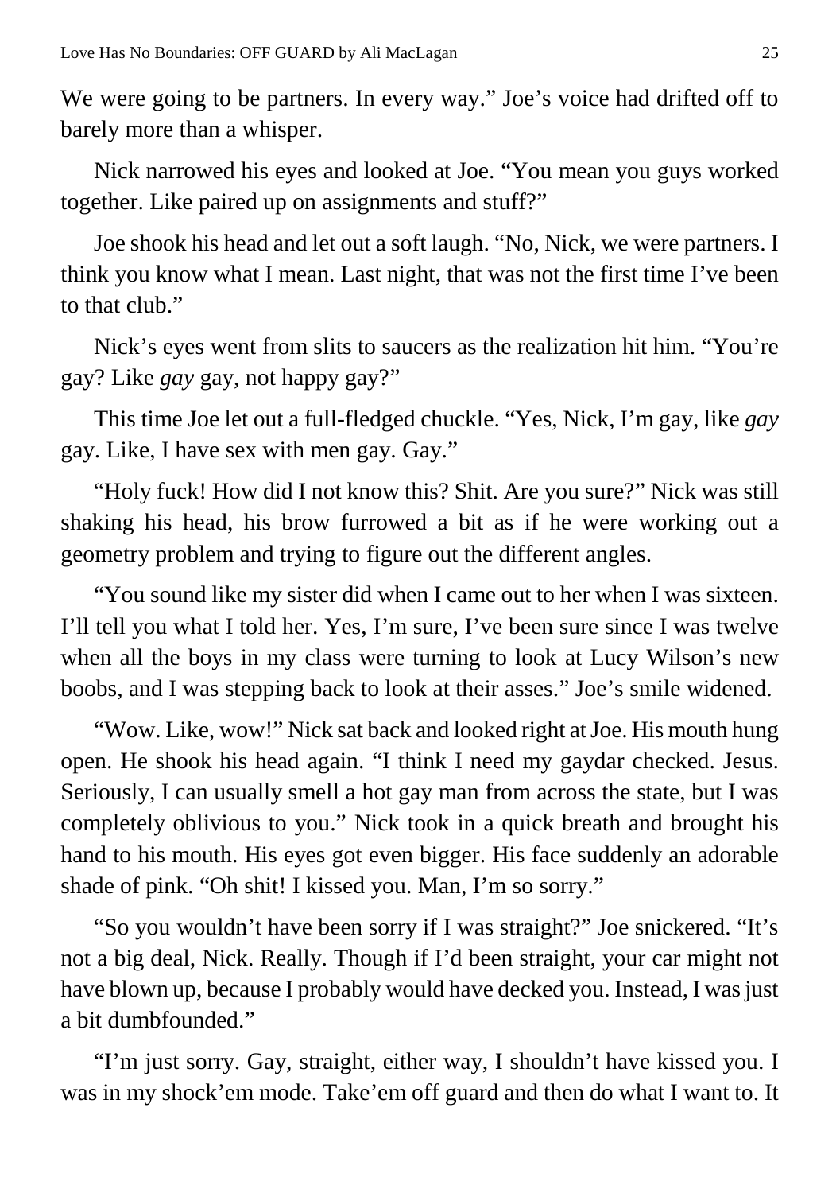We were going to be partners. In every way." Joe's voice had drifted off to barely more than a whisper.

Nick narrowed his eyes and looked at Joe. "You mean you guys worked together. Like paired up on assignments and stuff?"

Joe shook his head and let out a soft laugh. "No, Nick, we were partners. I think you know what I mean. Last night, that was not the first time I've been to that club."

Nick's eyes went from slits to saucers as the realization hit him. "You're gay? Like *gay* gay, not happy gay?"

This time Joe let out a full-fledged chuckle. "Yes, Nick, I'm gay, like *gay* gay. Like, I have sex with men gay. Gay."

"Holy fuck! How did I not know this? Shit. Are you sure?" Nick was still shaking his head, his brow furrowed a bit as if he were working out a geometry problem and trying to figure out the different angles.

"You sound like my sister did when I came out to her when I was sixteen. I'll tell you what I told her. Yes, I'm sure, I've been sure since I was twelve when all the boys in my class were turning to look at Lucy Wilson's new boobs, and I was stepping back to look at their asses." Joe's smile widened.

"Wow. Like, wow!" Nick sat back and looked right at Joe. His mouth hung open. He shook his head again. "I think I need my gaydar checked. Jesus. Seriously, I can usually smell a hot gay man from across the state, but I was completely oblivious to you." Nick took in a quick breath and brought his hand to his mouth. His eyes got even bigger. His face suddenly an adorable shade of pink. "Oh shit! I kissed you. Man, I'm so sorry."

"So you wouldn't have been sorry if I was straight?" Joe snickered. "It's not a big deal, Nick. Really. Though if I'd been straight, your car might not have blown up, because I probably would have decked you. Instead, I was just a bit dumbfounded."

"I'm just sorry. Gay, straight, either way, I shouldn't have kissed you. I was in my shock'em mode. Take'em off guard and then do what I want to. It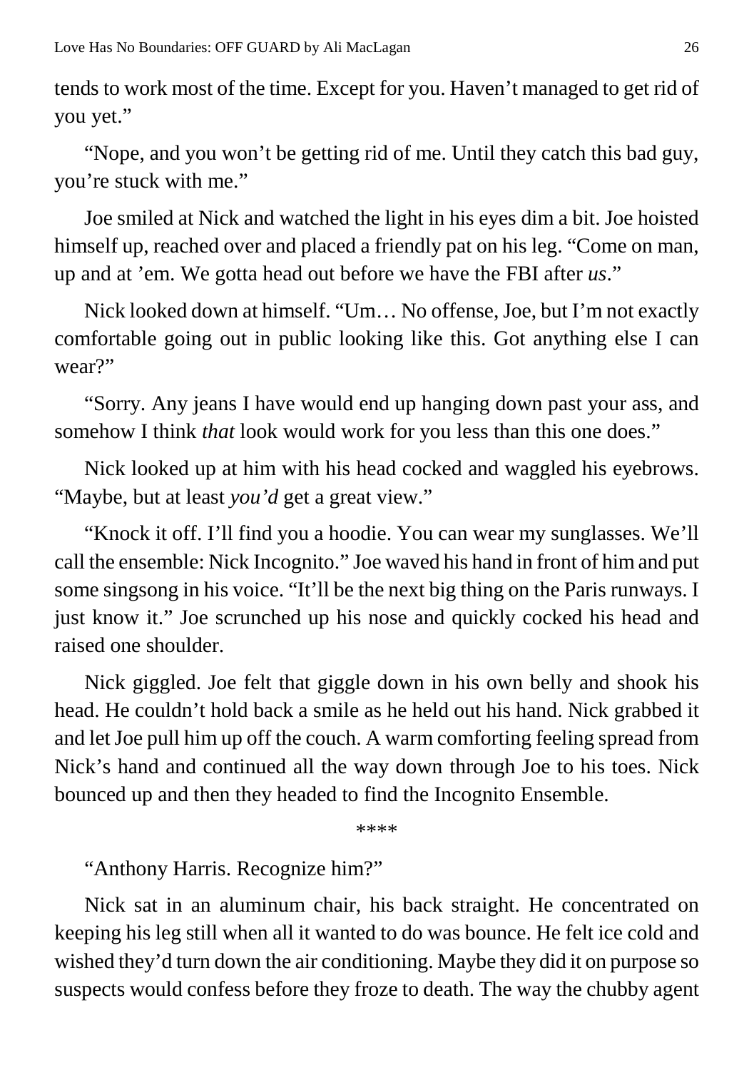tends to work most of the time. Except for you. Haven't managed to get rid of you yet."

"Nope, and you won't be getting rid of me. Until they catch this bad guy, you're stuck with me."

Joe smiled at Nick and watched the light in his eyes dim a bit. Joe hoisted himself up, reached over and placed a friendly pat on his leg. "Come on man, up and at 'em. We gotta head out before we have the FBI after *us*."

Nick looked down at himself. "Um… No offense, Joe, but I'm not exactly comfortable going out in public looking like this. Got anything else I can wear?"

"Sorry. Any jeans I have would end up hanging down past your ass, and somehow I think *that* look would work for you less than this one does."

Nick looked up at him with his head cocked and waggled his eyebrows. "Maybe, but at least *you'd* get a great view."

"Knock it off. I'll find you a hoodie. You can wear my sunglasses. We'll call the ensemble: Nick Incognito." Joe waved his hand in front of him and put some singsong in his voice. "It'll be the next big thing on the Paris runways. I just know it." Joe scrunched up his nose and quickly cocked his head and raised one shoulder.

Nick giggled. Joe felt that giggle down in his own belly and shook his head. He couldn't hold back a smile as he held out his hand. Nick grabbed it and let Joe pull him up off the couch. A warm comforting feeling spread from Nick's hand and continued all the way down through Joe to his toes. Nick bounced up and then they headed to find the Incognito Ensemble.

****

"Anthony Harris. Recognize him?"

Nick sat in an aluminum chair, his back straight. He concentrated on keeping his leg still when all it wanted to do was bounce. He felt ice cold and wished they'd turn down the air conditioning. Maybe they did it on purpose so suspects would confess before they froze to death. The way the chubby agent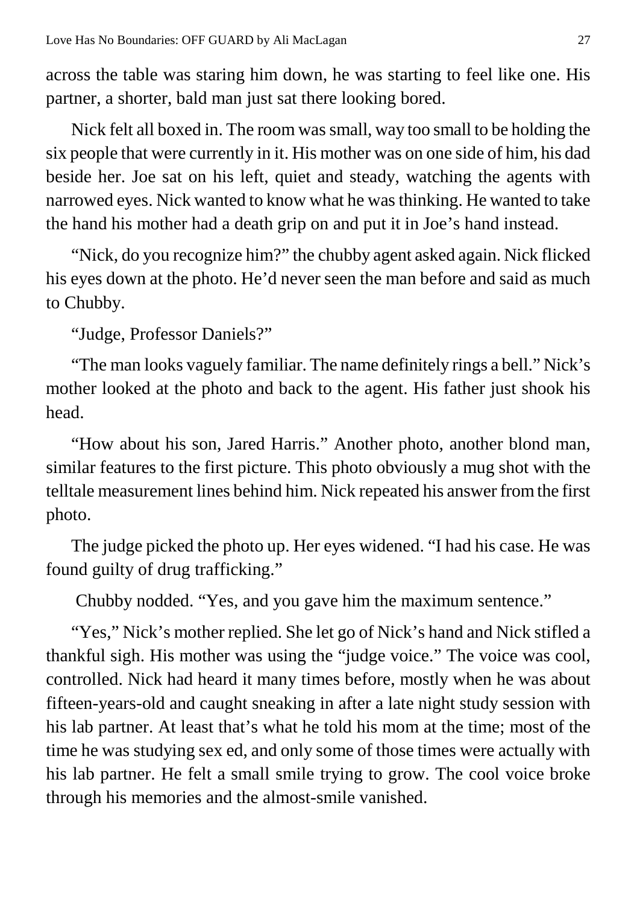across the table was staring him down, he was starting to feel like one. His partner, a shorter, bald man just sat there looking bored.

Nick felt all boxed in. The room was small, way too small to be holding the six people that were currently in it. His mother was on one side of him, his dad beside her. Joe sat on his left, quiet and steady, watching the agents with narrowed eyes. Nick wanted to know what he was thinking. He wanted to take the hand his mother had a death grip on and put it in Joe's hand instead.

"Nick, do you recognize him?" the chubby agent asked again. Nick flicked his eyes down at the photo. He'd never seen the man before and said as much to Chubby.

"Judge, Professor Daniels?"

"The man looks vaguely familiar. The name definitely rings a bell." Nick's mother looked at the photo and back to the agent. His father just shook his head.

"How about his son, Jared Harris." Another photo, another blond man, similar features to the first picture. This photo obviously a mug shot with the telltale measurement lines behind him. Nick repeated his answer from the first photo.

The judge picked the photo up. Her eyes widened. "I had his case. He was found guilty of drug trafficking."

Chubby nodded. "Yes, and you gave him the maximum sentence."

"Yes," Nick's mother replied. She let go of Nick's hand and Nick stifled a thankful sigh. His mother was using the "judge voice." The voice was cool, controlled. Nick had heard it many times before, mostly when he was about fifteen-years-old and caught sneaking in after a late night study session with his lab partner. At least that's what he told his mom at the time; most of the time he was studying sex ed, and only some of those times were actually with his lab partner. He felt a small smile trying to grow. The cool voice broke through his memories and the almost-smile vanished.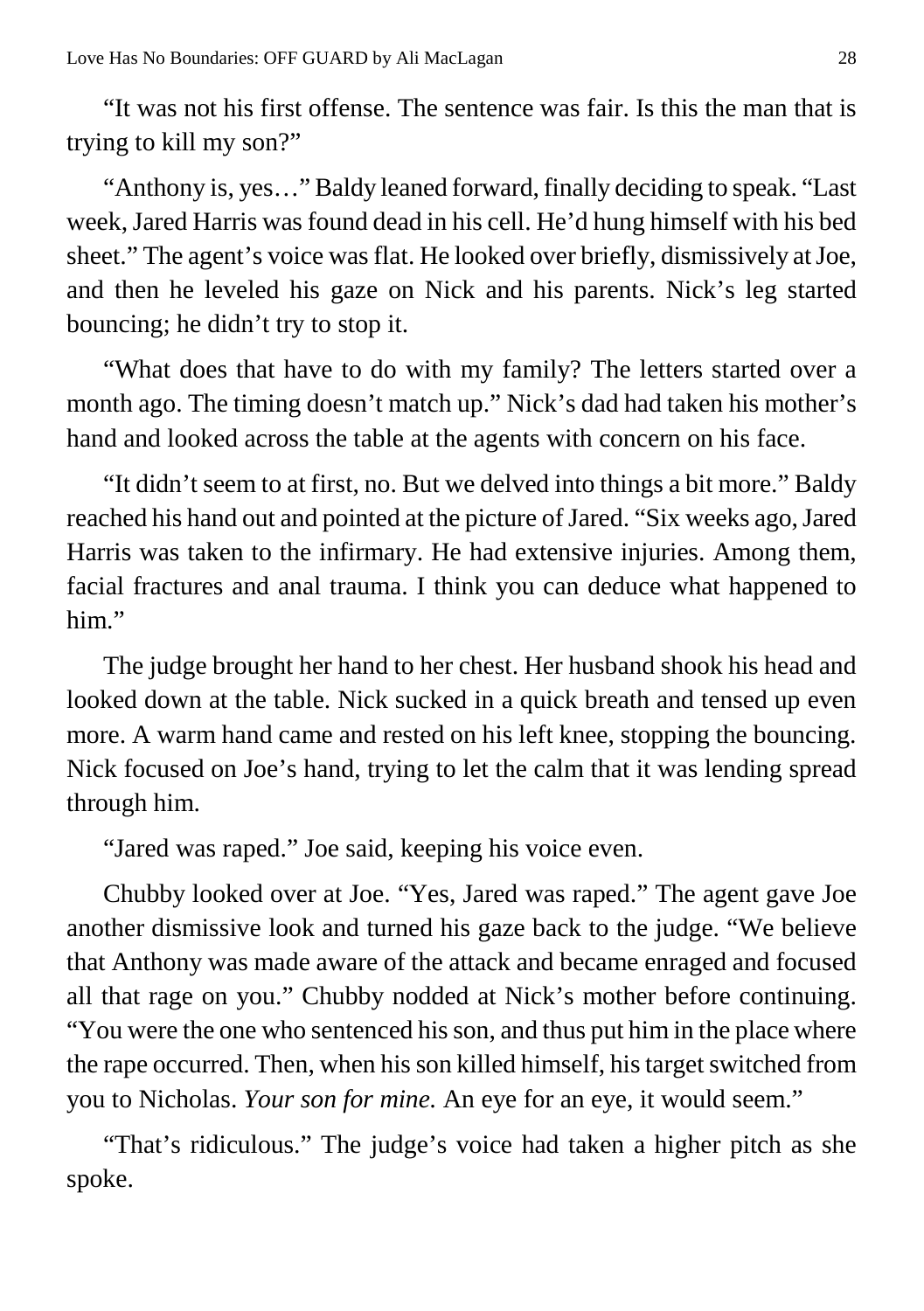"It was not his first offense. The sentence was fair. Is this the man that is trying to kill my son?"

"Anthony is, yes…" Baldy leaned forward, finally deciding to speak. "Last week, Jared Harris was found dead in his cell. He'd hung himself with his bed sheet." The agent's voice was flat. He looked over briefly, dismissively at Joe, and then he leveled his gaze on Nick and his parents. Nick's leg started bouncing; he didn't try to stop it.

"What does that have to do with my family? The letters started over a month ago. The timing doesn't match up." Nick's dad had taken his mother's hand and looked across the table at the agents with concern on his face.

"It didn't seem to at first, no. But we delved into things a bit more." Baldy reached his hand out and pointed at the picture of Jared. "Six weeks ago, Jared Harris was taken to the infirmary. He had extensive injuries. Among them, facial fractures and anal trauma. I think you can deduce what happened to him."

The judge brought her hand to her chest. Her husband shook his head and looked down at the table. Nick sucked in a quick breath and tensed up even more. A warm hand came and rested on his left knee, stopping the bouncing. Nick focused on Joe's hand, trying to let the calm that it was lending spread through him.

"Jared was raped." Joe said, keeping his voice even.

Chubby looked over at Joe. "Yes, Jared was raped." The agent gave Joe another dismissive look and turned his gaze back to the judge. "We believe that Anthony was made aware of the attack and became enraged and focused all that rage on you." Chubby nodded at Nick's mother before continuing. "You were the one who sentenced his son, and thus put him in the place where the rape occurred. Then, when his son killed himself, his target switched from you to Nicholas. *Your son for mine.* An eye for an eye, it would seem."

"That's ridiculous." The judge's voice had taken a higher pitch as she spoke.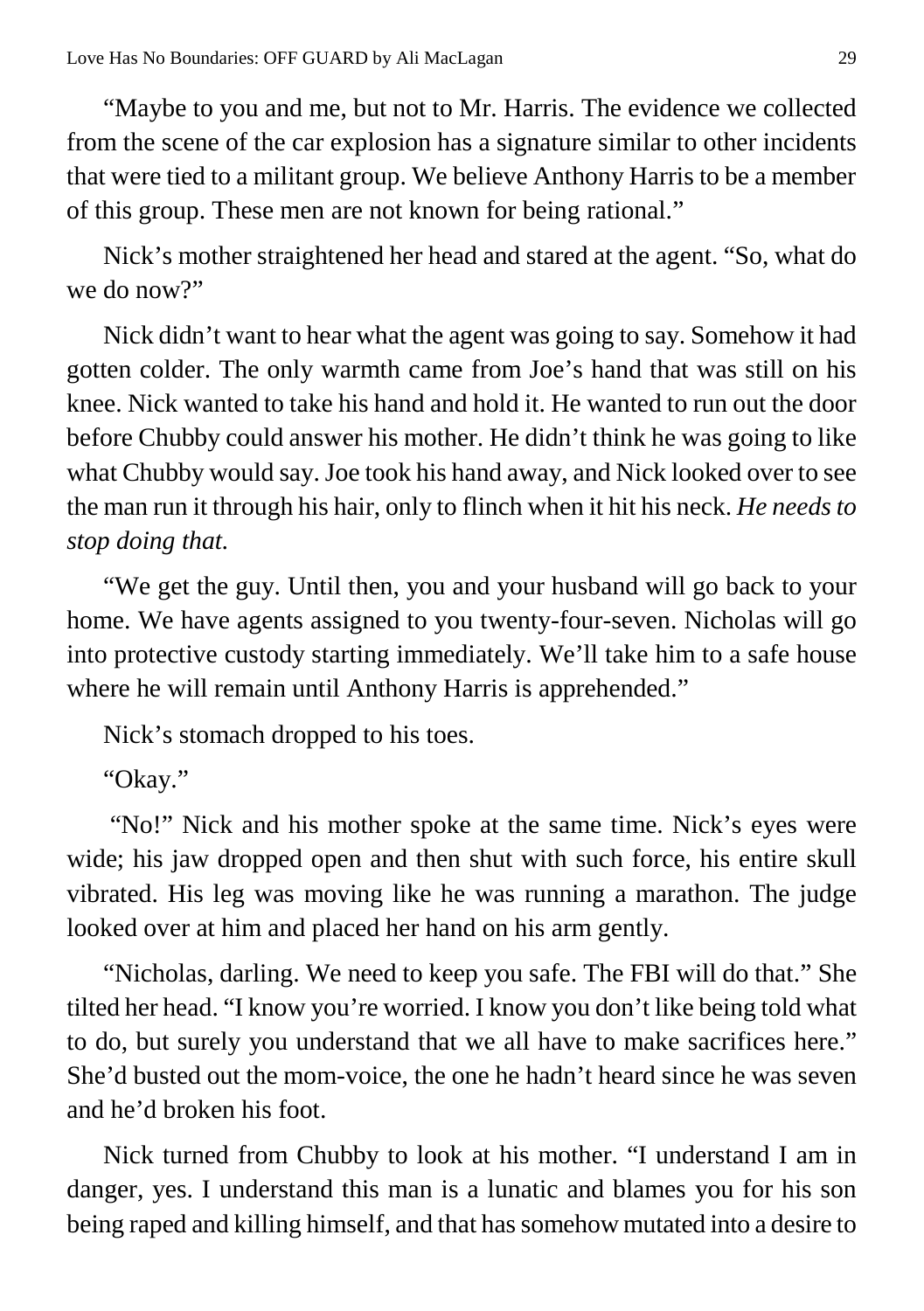"Maybe to you and me, but not to Mr. Harris. The evidence we collected from the scene of the car explosion has a signature similar to other incidents that were tied to a militant group. We believe Anthony Harris to be a member of this group. These men are not known for being rational."

Nick's mother straightened her head and stared at the agent. "So, what do we do now?"

Nick didn't want to hear what the agent was going to say. Somehow it had gotten colder. The only warmth came from Joe's hand that was still on his knee. Nick wanted to take his hand and hold it. He wanted to run out the door before Chubby could answer his mother. He didn't think he was going to like what Chubby would say. Joe took his hand away, and Nick looked over to see the man run it through his hair, only to flinch when it hit his neck. *He needs to stop doing that.*

"We get the guy. Until then, you and your husband will go back to your home. We have agents assigned to you twenty-four-seven. Nicholas will go into protective custody starting immediately. We'll take him to a safe house where he will remain until Anthony Harris is apprehended."

Nick's stomach dropped to his toes.

"Okay."

"No!" Nick and his mother spoke at the same time. Nick's eyes were wide; his jaw dropped open and then shut with such force, his entire skull vibrated. His leg was moving like he was running a marathon. The judge looked over at him and placed her hand on his arm gently.

"Nicholas, darling. We need to keep you safe. The FBI will do that." She tilted her head. "I know you're worried. I know you don't like being told what to do, but surely you understand that we all have to make sacrifices here." She'd busted out the mom-voice, the one he hadn't heard since he was seven and he'd broken his foot.

Nick turned from Chubby to look at his mother. "I understand I am in danger, yes. I understand this man is a lunatic and blames you for his son being raped and killing himself, and that has somehow mutated into a desire to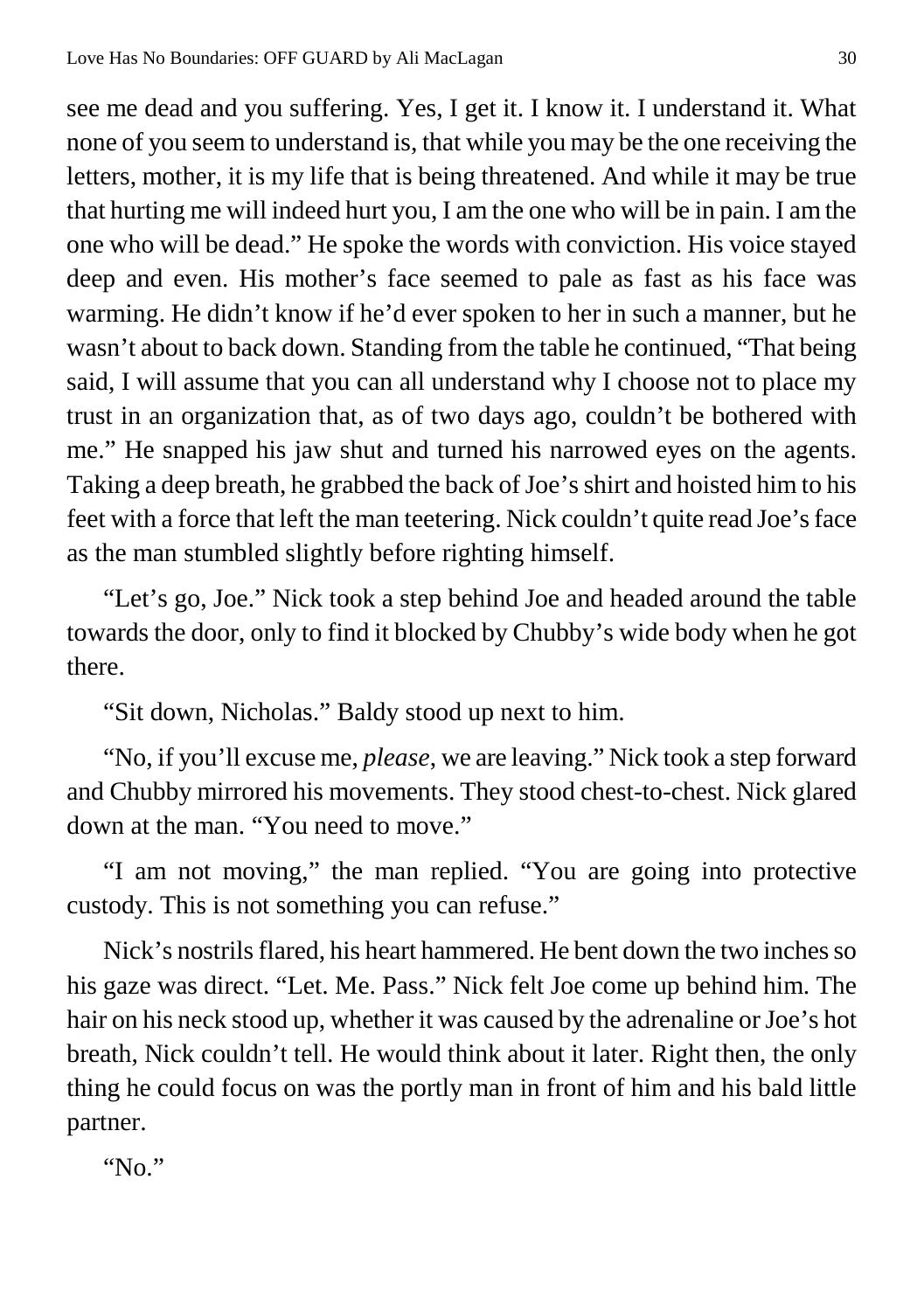see me dead and you suffering. Yes, I get it. I know it. I understand it. What none of you seem to understand is, that while you may be the one receiving the letters, mother, it is my life that is being threatened. And while it may be true that hurting me will indeed hurt you, I am the one who will be in pain. I am the one who will be dead." He spoke the words with conviction. His voice stayed deep and even. His mother's face seemed to pale as fast as his face was warming. He didn't know if he'd ever spoken to her in such a manner, but he wasn't about to back down. Standing from the table he continued, "That being said, I will assume that you can all understand why I choose not to place my trust in an organization that, as of two days ago, couldn't be bothered with me." He snapped his jaw shut and turned his narrowed eyes on the agents. Taking a deep breath, he grabbed the back of Joe's shirt and hoisted him to his feet with a force that left the man teetering. Nick couldn't quite read Joe's face as the man stumbled slightly before righting himself.

"Let's go, Joe." Nick took a step behind Joe and headed around the table towards the door, only to find it blocked by Chubby's wide body when he got there.

"Sit down, Nicholas." Baldy stood up next to him.

"No, if you'll excuse me, *please*, we are leaving." Nick took a step forward and Chubby mirrored his movements. They stood chest-to-chest. Nick glared down at the man. "You need to move."

"I am not moving," the man replied. "You are going into protective custody. This is not something you can refuse."

Nick's nostrils flared, his heart hammered. He bent down the two inches so his gaze was direct. "Let. Me. Pass." Nick felt Joe come up behind him. The hair on his neck stood up, whether it was caused by the adrenaline or Joe's hot breath, Nick couldn't tell. He would think about it later. Right then, the only thing he could focus on was the portly man in front of him and his bald little partner.

"No."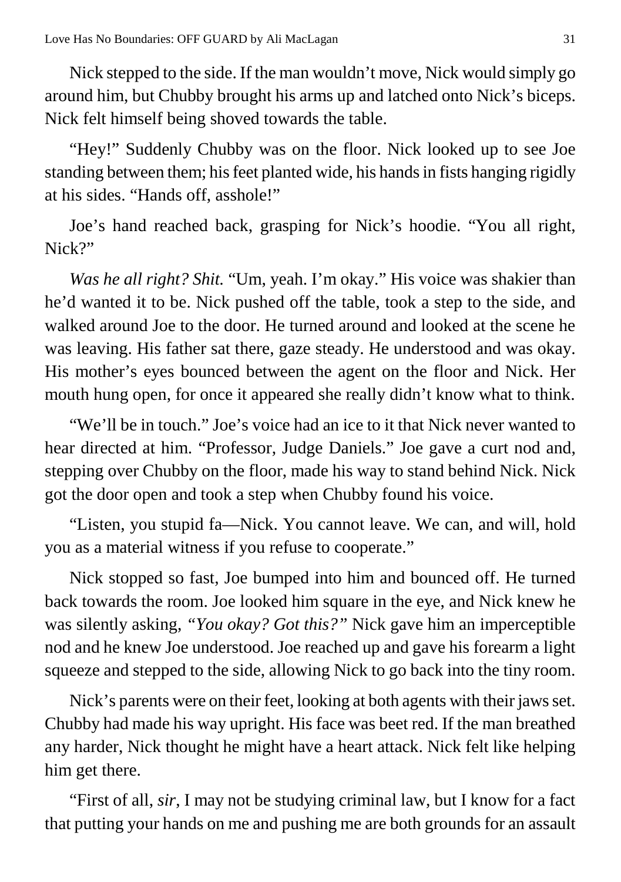Nick stepped to the side. If the man wouldn't move, Nick would simply go around him, but Chubby brought his arms up and latched onto Nick's biceps. Nick felt himself being shoved towards the table.

"Hey!" Suddenly Chubby was on the floor. Nick looked up to see Joe standing between them; his feet planted wide, his hands in fists hanging rigidly at his sides. "Hands off, asshole!"

Joe's hand reached back, grasping for Nick's hoodie. "You all right, Nick?"

*Was he all right? Shit.* "Um, yeah. I'm okay." His voice was shakier than he'd wanted it to be. Nick pushed off the table, took a step to the side, and walked around Joe to the door. He turned around and looked at the scene he was leaving. His father sat there, gaze steady. He understood and was okay. His mother's eyes bounced between the agent on the floor and Nick. Her mouth hung open, for once it appeared she really didn't know what to think.

"We'll be in touch." Joe's voice had an ice to it that Nick never wanted to hear directed at him. "Professor, Judge Daniels." Joe gave a curt nod and, stepping over Chubby on the floor, made his way to stand behind Nick. Nick got the door open and took a step when Chubby found his voice.

"Listen, you stupid fa—Nick. You cannot leave. We can, and will, hold you as a material witness if you refuse to cooperate."

Nick stopped so fast, Joe bumped into him and bounced off. He turned back towards the room. Joe looked him square in the eye, and Nick knew he was silently asking, *"You okay? Got this?"* Nick gave him an imperceptible nod and he knew Joe understood. Joe reached up and gave his forearm a light squeeze and stepped to the side, allowing Nick to go back into the tiny room.

Nick's parents were on their feet, looking at both agents with their jaws set. Chubby had made his way upright. His face was beet red. If the man breathed any harder, Nick thought he might have a heart attack. Nick felt like helping him get there.

"First of all, *sir*, I may not be studying criminal law, but I know for a fact that putting your hands on me and pushing me are both grounds for an assault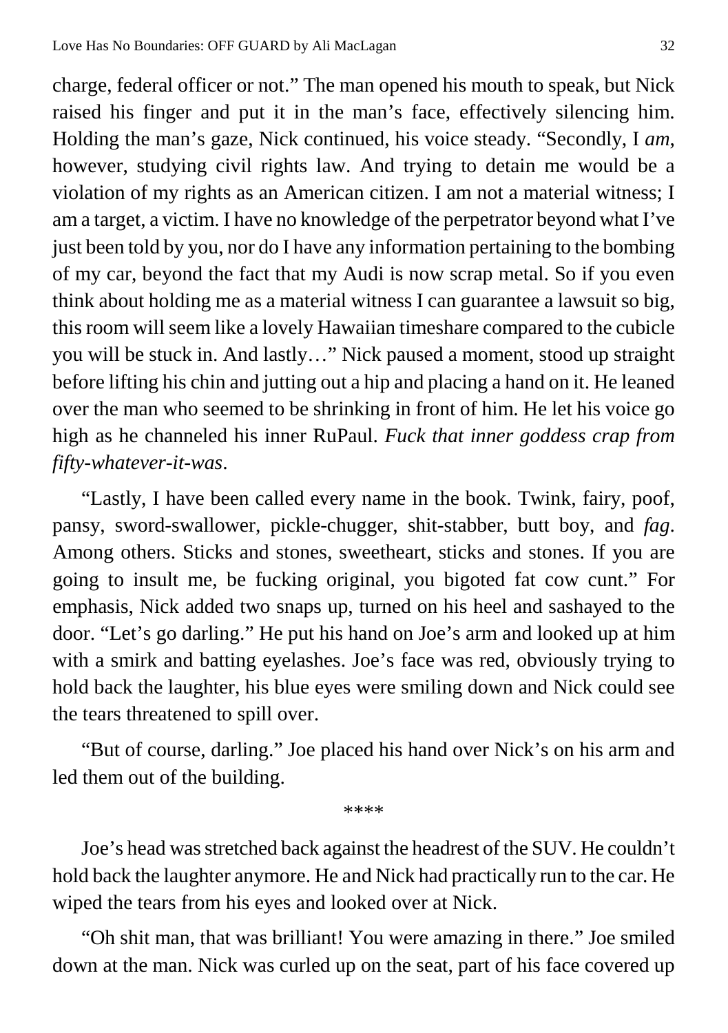charge, federal officer or not." The man opened his mouth to speak, but Nick raised his finger and put it in the man's face, effectively silencing him. Holding the man's gaze, Nick continued, his voice steady. "Secondly, I *am*, however, studying civil rights law. And trying to detain me would be a violation of my rights as an American citizen. I am not a material witness; I am a target, a victim. I have no knowledge of the perpetrator beyond what I've just been told by you, nor do I have any information pertaining to the bombing of my car, beyond the fact that my Audi is now scrap metal. So if you even think about holding me as a material witness I can guarantee a lawsuit so big, this room will seem like a lovely Hawaiian timeshare compared to the cubicle you will be stuck in. And lastly…" Nick paused a moment, stood up straight before lifting his chin and jutting out a hip and placing a hand on it. He leaned over the man who seemed to be shrinking in front of him. He let his voice go high as he channeled his inner RuPaul. *Fuck that inner goddess crap from fifty-whatever-it-was*.

"Lastly, I have been called every name in the book. Twink, fairy, poof, pansy, sword-swallower, pickle-chugger, shit-stabber, butt boy, and *fag*. Among others. Sticks and stones, sweetheart, sticks and stones. If you are going to insult me, be fucking original, you bigoted fat cow cunt." For emphasis, Nick added two snaps up, turned on his heel and sashayed to the door. "Let's go darling." He put his hand on Joe's arm and looked up at him with a smirk and batting eyelashes. Joe's face was red, obviously trying to hold back the laughter, his blue eyes were smiling down and Nick could see the tears threatened to spill over.

"But of course, darling." Joe placed his hand over Nick's on his arm and led them out of the building.

****

Joe's head was stretched back against the headrest of the SUV. He couldn't hold back the laughter anymore. He and Nick had practically run to the car. He wiped the tears from his eyes and looked over at Nick.

"Oh shit man, that was brilliant! You were amazing in there." Joe smiled down at the man. Nick was curled up on the seat, part of his face covered up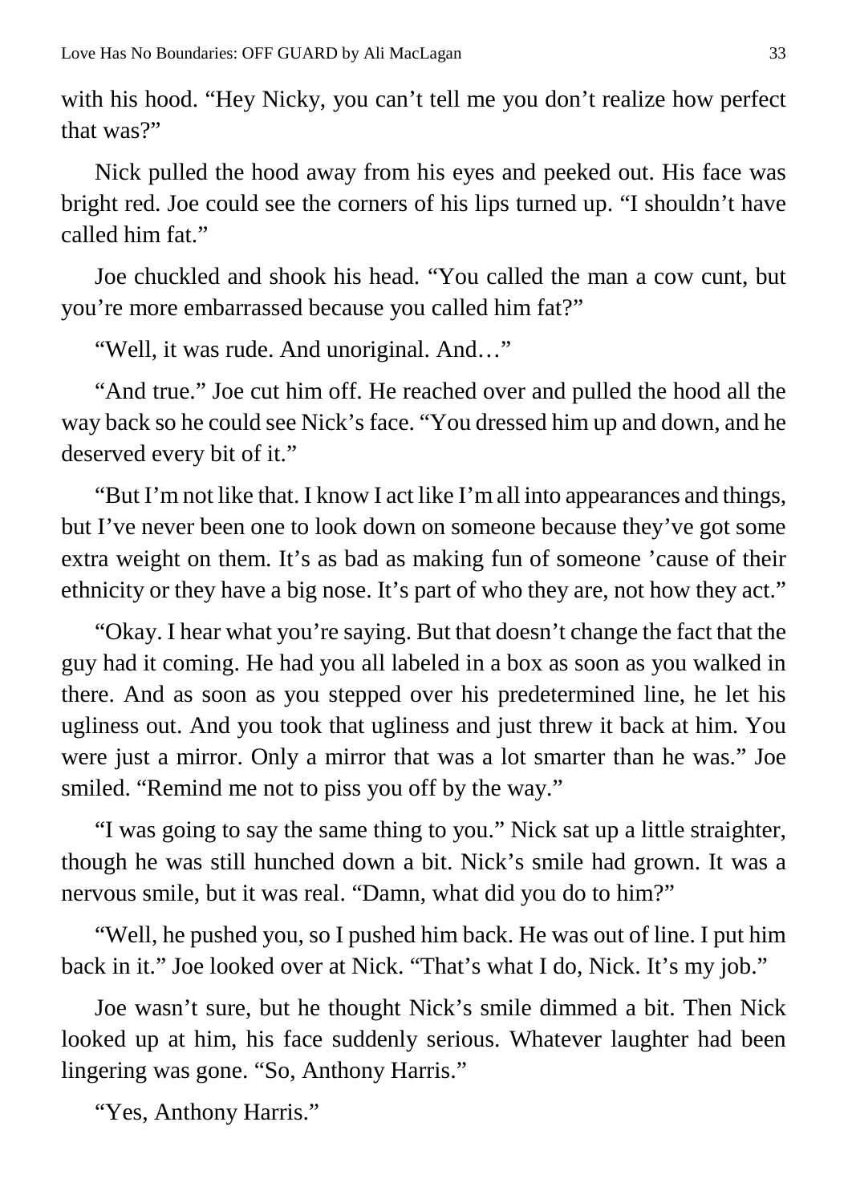with his hood. "Hey Nicky, you can't tell me you don't realize how perfect that was?"

Nick pulled the hood away from his eyes and peeked out. His face was bright red. Joe could see the corners of his lips turned up. "I shouldn't have called him fat."

Joe chuckled and shook his head. "You called the man a cow cunt, but you're more embarrassed because you called him fat?"

"Well, it was rude. And unoriginal. And…"

"And true." Joe cut him off. He reached over and pulled the hood all the way back so he could see Nick's face. "You dressed him up and down, and he deserved every bit of it."

"But I'm not like that. I know I act like I'm all into appearances and things, but I've never been one to look down on someone because they've got some extra weight on them. It's as bad as making fun of someone 'cause of their ethnicity or they have a big nose. It's part of who they are, not how they act."

"Okay. I hear what you're saying. But that doesn't change the fact that the guy had it coming. He had you all labeled in a box as soon as you walked in there. And as soon as you stepped over his predetermined line, he let his ugliness out. And you took that ugliness and just threw it back at him. You were just a mirror. Only a mirror that was a lot smarter than he was." Joe smiled. "Remind me not to piss you off by the way."

"I was going to say the same thing to you." Nick sat up a little straighter, though he was still hunched down a bit. Nick's smile had grown. It was a nervous smile, but it was real. "Damn, what did you do to him?"

"Well, he pushed you, so I pushed him back. He was out of line. I put him back in it." Joe looked over at Nick. "That's what I do, Nick. It's my job."

Joe wasn't sure, but he thought Nick's smile dimmed a bit. Then Nick looked up at him, his face suddenly serious. Whatever laughter had been lingering was gone. "So, Anthony Harris."

"Yes, Anthony Harris."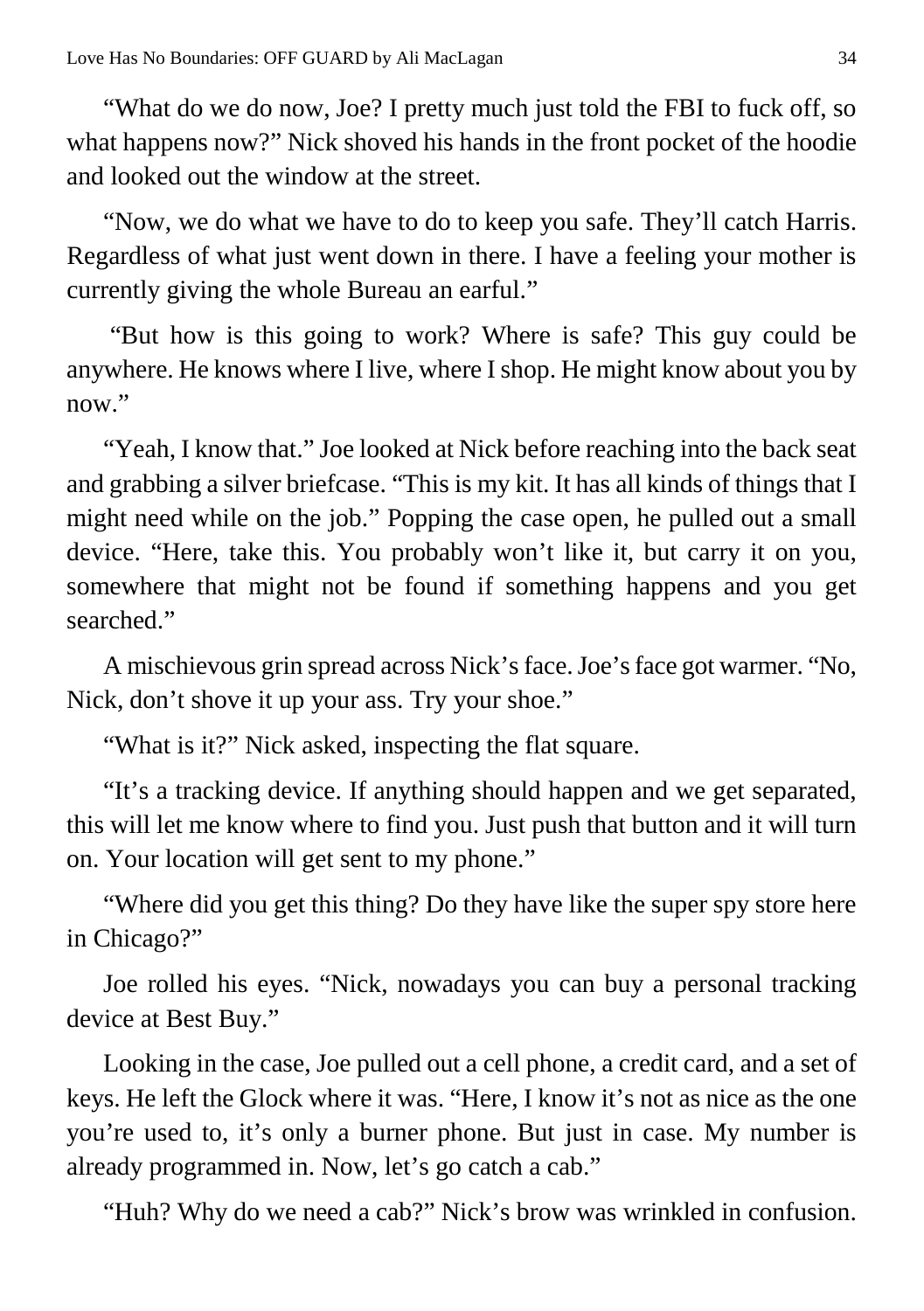"What do we do now, Joe? I pretty much just told the FBI to fuck off, so what happens now?" Nick shoved his hands in the front pocket of the hoodie and looked out the window at the street.

"Now, we do what we have to do to keep you safe. They'll catch Harris. Regardless of what just went down in there. I have a feeling your mother is currently giving the whole Bureau an earful."

"But how is this going to work? Where is safe? This guy could be anywhere. He knows where I live, where I shop. He might know about you by now."

"Yeah, I know that." Joe looked at Nick before reaching into the back seat and grabbing a silver briefcase. "This is my kit. It has all kinds of things that I might need while on the job." Popping the case open, he pulled out a small device. "Here, take this. You probably won't like it, but carry it on you, somewhere that might not be found if something happens and you get searched."

A mischievous grin spread across Nick's face. Joe's face got warmer. "No, Nick, don't shove it up your ass. Try your shoe."

"What is it?" Nick asked, inspecting the flat square.

"It's a tracking device. If anything should happen and we get separated, this will let me know where to find you. Just push that button and it will turn on. Your location will get sent to my phone."

"Where did you get this thing? Do they have like the super spy store here in Chicago?"

Joe rolled his eyes. "Nick, nowadays you can buy a personal tracking device at Best Buy."

Looking in the case, Joe pulled out a cell phone, a credit card, and a set of keys. He left the Glock where it was. "Here, I know it's not as nice as the one you're used to, it's only a burner phone. But just in case. My number is already programmed in. Now, let's go catch a cab."

"Huh? Why do we need a cab?" Nick's brow was wrinkled in confusion.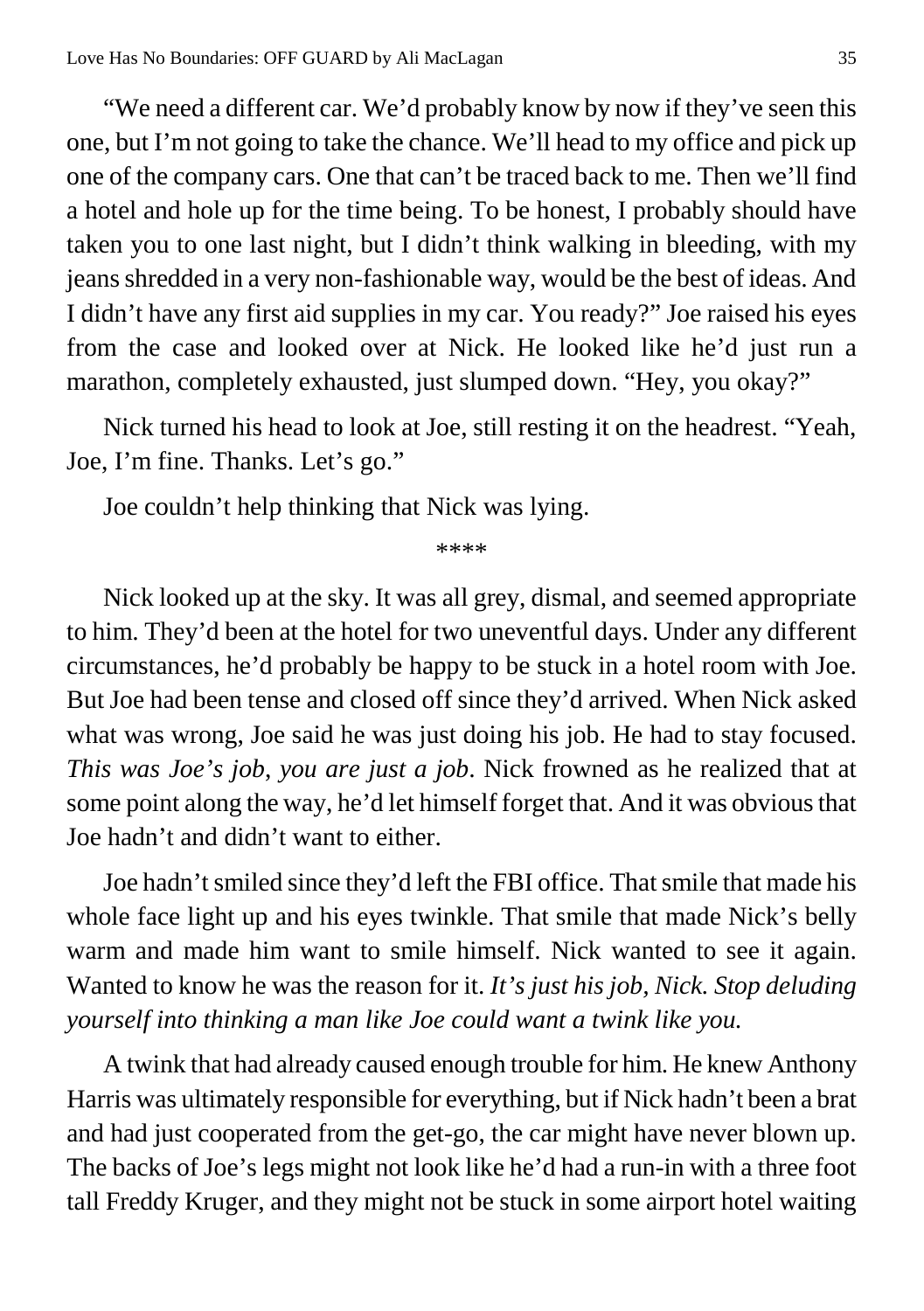"We need a different car. We'd probably know by now if they've seen this one, but I'm not going to take the chance. We'll head to my office and pick up one of the company cars. One that can't be traced back to me. Then we'll find a hotel and hole up for the time being. To be honest, I probably should have taken you to one last night, but I didn't think walking in bleeding, with my jeans shredded in a very non-fashionable way, would be the best of ideas. And I didn't have any first aid supplies in my car. You ready?" Joe raised his eyes from the case and looked over at Nick. He looked like he'd just run a marathon, completely exhausted, just slumped down. "Hey, you okay?"

Nick turned his head to look at Joe, still resting it on the headrest. "Yeah, Joe, I'm fine. Thanks. Let's go."

Joe couldn't help thinking that Nick was lying.

\*\*\*\*

Nick looked up at the sky. It was all grey, dismal, and seemed appropriate to him. They'd been at the hotel for two uneventful days. Under any different circumstances, he'd probably be happy to be stuck in a hotel room with Joe. But Joe had been tense and closed off since they'd arrived. When Nick asked what was wrong, Joe said he was just doing his job. He had to stay focused. *This was Joe's job, you are just a job*. Nick frowned as he realized that at some point along the way, he'd let himself forget that. And it was obvious that Joe hadn't and didn't want to either.

Joe hadn't smiled since they'd left the FBI office. That smile that made his whole face light up and his eyes twinkle. That smile that made Nick's belly warm and made him want to smile himself. Nick wanted to see it again. Wanted to know he was the reason for it. *It's just his job, Nick. Stop deluding yourself into thinking a man like Joe could want a twink like you.*

A twink that had already caused enough trouble for him. He knew Anthony Harris was ultimately responsible for everything, but if Nick hadn't been a brat and had just cooperated from the get-go, the car might have never blown up. The backs of Joe's legs might not look like he'd had a run-in with a three foot tall Freddy Kruger, and they might not be stuck in some airport hotel waiting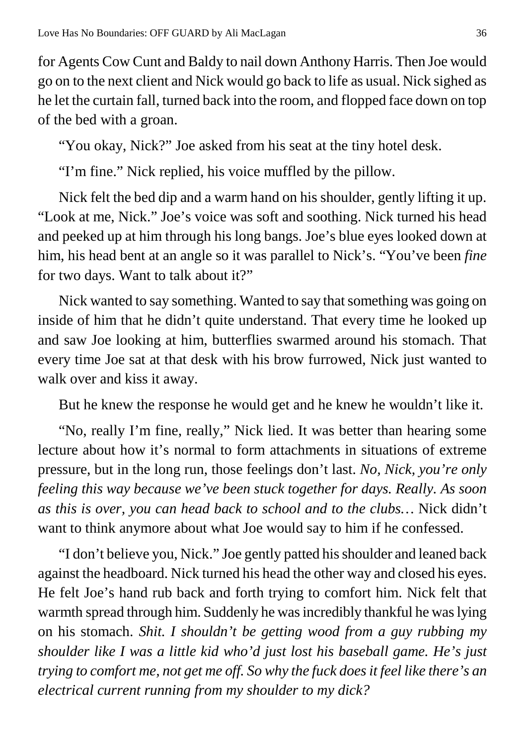for Agents Cow Cunt and Baldy to nail down Anthony Harris. Then Joe would go on to the next client and Nick would go back to life as usual. Nick sighed as he let the curtain fall, turned back into the room, and flopped face down on top of the bed with a groan.

"You okay, Nick?" Joe asked from his seat at the tiny hotel desk.

"I'm fine." Nick replied, his voice muffled by the pillow.

Nick felt the bed dip and a warm hand on his shoulder, gently lifting it up. "Look at me, Nick." Joe's voice was soft and soothing. Nick turned his head and peeked up at him through his long bangs. Joe's blue eyes looked down at him, his head bent at an angle so it was parallel to Nick's. "You've been *fine* for two days. Want to talk about it?"

Nick wanted to say something. Wanted to say that something was going on inside of him that he didn't quite understand. That every time he looked up and saw Joe looking at him, butterflies swarmed around his stomach. That every time Joe sat at that desk with his brow furrowed, Nick just wanted to walk over and kiss it away.

But he knew the response he would get and he knew he wouldn't like it.

"No, really I'm fine, really," Nick lied. It was better than hearing some lecture about how it's normal to form attachments in situations of extreme pressure, but in the long run, those feelings don't last. *No, Nick, you're only feeling this way because we've been stuck together for days. Really. As soon as this is over, you can head back to school and to the clubs…* Nick didn't want to think anymore about what Joe would say to him if he confessed.

"I don't believe you, Nick." Joe gently patted his shoulder and leaned back against the headboard. Nick turned his head the other way and closed his eyes. He felt Joe's hand rub back and forth trying to comfort him. Nick felt that warmth spread through him. Suddenly he was incredibly thankful he was lying on his stomach. *Shit. I shouldn't be getting wood from a guy rubbing my shoulder like I was a little kid who'd just lost his baseball game. He's just trying to comfort me, not get me off. So why the fuck does it feel like there's an electrical current running from my shoulder to my dick?*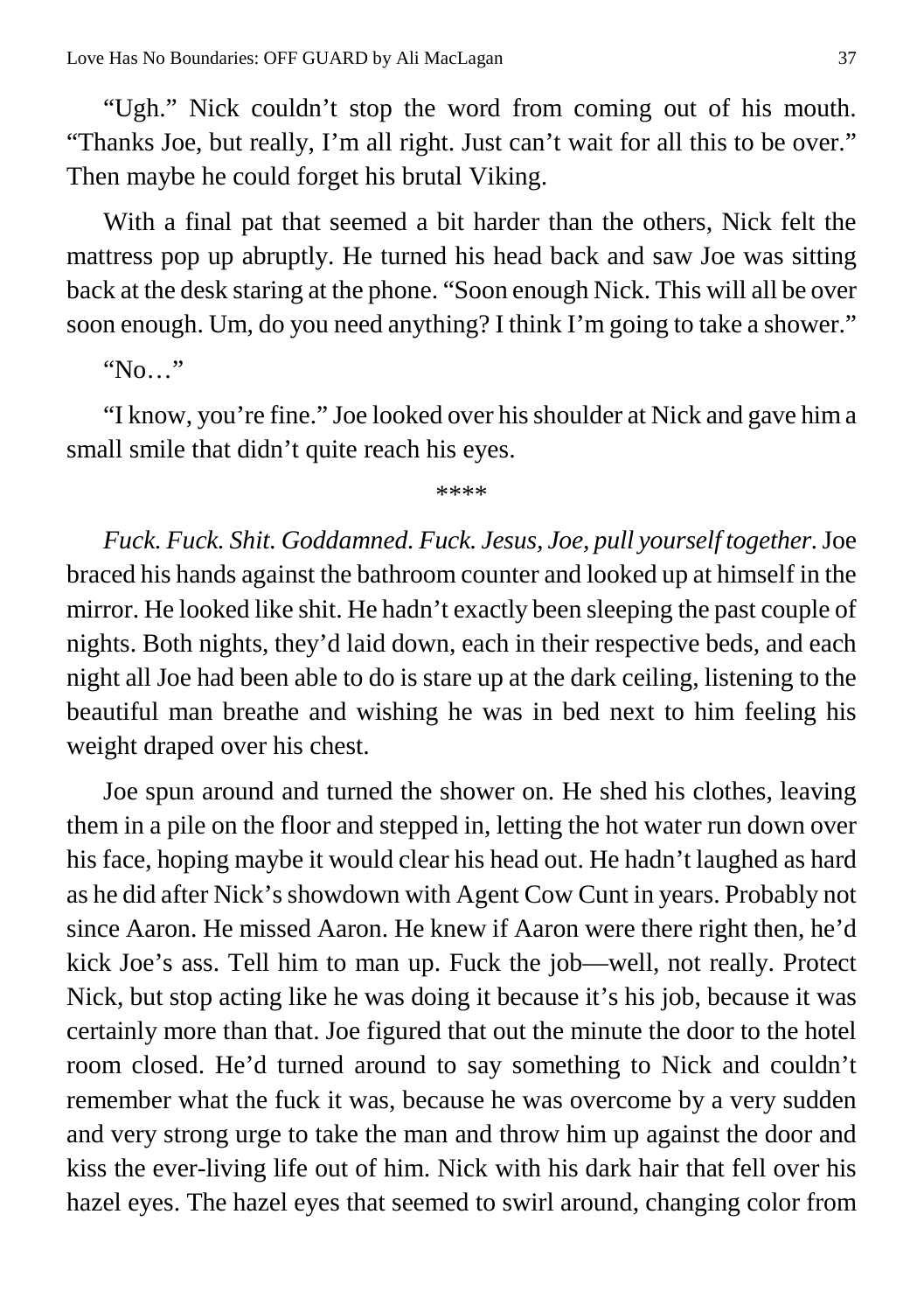"Ugh." Nick couldn't stop the word from coming out of his mouth. "Thanks Joe, but really, I'm all right. Just can't wait for all this to be over." Then maybe he could forget his brutal Viking.

With a final pat that seemed a bit harder than the others, Nick felt the mattress pop up abruptly. He turned his head back and saw Joe was sitting back at the desk staring at the phone. "Soon enough Nick. This will all be over soon enough. Um, do you need anything? I think I'm going to take a shower."

"No…"

"I know, you're fine." Joe looked over his shoulder at Nick and gave him a small smile that didn't quite reach his eyes.

\*\*\*\*

*Fuck. Fuck. Shit. Goddamned. Fuck. Jesus, Joe, pull yourself together.* Joe braced his hands against the bathroom counter and looked up at himself in the mirror. He looked like shit. He hadn't exactly been sleeping the past couple of nights. Both nights, they'd laid down, each in their respective beds, and each night all Joe had been able to do is stare up at the dark ceiling, listening to the beautiful man breathe and wishing he was in bed next to him feeling his weight draped over his chest.

Joe spun around and turned the shower on. He shed his clothes, leaving them in a pile on the floor and stepped in, letting the hot water run down over his face, hoping maybe it would clear his head out. He hadn't laughed as hard as he did after Nick's showdown with Agent Cow Cunt in years. Probably not since Aaron. He missed Aaron. He knew if Aaron were there right then, he'd kick Joe's ass. Tell him to man up. Fuck the job—well, not really. Protect Nick, but stop acting like he was doing it because it's his job, because it was certainly more than that. Joe figured that out the minute the door to the hotel room closed. He'd turned around to say something to Nick and couldn't remember what the fuck it was, because he was overcome by a very sudden and very strong urge to take the man and throw him up against the door and kiss the ever-living life out of him. Nick with his dark hair that fell over his hazel eyes. The hazel eyes that seemed to swirl around, changing color from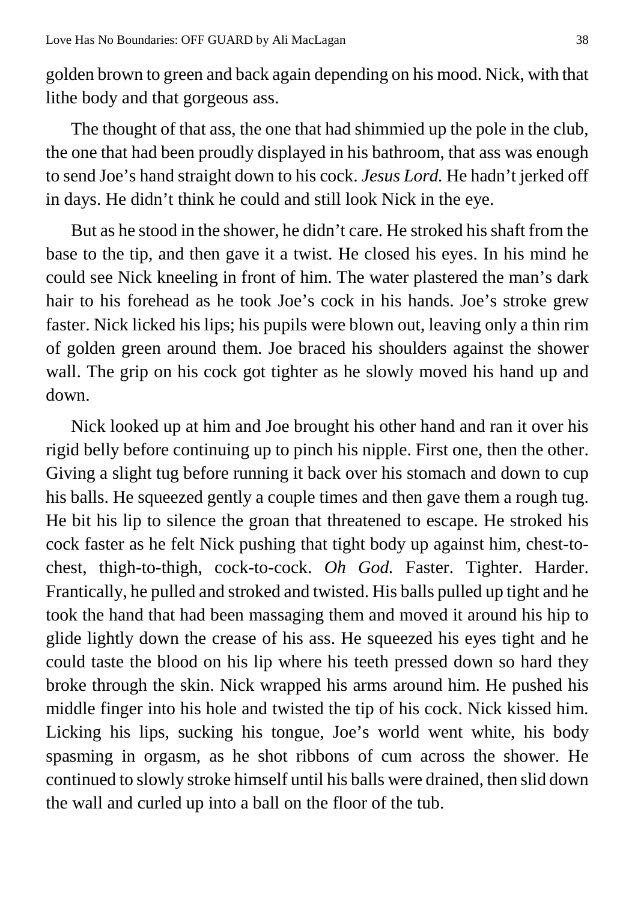golden brown to green and back again depending on his mood. Nick, with that lithe body and that gorgeous ass.

The thought of that ass, the one that had shimmied up the pole in the club, the one that had been proudly displayed in his bathroom, that ass was enough to send Joe's hand straight down to his cock. *Jesus Lord.* He hadn't jerked off in days. He didn't think he could and still look Nick in the eye.

But as he stood in the shower, he didn't care. He stroked his shaft from the base to the tip, and then gave it a twist. He closed his eyes. In his mind he could see Nick kneeling in front of him. The water plastered the man's dark hair to his forehead as he took Joe's cock in his hands. Joe's stroke grew faster. Nick licked his lips; his pupils were blown out, leaving only a thin rim of golden green around them. Joe braced his shoulders against the shower wall. The grip on his cock got tighter as he slowly moved his hand up and down.

Nick looked up at him and Joe brought his other hand and ran it over his rigid belly before continuing up to pinch his nipple. First one, then the other. Giving a slight tug before running it back over his stomach and down to cup his balls. He squeezed gently a couple times and then gave them a rough tug. He bit his lip to silence the groan that threatened to escape. He stroked his cock faster as he felt Nick pushing that tight body up against him, chest-to-chest, thigh-to-thigh, cock-to-cock. *Oh God.* Faster. Tighter. Harder. Frantically, he pulled and stroked and twisted. His balls pulled up tight and he took the hand that had been massaging them and moved it around his hip to glide lightly down the crease of his ass. He squeezed his eyes tight and he could taste the blood on his lip where his teeth pressed down so hard they broke through the skin. Nick wrapped his arms around him. He pushed his middle finger into his hole and twisted the tip of his cock. Nick kissed him. Licking his lips, sucking his tongue, Joe's world went white, his body spasming in orgasm, as he shot ribbons of cum across the shower. He continued to slowly stroke himself until his balls were drained, then slid down the wall and curled up into a ball on the floor of the tub.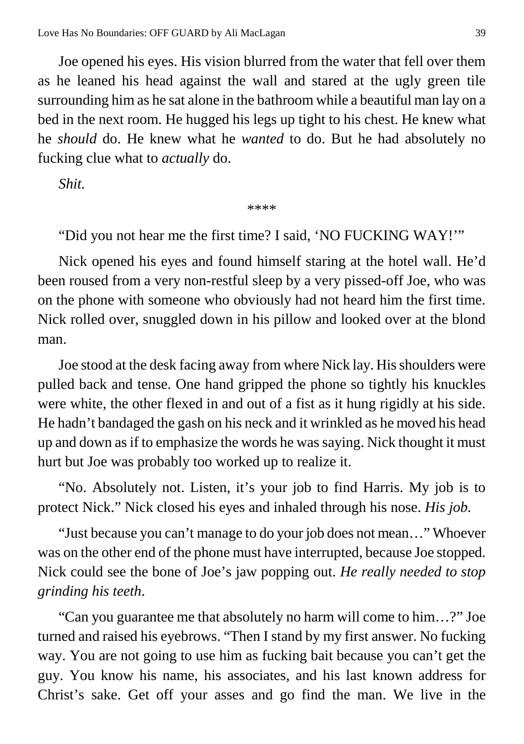Joe opened his eyes. His vision blurred from the water that fell over them as he leaned his head against the wall and stared at the ugly green tile surrounding him as he sat alone in the bathroom while a beautiful man lay on a bed in the next room. He hugged his legs up tight to his chest. He knew what he *should* do. He knew what he *wanted* to do. But he had absolutely no fucking clue what to *actually* do.

*Shit.*

****

"Did you not hear me the first time? I said, 'NO FUCKING WAY!'"

Nick opened his eyes and found himself staring at the hotel wall. He'd been roused from a very non-restful sleep by a very pissed-off Joe, who was on the phone with someone who obviously had not heard him the first time. Nick rolled over, snuggled down in his pillow and looked over at the blond man.

Joe stood at the desk facing away from where Nick lay. His shoulders were pulled back and tense. One hand gripped the phone so tightly his knuckles were white, the other flexed in and out of a fist as it hung rigidly at his side. He hadn't bandaged the gash on his neck and it wrinkled as he moved his head up and down as if to emphasize the words he was saying. Nick thought it must hurt but Joe was probably too worked up to realize it.

"No. Absolutely not. Listen, it's your job to find Harris. My job is to protect Nick." Nick closed his eyes and inhaled through his nose. *His job.*

"Just because you can't manage to do your job does not mean…" Whoever was on the other end of the phone must have interrupted, because Joe stopped. Nick could see the bone of Joe's jaw popping out. *He really needed to stop grinding his teeth*.

"Can you guarantee me that absolutely no harm will come to him…?" Joe turned and raised his eyebrows. "Then I stand by my first answer. No fucking way. You are not going to use him as fucking bait because you can't get the guy. You know his name, his associates, and his last known address for Christ's sake. Get off your asses and go find the man. We live in the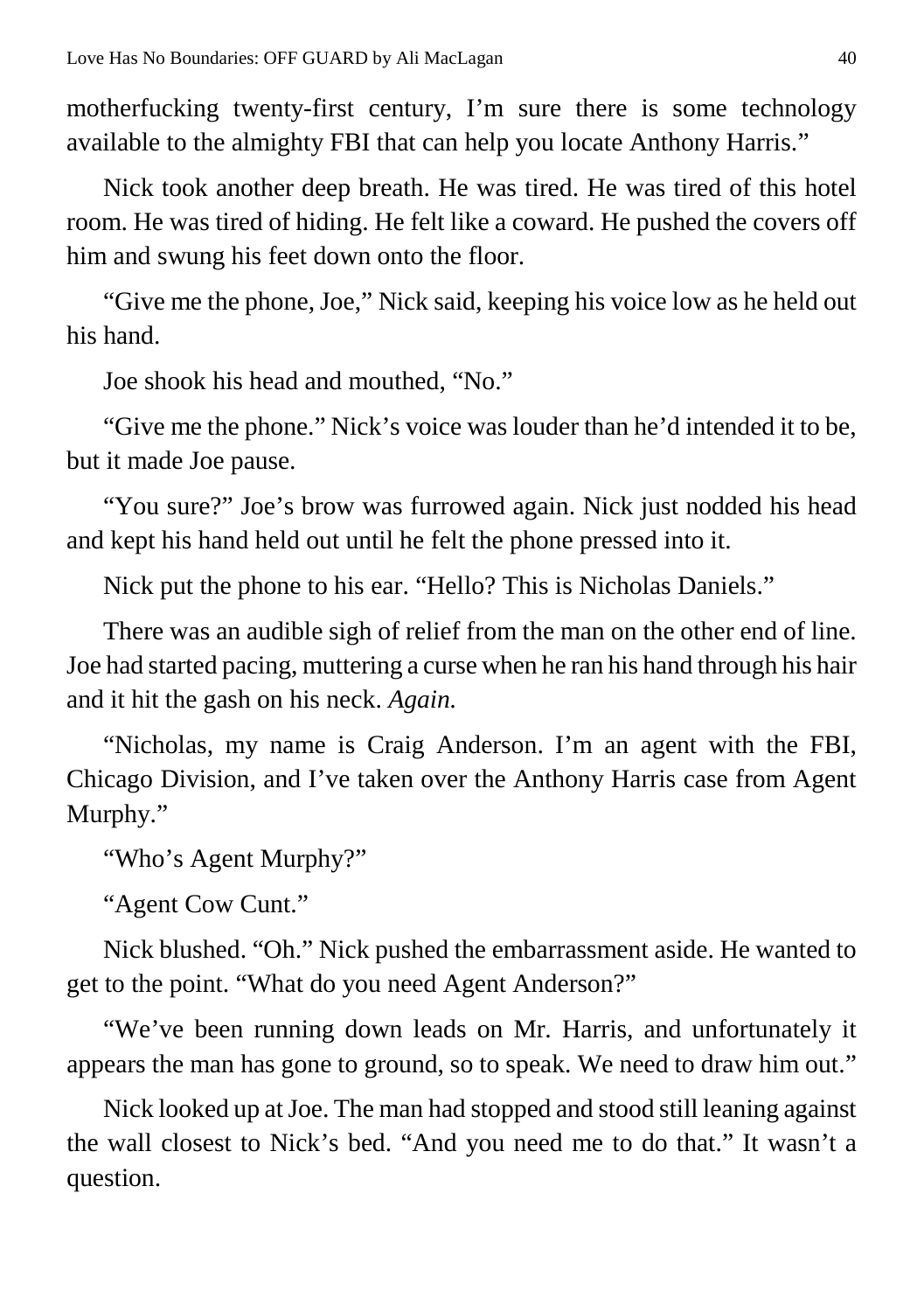motherfucking twenty-first century, I'm sure there is some technology available to the almighty FBI that can help you locate Anthony Harris."

Nick took another deep breath. He was tired. He was tired of this hotel room. He was tired of hiding. He felt like a coward. He pushed the covers off him and swung his feet down onto the floor.

"Give me the phone, Joe," Nick said, keeping his voice low as he held out his hand.

Joe shook his head and mouthed, "No."

"Give me the phone." Nick's voice was louder than he'd intended it to be, but it made Joe pause.

"You sure?" Joe's brow was furrowed again. Nick just nodded his head and kept his hand held out until he felt the phone pressed into it.

Nick put the phone to his ear. "Hello? This is Nicholas Daniels."

There was an audible sigh of relief from the man on the other end of line. Joe had started pacing, muttering a curse when he ran his hand through his hair and it hit the gash on his neck. *Again.*

"Nicholas, my name is Craig Anderson. I'm an agent with the FBI, Chicago Division, and I've taken over the Anthony Harris case from Agent Murphy."

"Who's Agent Murphy?"

"Agent Cow Cunt."

Nick blushed. "Oh." Nick pushed the embarrassment aside. He wanted to get to the point. "What do you need Agent Anderson?"

"We've been running down leads on Mr. Harris, and unfortunately it appears the man has gone to ground, so to speak. We need to draw him out."

Nick looked up at Joe. The man had stopped and stood still leaning against the wall closest to Nick's bed. "And you need me to do that." It wasn't a question.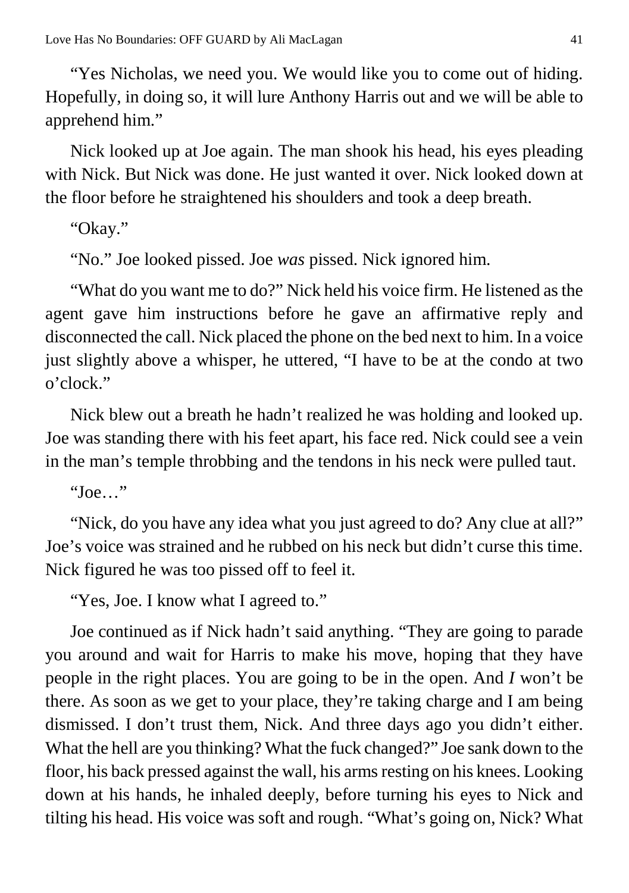"Yes Nicholas, we need you. We would like you to come out of hiding. Hopefully, in doing so, it will lure Anthony Harris out and we will be able to apprehend him."

Nick looked up at Joe again. The man shook his head, his eyes pleading with Nick. But Nick was done. He just wanted it over. Nick looked down at the floor before he straightened his shoulders and took a deep breath.

"Okay."

"No." Joe looked pissed. Joe *was* pissed. Nick ignored him.

"What do you want me to do?" Nick held his voice firm. He listened as the agent gave him instructions before he gave an affirmative reply and disconnected the call. Nick placed the phone on the bed next to him. In a voice just slightly above a whisper, he uttered, "I have to be at the condo at two o'clock."

Nick blew out a breath he hadn't realized he was holding and looked up. Joe was standing there with his feet apart, his face red. Nick could see a vein in the man's temple throbbing and the tendons in his neck were pulled taut.

"Joe…"

"Nick, do you have any idea what you just agreed to do? Any clue at all?" Joe's voice was strained and he rubbed on his neck but didn't curse this time. Nick figured he was too pissed off to feel it.

"Yes, Joe. I know what I agreed to."

Joe continued as if Nick hadn't said anything. "They are going to parade you around and wait for Harris to make his move, hoping that they have people in the right places. You are going to be in the open. And *I* won't be there. As soon as we get to your place, they're taking charge and I am being dismissed. I don't trust them, Nick. And three days ago you didn't either. What the hell are you thinking? What the fuck changed?" Joe sank down to the floor, his back pressed against the wall, his arms resting on his knees. Looking down at his hands, he inhaled deeply, before turning his eyes to Nick and tilting his head. His voice was soft and rough. "What's going on, Nick? What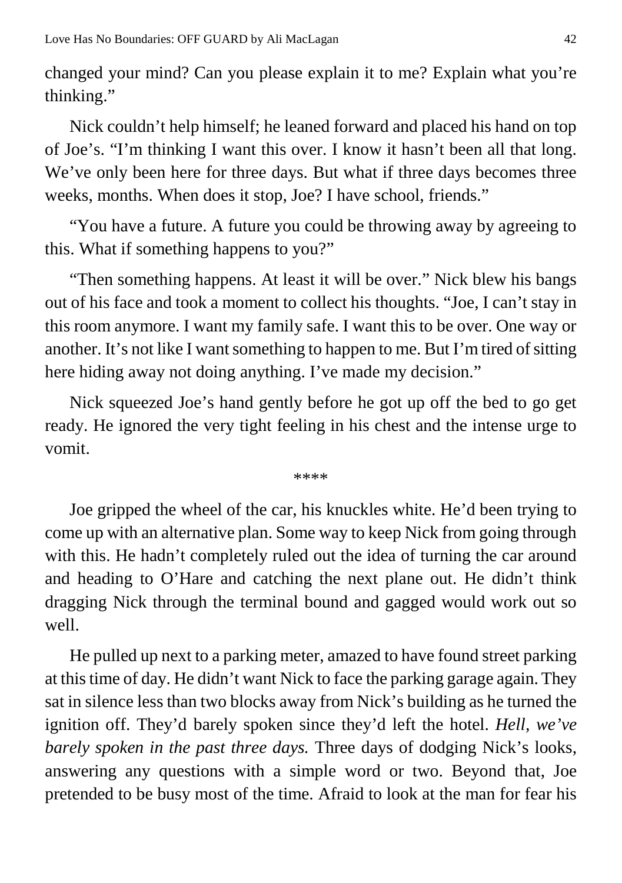changed your mind? Can you please explain it to me? Explain what you're thinking."

Nick couldn't help himself; he leaned forward and placed his hand on top of Joe's. "I'm thinking I want this over. I know it hasn't been all that long. We've only been here for three days. But what if three days becomes three weeks, months. When does it stop, Joe? I have school, friends."

"You have a future. A future you could be throwing away by agreeing to this. What if something happens to you?"

"Then something happens. At least it will be over." Nick blew his bangs out of his face and took a moment to collect his thoughts. "Joe, I can't stay in this room anymore. I want my family safe. I want this to be over. One way or another. It's not like I want something to happen to me. But I'm tired of sitting here hiding away not doing anything. I've made my decision."

Nick squeezed Joe's hand gently before he got up off the bed to go get ready. He ignored the very tight feeling in his chest and the intense urge to vomit.

****

Joe gripped the wheel of the car, his knuckles white. He'd been trying to come up with an alternative plan. Some way to keep Nick from going through with this. He hadn't completely ruled out the idea of turning the car around and heading to O'Hare and catching the next plane out. He didn't think dragging Nick through the terminal bound and gagged would work out so well.

He pulled up next to a parking meter, amazed to have found street parking at this time of day. He didn't want Nick to face the parking garage again. They sat in silence less than two blocks away from Nick's building as he turned the ignition off. They'd barely spoken since they'd left the hotel. *Hell, we've barely spoken in the past three days.* Three days of dodging Nick's looks, answering any questions with a simple word or two. Beyond that, Joe pretended to be busy most of the time. Afraid to look at the man for fear his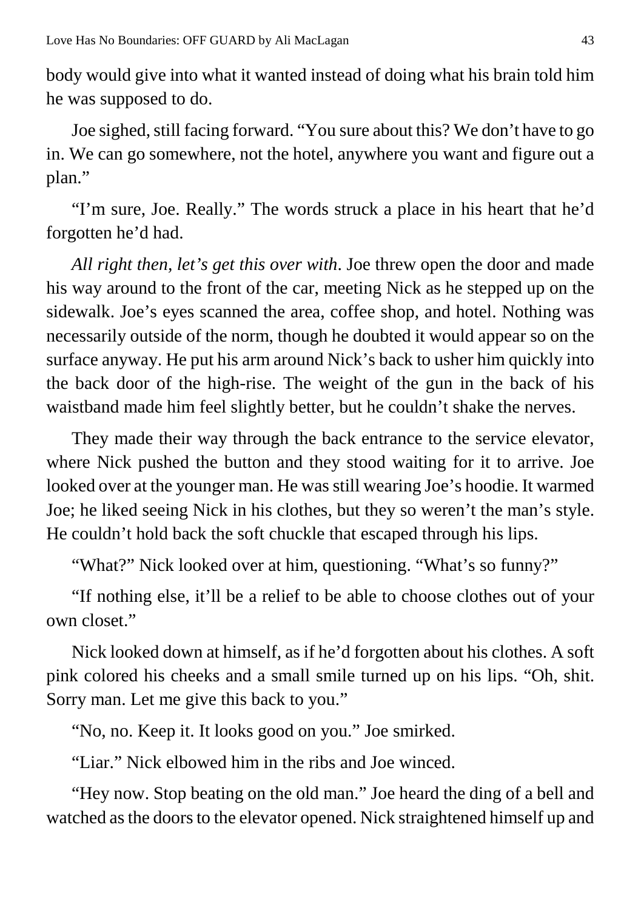body would give into what it wanted instead of doing what his brain told him he was supposed to do.

Joe sighed, still facing forward. “You sure about this? We don’t have to go in. We can go somewhere, not the hotel, anywhere you want and figure out a plan.”

“I’m sure, Joe. Really.” The words struck a place in his heart that he’d forgotten he’d had.

*All right then, let’s get this over with*. Joe threw open the door and made his way around to the front of the car, meeting Nick as he stepped up on the sidewalk. Joe’s eyes scanned the area, coffee shop, and hotel. Nothing was necessarily outside of the norm, though he doubted it would appear so on the surface anyway. He put his arm around Nick’s back to usher him quickly into the back door of the high-rise. The weight of the gun in the back of his waistband made him feel slightly better, but he couldn’t shake the nerves.

They made their way through the back entrance to the service elevator, where Nick pushed the button and they stood waiting for it to arrive. Joe looked over at the younger man. He was still wearing Joe’s hoodie. It warmed Joe; he liked seeing Nick in his clothes, but they so weren’t the man’s style. He couldn’t hold back the soft chuckle that escaped through his lips.

“What?” Nick looked over at him, questioning. “What’s so funny?”

“If nothing else, it’ll be a relief to be able to choose clothes out of your own closet.”

Nick looked down at himself, as if he’d forgotten about his clothes. A soft pink colored his cheeks and a small smile turned up on his lips. “Oh, shit. Sorry man. Let me give this back to you.”

“No, no. Keep it. It looks good on you.” Joe smirked.

“Liar.” Nick elbowed him in the ribs and Joe winced.

“Hey now. Stop beating on the old man.” Joe heard the ding of a bell and watched as the doors to the elevator opened. Nick straightened himself up and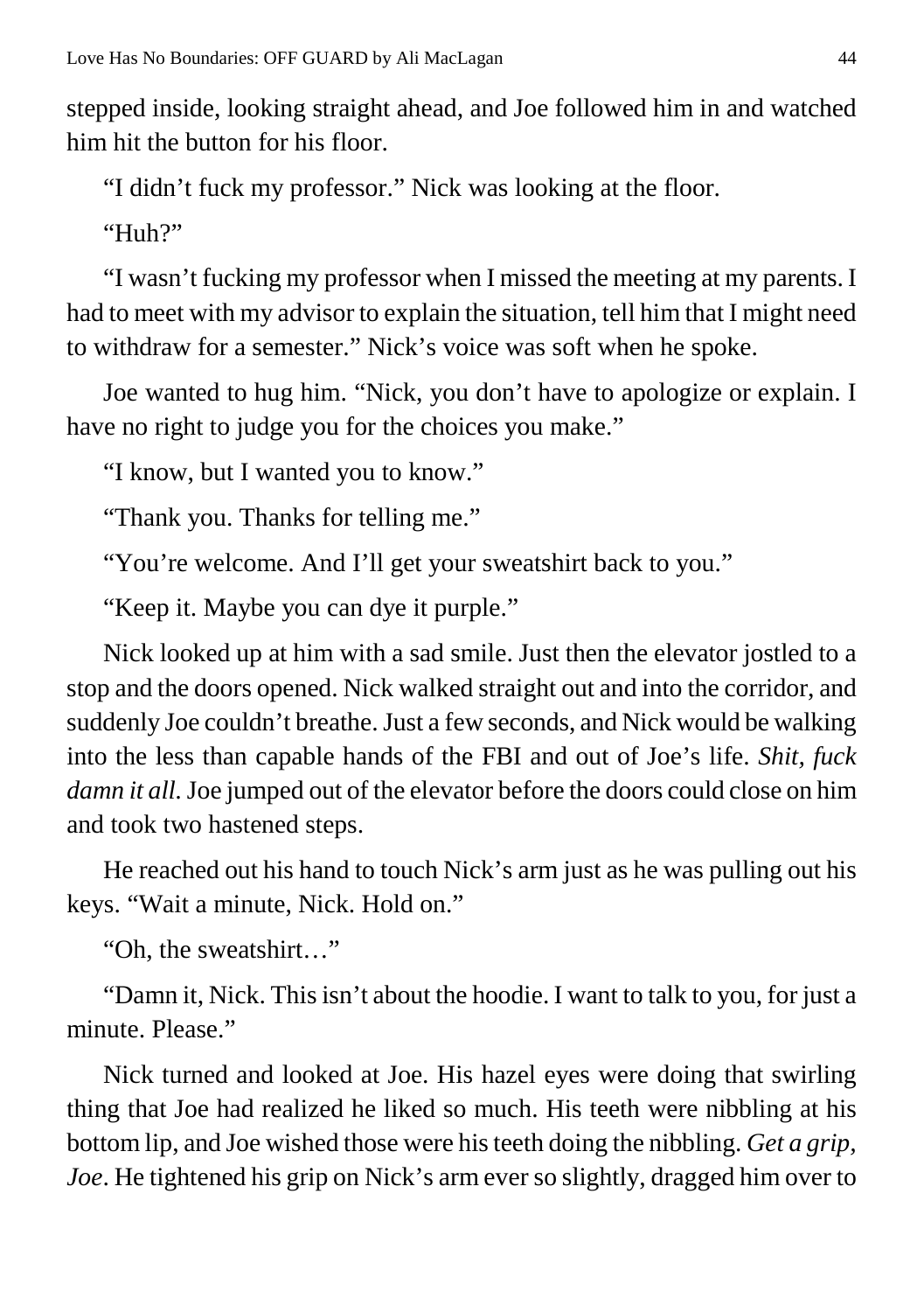stepped inside, looking straight ahead, and Joe followed him in and watched him hit the button for his floor.

"I didn't fuck my professor." Nick was looking at the floor.

"Huh?"

"I wasn't fucking my professor when I missed the meeting at my parents. I had to meet with my advisor to explain the situation, tell him that I might need to withdraw for a semester." Nick's voice was soft when he spoke.

Joe wanted to hug him. "Nick, you don't have to apologize or explain. I have no right to judge you for the choices you make."

"I know, but I wanted you to know."

"Thank you. Thanks for telling me."

"You're welcome. And I'll get your sweatshirt back to you."

"Keep it. Maybe you can dye it purple."

Nick looked up at him with a sad smile. Just then the elevator jostled to a stop and the doors opened. Nick walked straight out and into the corridor, and suddenly Joe couldn't breathe. Just a few seconds, and Nick would be walking into the less than capable hands of the FBI and out of Joe's life. *Shit, fuck damn it all.* Joe jumped out of the elevator before the doors could close on him and took two hastened steps.

He reached out his hand to touch Nick's arm just as he was pulling out his keys. "Wait a minute, Nick. Hold on."

"Oh, the sweatshirt…"

"Damn it, Nick. This isn't about the hoodie. I want to talk to you, for just a minute. Please."

Nick turned and looked at Joe. His hazel eyes were doing that swirling thing that Joe had realized he liked so much. His teeth were nibbling at his bottom lip, and Joe wished those were his teeth doing the nibbling. *Get a grip, Joe*. He tightened his grip on Nick's arm ever so slightly, dragged him over to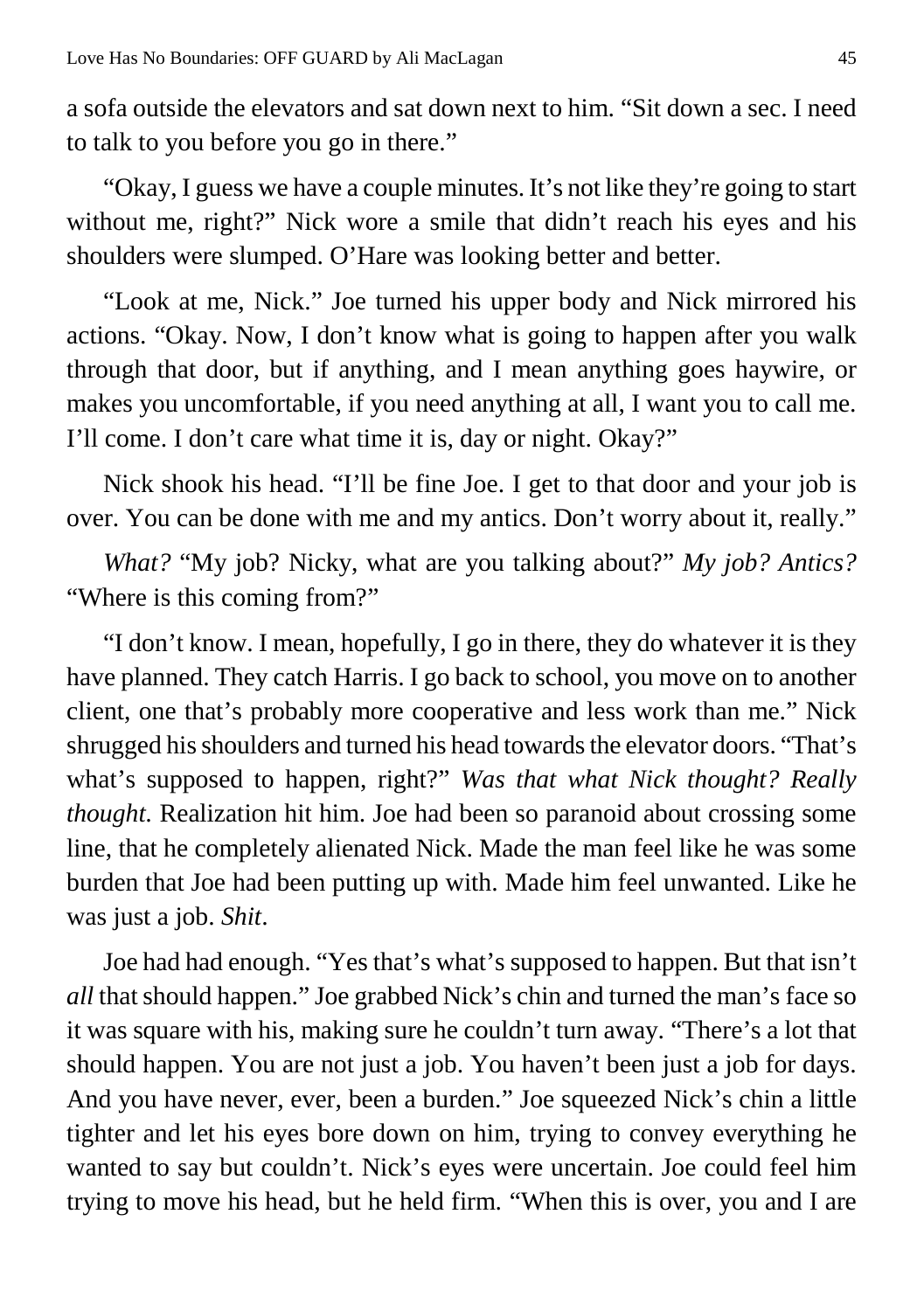a sofa outside the elevators and sat down next to him. "Sit down a sec. I need to talk to you before you go in there."

"Okay, I guess we have a couple minutes. It's not like they're going to start without me, right?" Nick wore a smile that didn't reach his eyes and his shoulders were slumped. O'Hare was looking better and better.

"Look at me, Nick." Joe turned his upper body and Nick mirrored his actions. "Okay. Now, I don't know what is going to happen after you walk through that door, but if anything, and I mean anything goes haywire, or makes you uncomfortable, if you need anything at all, I want you to call me. I'll come. I don't care what time it is, day or night. Okay?"

Nick shook his head. "I'll be fine Joe. I get to that door and your job is over. You can be done with me and my antics. Don't worry about it, really."

*What?* "My job? Nicky, what are you talking about?" *My job? Antics?* "Where is this coming from?"

"I don't know. I mean, hopefully, I go in there, they do whatever it is they have planned. They catch Harris. I go back to school, you move on to another client, one that's probably more cooperative and less work than me." Nick shrugged his shoulders and turned his head towards the elevator doors. "That's what's supposed to happen, right?" *Was that what Nick thought? Really thought.* Realization hit him. Joe had been so paranoid about crossing some line, that he completely alienated Nick. Made the man feel like he was some burden that Joe had been putting up with. Made him feel unwanted. Like he was just a job. *Shit*.

Joe had had enough. "Yes that's what's supposed to happen. But that isn't *all* that should happen." Joe grabbed Nick's chin and turned the man's face so it was square with his, making sure he couldn't turn away. "There's a lot that should happen. You are not just a job. You haven't been just a job for days. And you have never, ever, been a burden." Joe squeezed Nick's chin a little tighter and let his eyes bore down on him, trying to convey everything he wanted to say but couldn't. Nick's eyes were uncertain. Joe could feel him trying to move his head, but he held firm. "When this is over, you and I are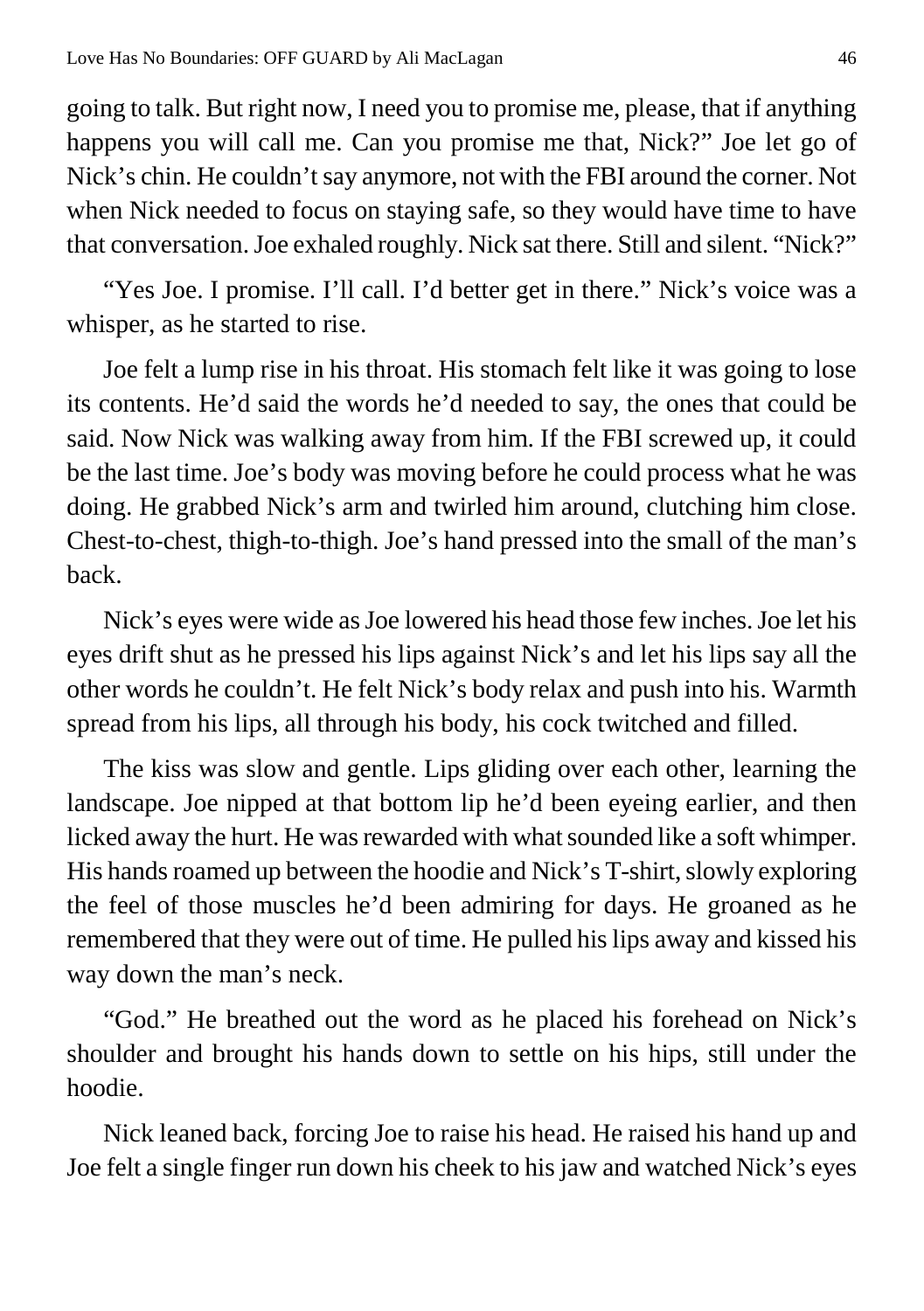going to talk. But right now, I need you to promise me, please, that if anything happens you will call me. Can you promise me that, Nick?" Joe let go of Nick's chin. He couldn't say anymore, not with the FBI around the corner. Not when Nick needed to focus on staying safe, so they would have time to have that conversation. Joe exhaled roughly. Nick sat there. Still and silent. "Nick?"

"Yes Joe. I promise. I'll call. I'd better get in there." Nick's voice was a whisper, as he started to rise.

Joe felt a lump rise in his throat. His stomach felt like it was going to lose its contents. He'd said the words he'd needed to say, the ones that could be said. Now Nick was walking away from him. If the FBI screwed up, it could be the last time. Joe's body was moving before he could process what he was doing. He grabbed Nick's arm and twirled him around, clutching him close. Chest-to-chest, thigh-to-thigh. Joe's hand pressed into the small of the man's back.

Nick's eyes were wide as Joe lowered his head those few inches. Joe let his eyes drift shut as he pressed his lips against Nick's and let his lips say all the other words he couldn't. He felt Nick's body relax and push into his. Warmth spread from his lips, all through his body, his cock twitched and filled.

The kiss was slow and gentle. Lips gliding over each other, learning the landscape. Joe nipped at that bottom lip he'd been eyeing earlier, and then licked away the hurt. He was rewarded with what sounded like a soft whimper. His hands roamed up between the hoodie and Nick's T-shirt, slowly exploring the feel of those muscles he'd been admiring for days. He groaned as he remembered that they were out of time. He pulled his lips away and kissed his way down the man's neck.

"God." He breathed out the word as he placed his forehead on Nick's shoulder and brought his hands down to settle on his hips, still under the hoodie.

Nick leaned back, forcing Joe to raise his head. He raised his hand up and Joe felt a single finger run down his cheek to his jaw and watched Nick's eyes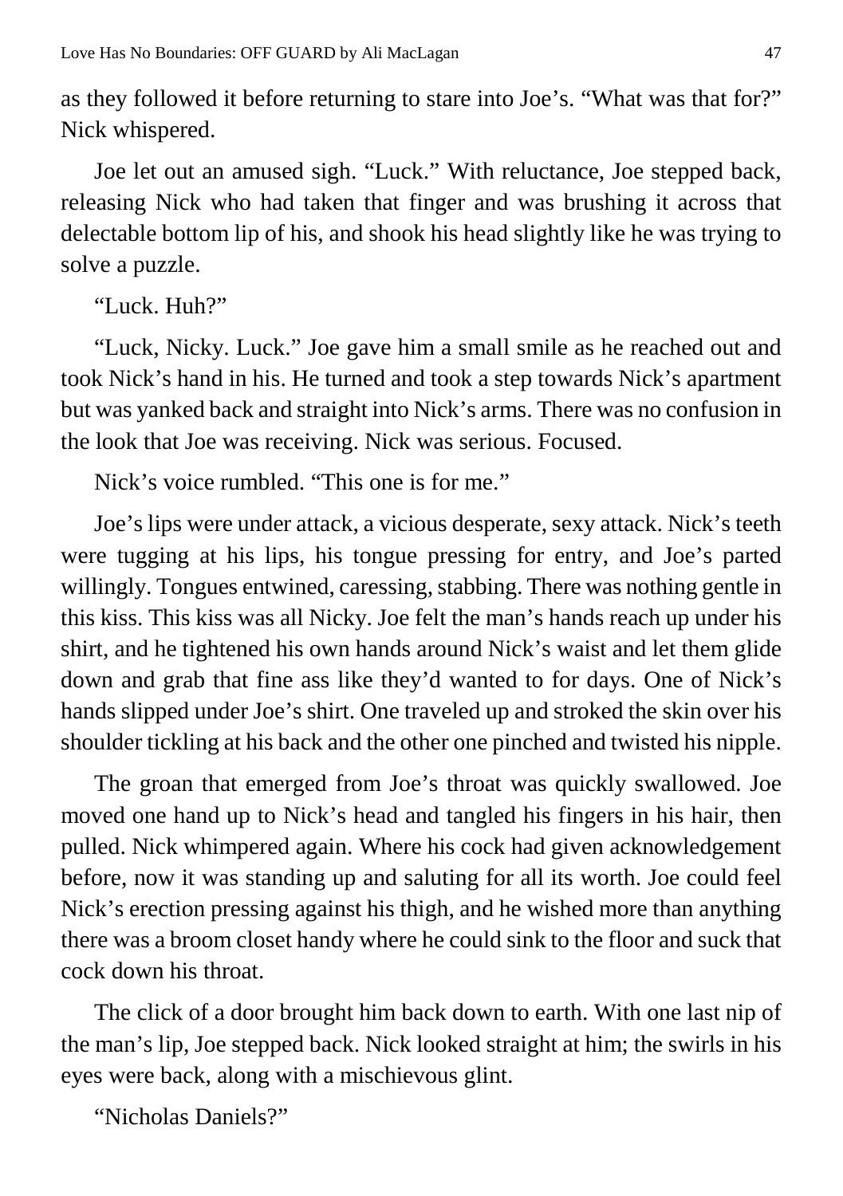as they followed it before returning to stare into Joe's. "What was that for?" Nick whispered.

Joe let out an amused sigh. "Luck." With reluctance, Joe stepped back, releasing Nick who had taken that finger and was brushing it across that delectable bottom lip of his, and shook his head slightly like he was trying to solve a puzzle.

"Luck. Huh?"

"Luck, Nicky. Luck." Joe gave him a small smile as he reached out and took Nick's hand in his. He turned and took a step towards Nick's apartment but was yanked back and straight into Nick's arms. There was no confusion in the look that Joe was receiving. Nick was serious. Focused.

Nick's voice rumbled. "This one is for me."

Joe's lips were under attack, a vicious desperate, sexy attack. Nick's teeth were tugging at his lips, his tongue pressing for entry, and Joe's parted willingly. Tongues entwined, caressing, stabbing. There was nothing gentle in this kiss. This kiss was all Nicky. Joe felt the man's hands reach up under his shirt, and he tightened his own hands around Nick's waist and let them glide down and grab that fine ass like they'd wanted to for days. One of Nick's hands slipped under Joe's shirt. One traveled up and stroked the skin over his shoulder tickling at his back and the other one pinched and twisted his nipple.

The groan that emerged from Joe's throat was quickly swallowed. Joe moved one hand up to Nick's head and tangled his fingers in his hair, then pulled. Nick whimpered again. Where his cock had given acknowledgement before, now it was standing up and saluting for all its worth. Joe could feel Nick's erection pressing against his thigh, and he wished more than anything there was a broom closet handy where he could sink to the floor and suck that cock down his throat.

The click of a door brought him back down to earth. With one last nip of the man's lip, Joe stepped back. Nick looked straight at him; the swirls in his eyes were back, along with a mischievous glint.

"Nicholas Daniels?"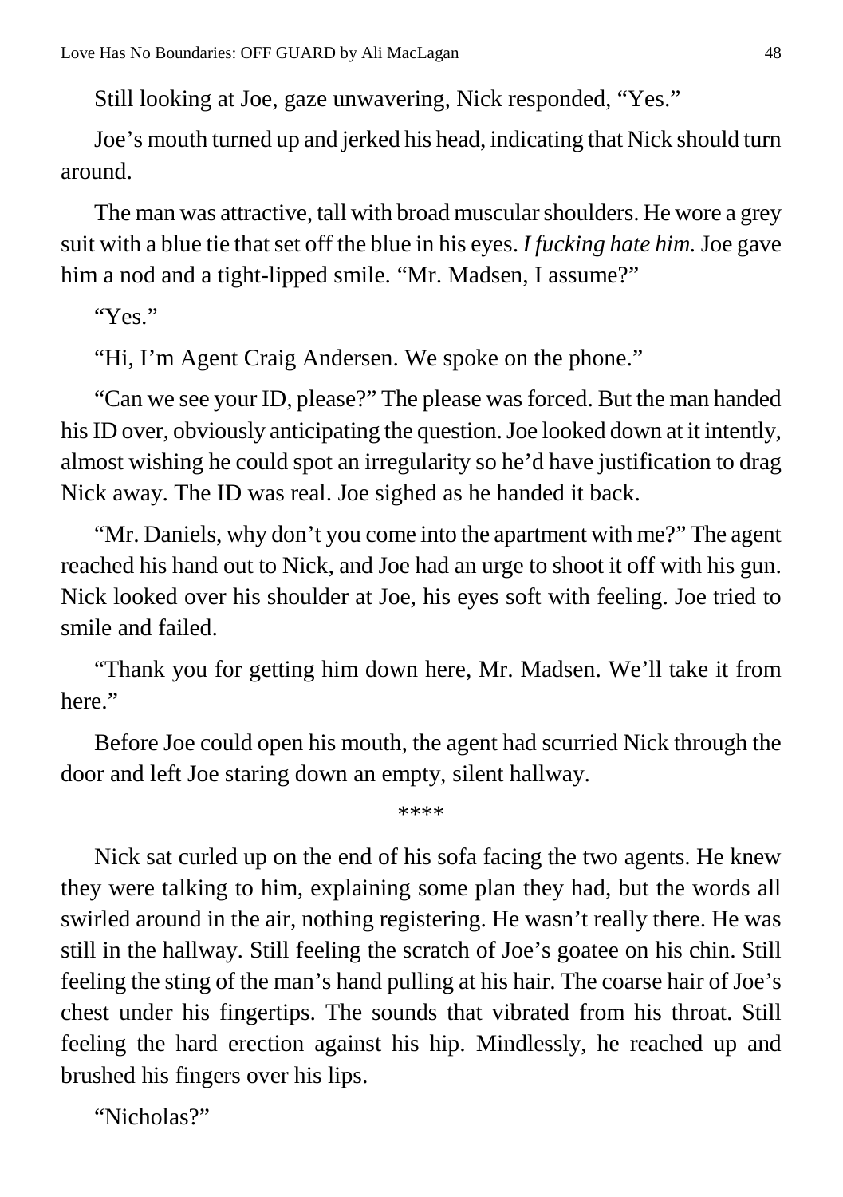Still looking at Joe, gaze unwavering, Nick responded, “Yes.”

Joe’s mouth turned up and jerked his head, indicating that Nick should turn around.

The man was attractive, tall with broad muscular shoulders. He wore a grey suit with a blue tie that set off the blue in his eyes. *I fucking hate him.* Joe gave him a nod and a tight-lipped smile. “Mr. Madsen, I assume?”

“Yes.”

“Hi, I’m Agent Craig Andersen. We spoke on the phone.”

“Can we see your ID, please?” The please was forced. But the man handed his ID over, obviously anticipating the question. Joe looked down at it intently, almost wishing he could spot an irregularity so he’d have justification to drag Nick away. The ID was real. Joe sighed as he handed it back.

“Mr. Daniels, why don’t you come into the apartment with me?” The agent reached his hand out to Nick, and Joe had an urge to shoot it off with his gun. Nick looked over his shoulder at Joe, his eyes soft with feeling. Joe tried to smile and failed.

“Thank you for getting him down here, Mr. Madsen. We’ll take it from here.”

Before Joe could open his mouth, the agent had scurried Nick through the door and left Joe staring down an empty, silent hallway.

\*\*\*\*

Nick sat curled up on the end of his sofa facing the two agents. He knew they were talking to him, explaining some plan they had, but the words all swirled around in the air, nothing registering. He wasn’t really there. He was still in the hallway. Still feeling the scratch of Joe’s goatee on his chin. Still feeling the sting of the man’s hand pulling at his hair. The coarse hair of Joe’s chest under his fingertips. The sounds that vibrated from his throat. Still feeling the hard erection against his hip. Mindlessly, he reached up and brushed his fingers over his lips.

“Nicholas?”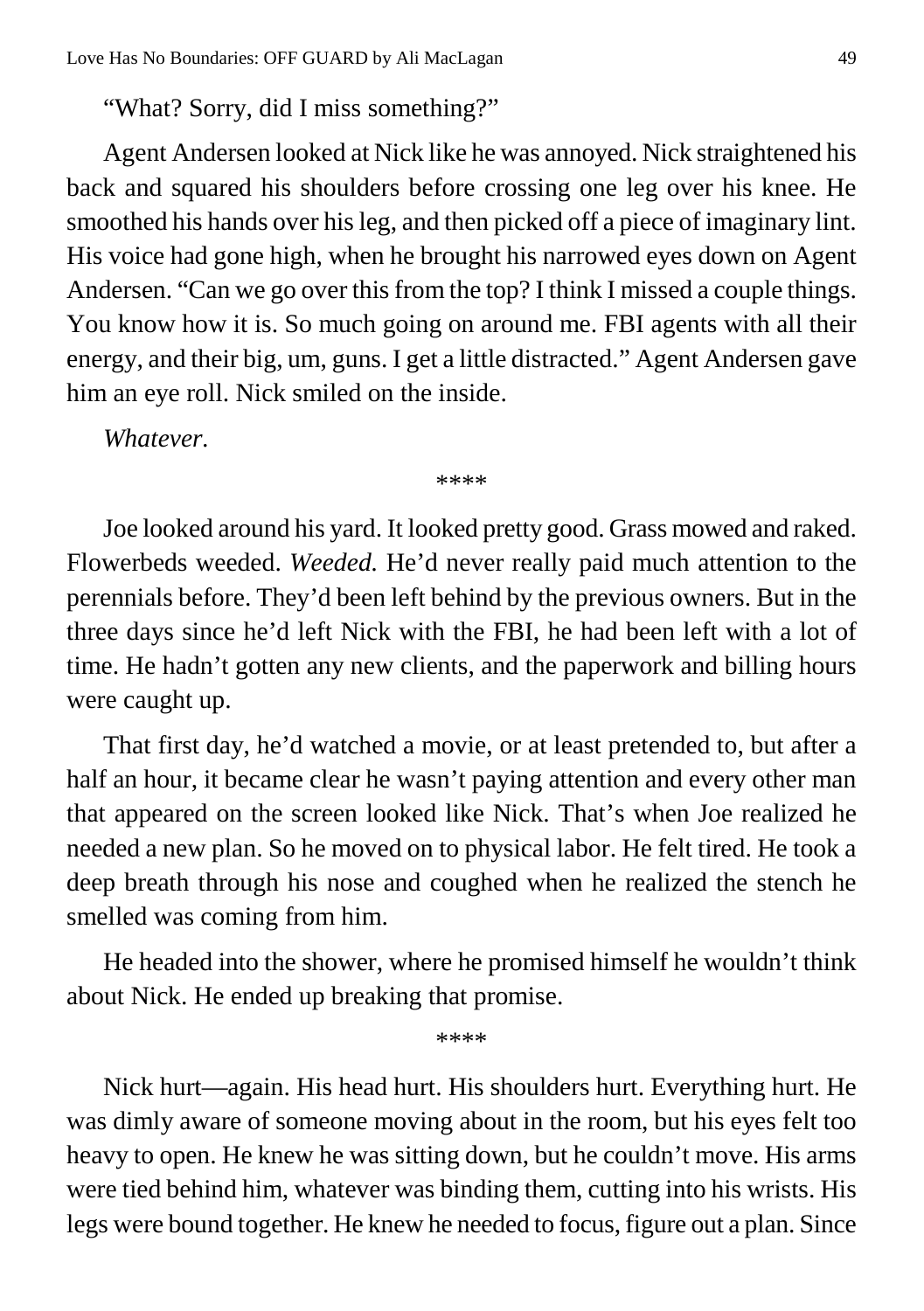"What? Sorry, did I miss something?"

Agent Andersen looked at Nick like he was annoyed. Nick straightened his back and squared his shoulders before crossing one leg over his knee. He smoothed his hands over his leg, and then picked off a piece of imaginary lint. His voice had gone high, when he brought his narrowed eyes down on Agent Andersen. "Can we go over this from the top? I think I missed a couple things. You know how it is. So much going on around me. FBI agents with all their energy, and their big, um, guns. I get a little distracted." Agent Andersen gave him an eye roll. Nick smiled on the inside.

*Whatever.*

\*\*\*\*

Joe looked around his yard. It looked pretty good. Grass mowed and raked. Flowerbeds weeded. *Weeded.* He'd never really paid much attention to the perennials before. They'd been left behind by the previous owners. But in the three days since he'd left Nick with the FBI, he had been left with a lot of time. He hadn't gotten any new clients, and the paperwork and billing hours were caught up.

That first day, he'd watched a movie, or at least pretended to, but after a half an hour, it became clear he wasn't paying attention and every other man that appeared on the screen looked like Nick. That's when Joe realized he needed a new plan. So he moved on to physical labor. He felt tired. He took a deep breath through his nose and coughed when he realized the stench he smelled was coming from him.

He headed into the shower, where he promised himself he wouldn't think about Nick. He ended up breaking that promise.

\*\*\*\*

Nick hurt—again. His head hurt. His shoulders hurt. Everything hurt. He was dimly aware of someone moving about in the room, but his eyes felt too heavy to open. He knew he was sitting down, but he couldn't move. His arms were tied behind him, whatever was binding them, cutting into his wrists. His legs were bound together. He knew he needed to focus, figure out a plan. Since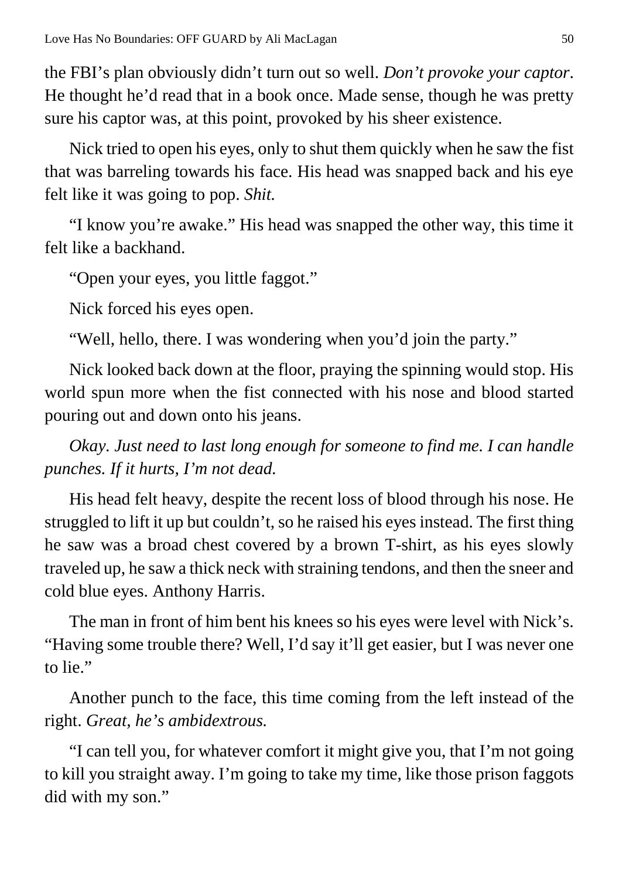the FBI's plan obviously didn't turn out so well. *Don't provoke your captor*. He thought he'd read that in a book once. Made sense, though he was pretty sure his captor was, at this point, provoked by his sheer existence.

Nick tried to open his eyes, only to shut them quickly when he saw the fist that was barreling towards his face. His head was snapped back and his eye felt like it was going to pop. *Shit.*

"I know you're awake." His head was snapped the other way, this time it felt like a backhand.

"Open your eyes, you little faggot."

Nick forced his eyes open.

"Well, hello, there. I was wondering when you'd join the party."

Nick looked back down at the floor, praying the spinning would stop. His world spun more when the fist connected with his nose and blood started pouring out and down onto his jeans.

*Okay. Just need to last long enough for someone to find me. I can handle punches. If it hurts, I'm not dead.*

His head felt heavy, despite the recent loss of blood through his nose. He struggled to lift it up but couldn't, so he raised his eyes instead. The first thing he saw was a broad chest covered by a brown T-shirt, as his eyes slowly traveled up, he saw a thick neck with straining tendons, and then the sneer and cold blue eyes. Anthony Harris.

The man in front of him bent his knees so his eyes were level with Nick's. "Having some trouble there? Well, I'd say it'll get easier, but I was never one to lie."

Another punch to the face, this time coming from the left instead of the right. *Great, he's ambidextrous.*

"I can tell you, for whatever comfort it might give you, that I'm not going to kill you straight away. I'm going to take my time, like those prison faggots did with my son."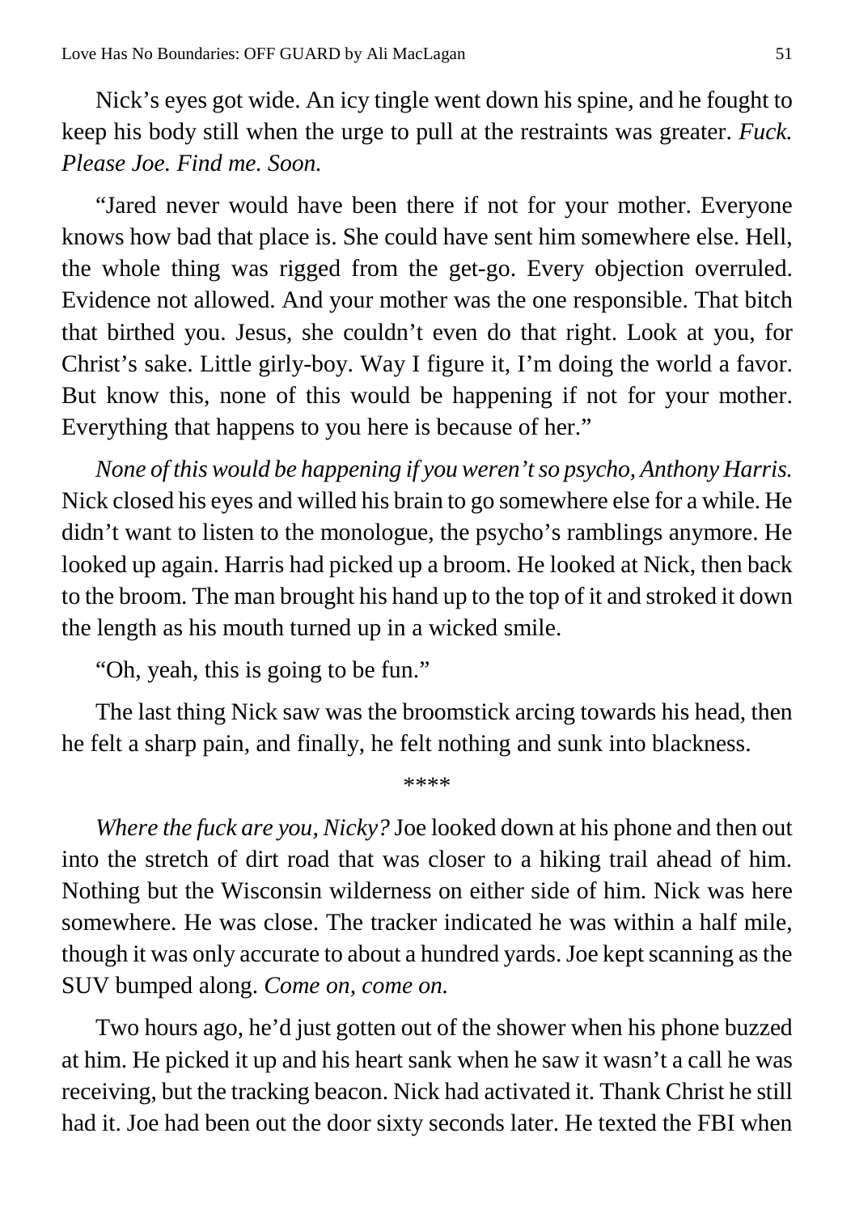Nick's eyes got wide. An icy tingle went down his spine, and he fought to keep his body still when the urge to pull at the restraints was greater. *Fuck. Please Joe. Find me. Soon.*

"Jared never would have been there if not for your mother. Everyone knows how bad that place is. She could have sent him somewhere else. Hell, the whole thing was rigged from the get-go. Every objection overruled. Evidence not allowed. And your mother was the one responsible. That bitch that birthed you. Jesus, she couldn't even do that right. Look at you, for Christ's sake. Little girly-boy. Way I figure it, I'm doing the world a favor. But know this, none of this would be happening if not for your mother. Everything that happens to you here is because of her."

*None of this would be happening if you weren't so psycho, Anthony Harris.* Nick closed his eyes and willed his brain to go somewhere else for a while. He didn't want to listen to the monologue, the psycho's ramblings anymore. He looked up again. Harris had picked up a broom. He looked at Nick, then back to the broom. The man brought his hand up to the top of it and stroked it down the length as his mouth turned up in a wicked smile.

"Oh, yeah, this is going to be fun."

The last thing Nick saw was the broomstick arcing towards his head, then he felt a sharp pain, and finally, he felt nothing and sunk into blackness.

****

*Where the fuck are you, Nicky?* Joe looked down at his phone and then out into the stretch of dirt road that was closer to a hiking trail ahead of him. Nothing but the Wisconsin wilderness on either side of him. Nick was here somewhere. He was close. The tracker indicated he was within a half mile, though it was only accurate to about a hundred yards. Joe kept scanning as the SUV bumped along. *Come on, come on.*

Two hours ago, he'd just gotten out of the shower when his phone buzzed at him. He picked it up and his heart sank when he saw it wasn't a call he was receiving, but the tracking beacon. Nick had activated it. Thank Christ he still had it. Joe had been out the door sixty seconds later. He texted the FBI when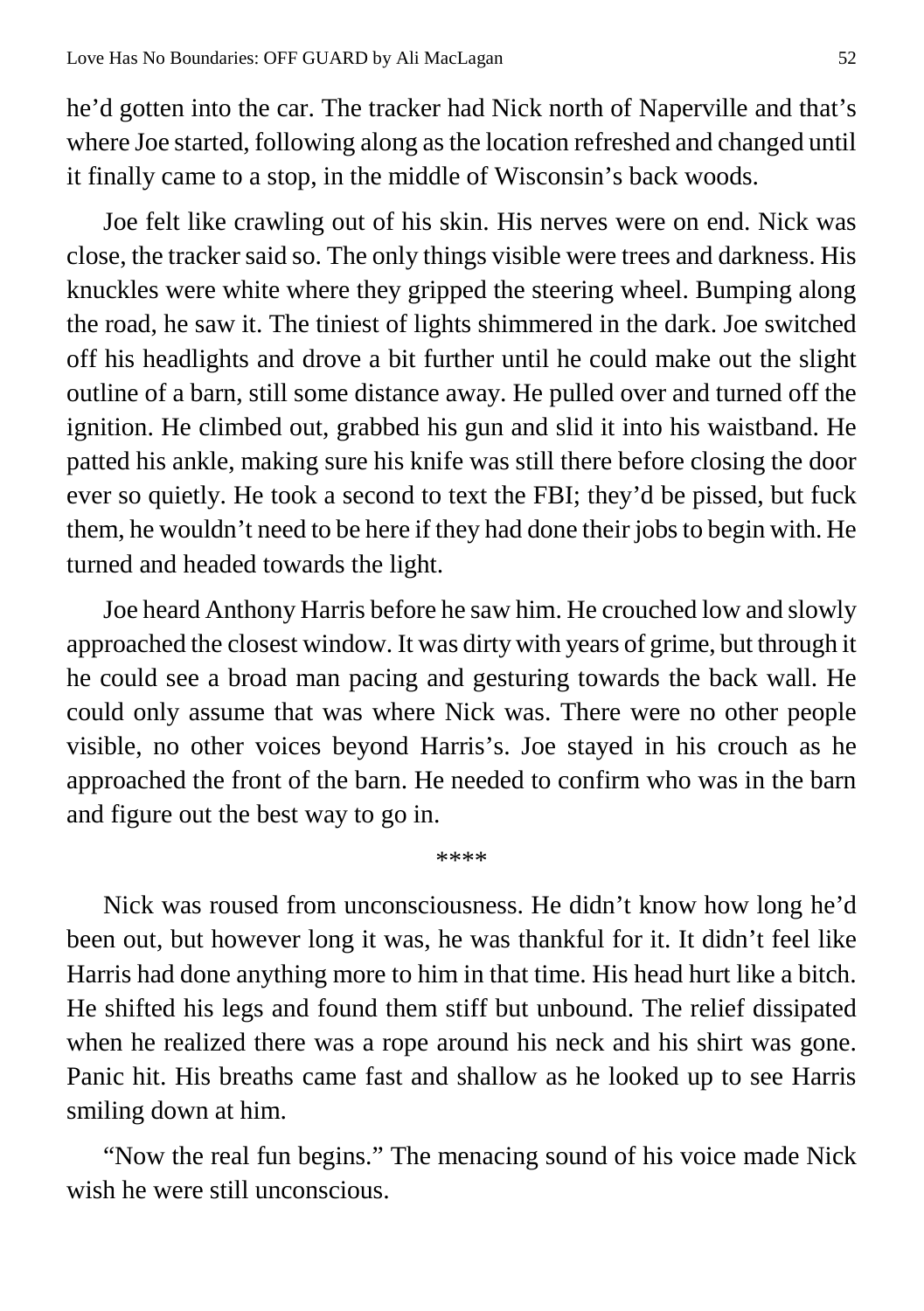he'd gotten into the car. The tracker had Nick north of Naperville and that's where Joe started, following along as the location refreshed and changed until it finally came to a stop, in the middle of Wisconsin's back woods.

Joe felt like crawling out of his skin. His nerves were on end. Nick was close, the tracker said so. The only things visible were trees and darkness. His knuckles were white where they gripped the steering wheel. Bumping along the road, he saw it. The tiniest of lights shimmered in the dark. Joe switched off his headlights and drove a bit further until he could make out the slight outline of a barn, still some distance away. He pulled over and turned off the ignition. He climbed out, grabbed his gun and slid it into his waistband. He patted his ankle, making sure his knife was still there before closing the door ever so quietly. He took a second to text the FBI; they'd be pissed, but fuck them, he wouldn't need to be here if they had done their jobs to begin with. He turned and headed towards the light.

Joe heard Anthony Harris before he saw him. He crouched low and slowly approached the closest window. It was dirty with years of grime, but through it he could see a broad man pacing and gesturing towards the back wall. He could only assume that was where Nick was. There were no other people visible, no other voices beyond Harris's. Joe stayed in his crouch as he approached the front of the barn. He needed to confirm who was in the barn and figure out the best way to go in.

****

Nick was roused from unconsciousness. He didn't know how long he'd been out, but however long it was, he was thankful for it. It didn't feel like Harris had done anything more to him in that time. His head hurt like a bitch. He shifted his legs and found them stiff but unbound. The relief dissipated when he realized there was a rope around his neck and his shirt was gone. Panic hit. His breaths came fast and shallow as he looked up to see Harris smiling down at him.

"Now the real fun begins." The menacing sound of his voice made Nick wish he were still unconscious.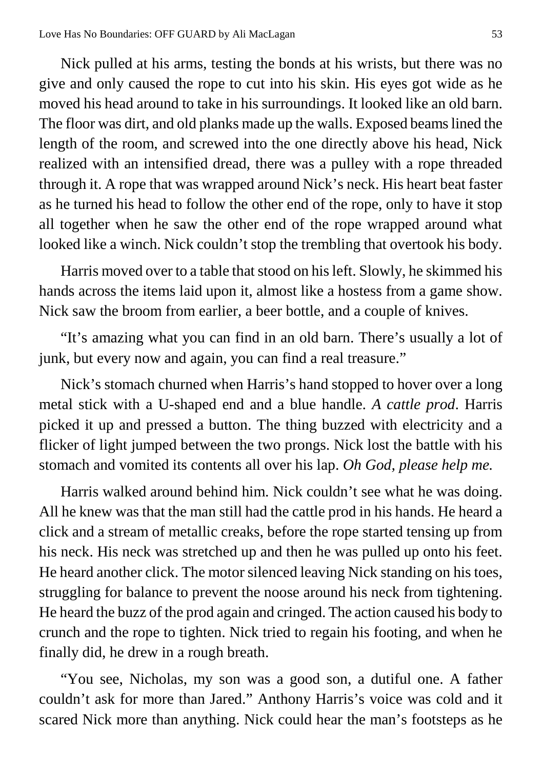Nick pulled at his arms, testing the bonds at his wrists, but there was no give and only caused the rope to cut into his skin. His eyes got wide as he moved his head around to take in his surroundings. It looked like an old barn. The floor was dirt, and old planks made up the walls. Exposed beams lined the length of the room, and screwed into the one directly above his head, Nick realized with an intensified dread, there was a pulley with a rope threaded through it. A rope that was wrapped around Nick's neck. His heart beat faster as he turned his head to follow the other end of the rope, only to have it stop all together when he saw the other end of the rope wrapped around what looked like a winch. Nick couldn't stop the trembling that overtook his body.

Harris moved over to a table that stood on his left. Slowly, he skimmed his hands across the items laid upon it, almost like a hostess from a game show. Nick saw the broom from earlier, a beer bottle, and a couple of knives.

"It's amazing what you can find in an old barn. There's usually a lot of junk, but every now and again, you can find a real treasure."

Nick's stomach churned when Harris's hand stopped to hover over a long metal stick with a U-shaped end and a blue handle. *A cattle prod*. Harris picked it up and pressed a button. The thing buzzed with electricity and a flicker of light jumped between the two prongs. Nick lost the battle with his stomach and vomited its contents all over his lap. *Oh God, please help me.*

Harris walked around behind him. Nick couldn't see what he was doing. All he knew was that the man still had the cattle prod in his hands. He heard a click and a stream of metallic creaks, before the rope started tensing up from his neck. His neck was stretched up and then he was pulled up onto his feet. He heard another click. The motor silenced leaving Nick standing on his toes, struggling for balance to prevent the noose around his neck from tightening. He heard the buzz of the prod again and cringed. The action caused his body to crunch and the rope to tighten. Nick tried to regain his footing, and when he finally did, he drew in a rough breath.

"You see, Nicholas, my son was a good son, a dutiful one. A father couldn't ask for more than Jared." Anthony Harris's voice was cold and it scared Nick more than anything. Nick could hear the man's footsteps as he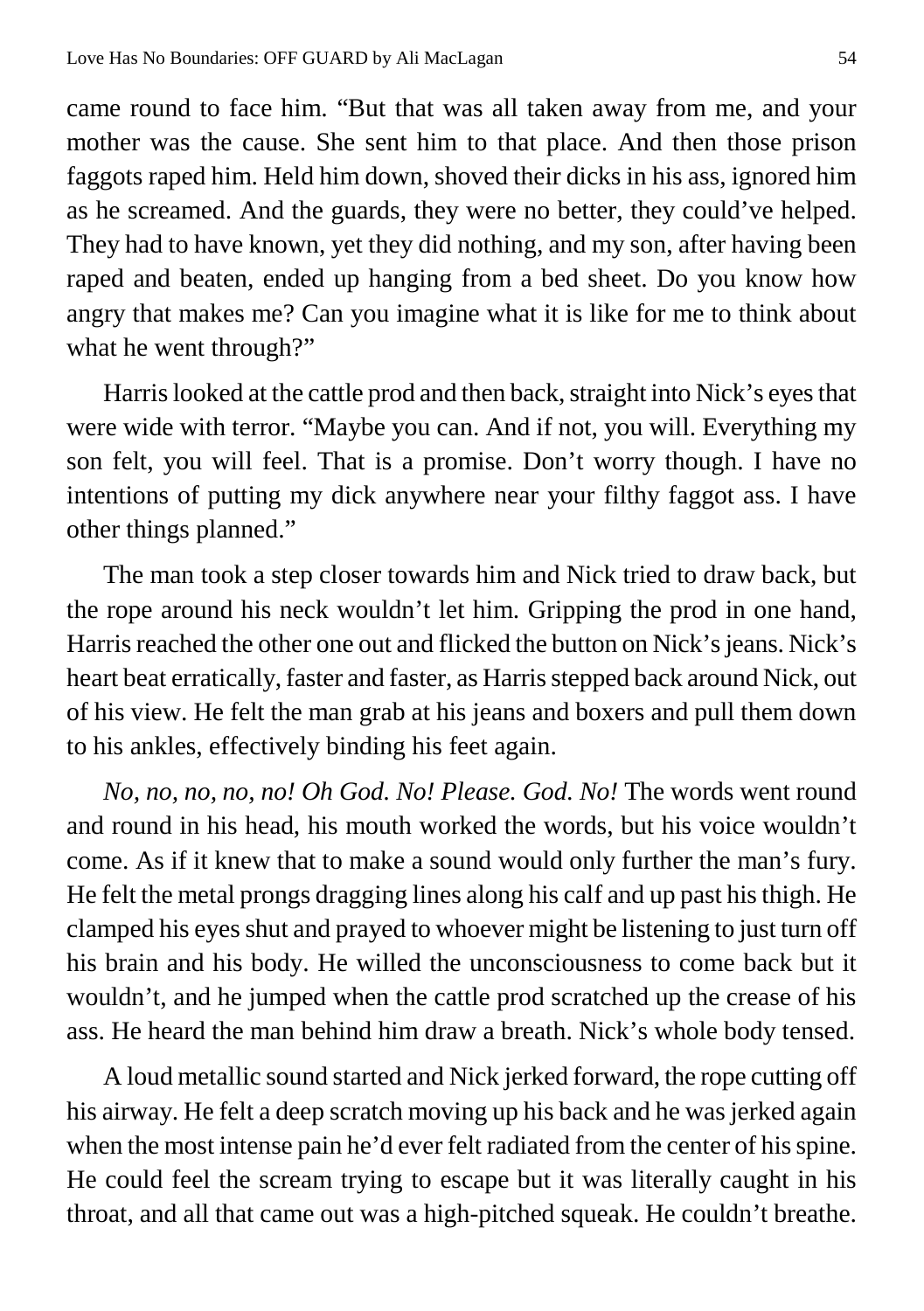came round to face him. "But that was all taken away from me, and your mother was the cause. She sent him to that place. And then those prison faggots raped him. Held him down, shoved their dicks in his ass, ignored him as he screamed. And the guards, they were no better, they could've helped. They had to have known, yet they did nothing, and my son, after having been raped and beaten, ended up hanging from a bed sheet. Do you know how angry that makes me? Can you imagine what it is like for me to think about what he went through?"

Harris looked at the cattle prod and then back, straight into Nick's eyes that were wide with terror. "Maybe you can. And if not, you will. Everything my son felt, you will feel. That is a promise. Don't worry though. I have no intentions of putting my dick anywhere near your filthy faggot ass. I have other things planned."

The man took a step closer towards him and Nick tried to draw back, but the rope around his neck wouldn't let him. Gripping the prod in one hand, Harris reached the other one out and flicked the button on Nick's jeans. Nick's heart beat erratically, faster and faster, as Harris stepped back around Nick, out of his view. He felt the man grab at his jeans and boxers and pull them down to his ankles, effectively binding his feet again.

*No, no, no, no, no! Oh God. No! Please. God. No!* The words went round and round in his head, his mouth worked the words, but his voice wouldn't come. As if it knew that to make a sound would only further the man's fury. He felt the metal prongs dragging lines along his calf and up past his thigh. He clamped his eyes shut and prayed to whoever might be listening to just turn off his brain and his body. He willed the unconsciousness to come back but it wouldn't, and he jumped when the cattle prod scratched up the crease of his ass. He heard the man behind him draw a breath. Nick's whole body tensed.

A loud metallic sound started and Nick jerked forward, the rope cutting off his airway. He felt a deep scratch moving up his back and he was jerked again when the most intense pain he'd ever felt radiated from the center of his spine. He could feel the scream trying to escape but it was literally caught in his throat, and all that came out was a high-pitched squeak. He couldn't breathe.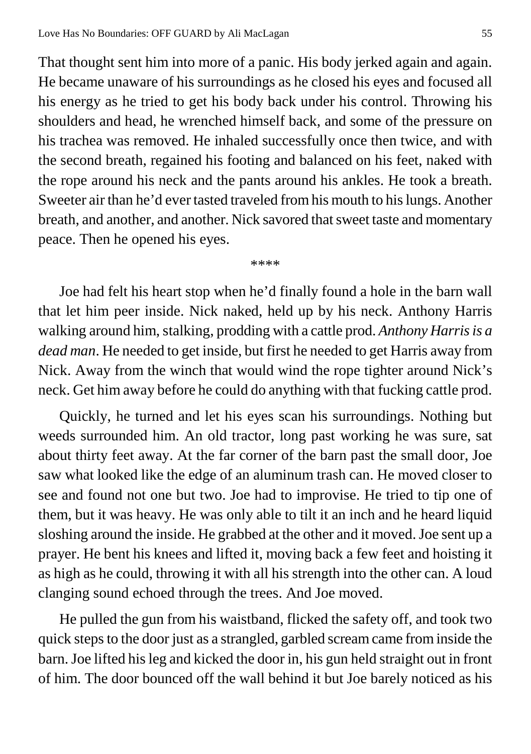That thought sent him into more of a panic. His body jerked again and again. He became unaware of his surroundings as he closed his eyes and focused all his energy as he tried to get his body back under his control. Throwing his shoulders and head, he wrenched himself back, and some of the pressure on his trachea was removed. He inhaled successfully once then twice, and with the second breath, regained his footing and balanced on his feet, naked with the rope around his neck and the pants around his ankles. He took a breath. Sweeter air than he'd ever tasted traveled from his mouth to his lungs. Another breath, and another, and another. Nick savored that sweet taste and momentary peace. Then he opened his eyes.

\*\*\*\*

Joe had felt his heart stop when he'd finally found a hole in the barn wall that let him peer inside. Nick naked, held up by his neck. Anthony Harris walking around him, stalking, prodding with a cattle prod. *Anthony Harris is a dead man*. He needed to get inside, but first he needed to get Harris away from Nick. Away from the winch that would wind the rope tighter around Nick's neck. Get him away before he could do anything with that fucking cattle prod.

Quickly, he turned and let his eyes scan his surroundings. Nothing but weeds surrounded him. An old tractor, long past working he was sure, sat about thirty feet away. At the far corner of the barn past the small door, Joe saw what looked like the edge of an aluminum trash can. He moved closer to see and found not one but two. Joe had to improvise. He tried to tip one of them, but it was heavy. He was only able to tilt it an inch and he heard liquid sloshing around the inside. He grabbed at the other and it moved. Joe sent up a prayer. He bent his knees and lifted it, moving back a few feet and hoisting it as high as he could, throwing it with all his strength into the other can. A loud clanging sound echoed through the trees. And Joe moved.

He pulled the gun from his waistband, flicked the safety off, and took two quick steps to the door just as a strangled, garbled scream came from inside the barn. Joe lifted his leg and kicked the door in, his gun held straight out in front of him. The door bounced off the wall behind it but Joe barely noticed as his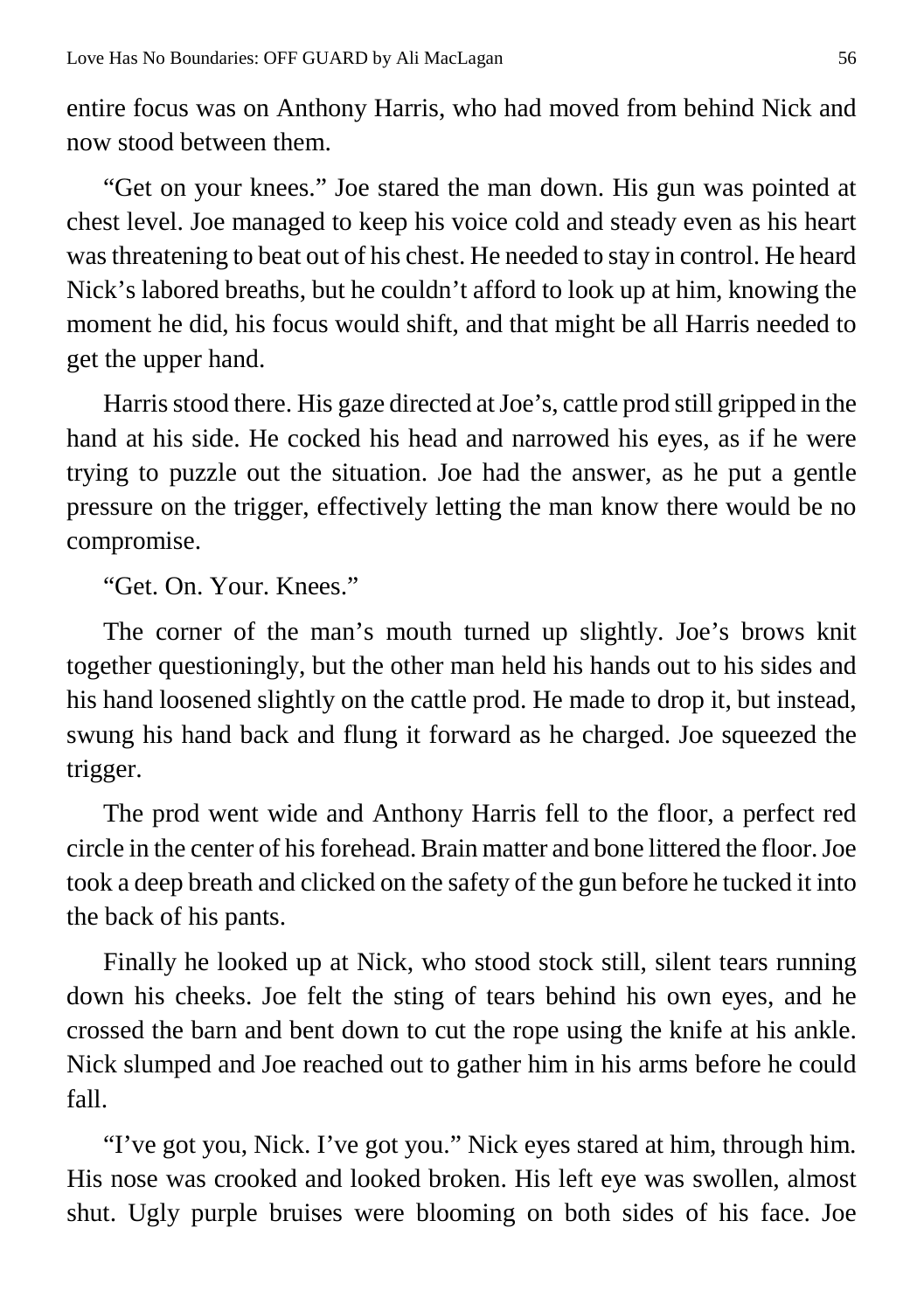entire focus was on Anthony Harris, who had moved from behind Nick and now stood between them.

"Get on your knees." Joe stared the man down. His gun was pointed at chest level. Joe managed to keep his voice cold and steady even as his heart was threatening to beat out of his chest. He needed to stay in control. He heard Nick's labored breaths, but he couldn't afford to look up at him, knowing the moment he did, his focus would shift, and that might be all Harris needed to get the upper hand.

Harris stood there. His gaze directed at Joe's, cattle prod still gripped in the hand at his side. He cocked his head and narrowed his eyes, as if he were trying to puzzle out the situation. Joe had the answer, as he put a gentle pressure on the trigger, effectively letting the man know there would be no compromise.

"Get. On. Your. Knees."

The corner of the man's mouth turned up slightly. Joe's brows knit together questioningly, but the other man held his hands out to his sides and his hand loosened slightly on the cattle prod. He made to drop it, but instead, swung his hand back and flung it forward as he charged. Joe squeezed the trigger.

The prod went wide and Anthony Harris fell to the floor, a perfect red circle in the center of his forehead. Brain matter and bone littered the floor. Joe took a deep breath and clicked on the safety of the gun before he tucked it into the back of his pants.

Finally he looked up at Nick, who stood stock still, silent tears running down his cheeks. Joe felt the sting of tears behind his own eyes, and he crossed the barn and bent down to cut the rope using the knife at his ankle. Nick slumped and Joe reached out to gather him in his arms before he could fall.

"I've got you, Nick. I've got you." Nick eyes stared at him, through him. His nose was crooked and looked broken. His left eye was swollen, almost shut. Ugly purple bruises were blooming on both sides of his face. Joe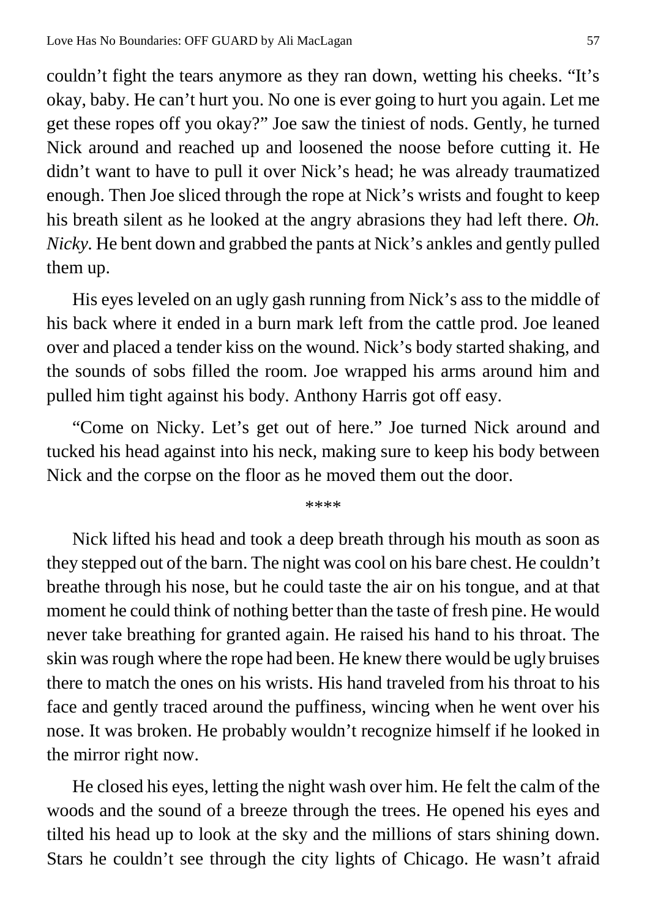couldn't fight the tears anymore as they ran down, wetting his cheeks. "It's okay, baby. He can't hurt you. No one is ever going to hurt you again. Let me get these ropes off you okay?" Joe saw the tiniest of nods. Gently, he turned Nick around and reached up and loosened the noose before cutting it. He didn't want to have to pull it over Nick's head; he was already traumatized enough. Then Joe sliced through the rope at Nick's wrists and fought to keep his breath silent as he looked at the angry abrasions they had left there. *Oh. Nicky.* He bent down and grabbed the pants at Nick's ankles and gently pulled them up.

His eyes leveled on an ugly gash running from Nick's ass to the middle of his back where it ended in a burn mark left from the cattle prod. Joe leaned over and placed a tender kiss on the wound. Nick's body started shaking, and the sounds of sobs filled the room. Joe wrapped his arms around him and pulled him tight against his body. Anthony Harris got off easy.

"Come on Nicky. Let's get out of here." Joe turned Nick around and tucked his head against into his neck, making sure to keep his body between Nick and the corpse on the floor as he moved them out the door.

****

Nick lifted his head and took a deep breath through his mouth as soon as they stepped out of the barn. The night was cool on his bare chest. He couldn't breathe through his nose, but he could taste the air on his tongue, and at that moment he could think of nothing better than the taste of fresh pine. He would never take breathing for granted again. He raised his hand to his throat. The skin was rough where the rope had been. He knew there would be ugly bruises there to match the ones on his wrists. His hand traveled from his throat to his face and gently traced around the puffiness, wincing when he went over his nose. It was broken. He probably wouldn't recognize himself if he looked in the mirror right now.

He closed his eyes, letting the night wash over him. He felt the calm of the woods and the sound of a breeze through the trees. He opened his eyes and tilted his head up to look at the sky and the millions of stars shining down. Stars he couldn't see through the city lights of Chicago. He wasn't afraid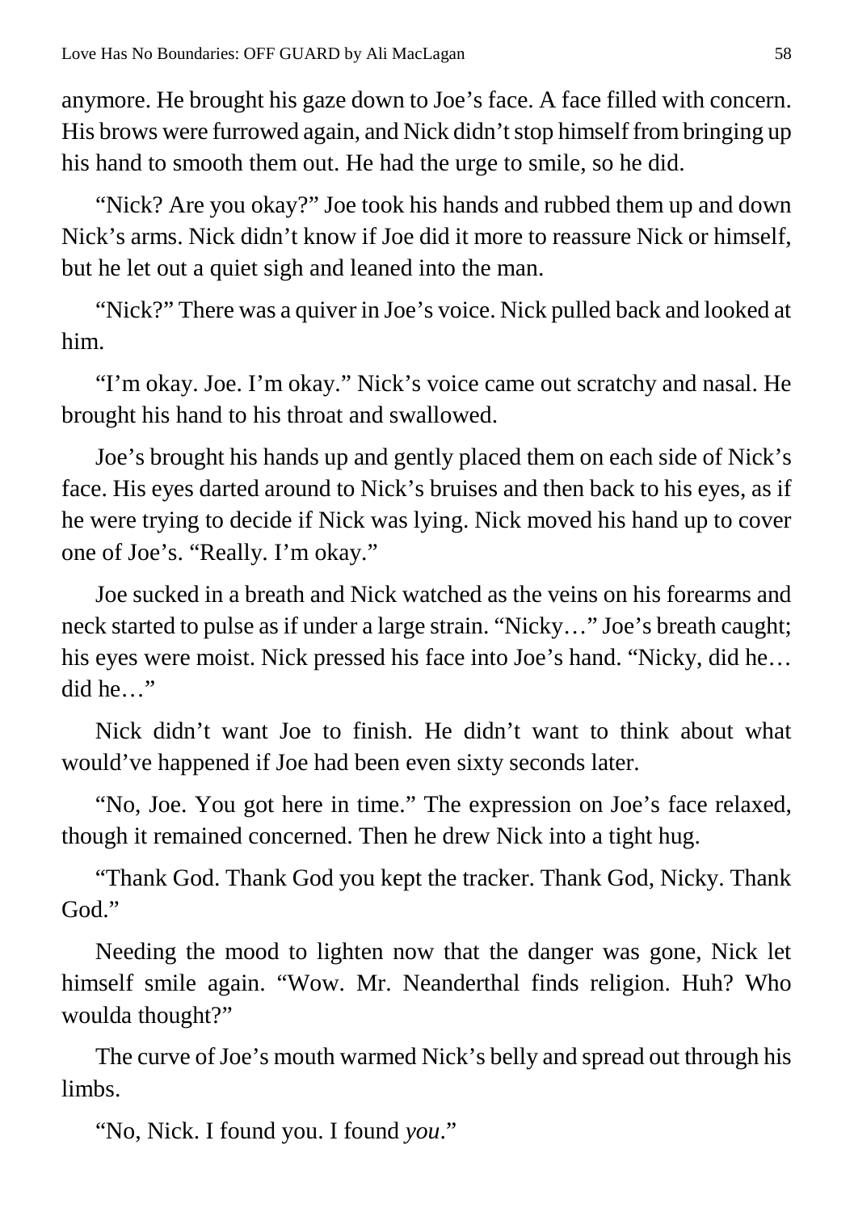anymore. He brought his gaze down to Joe's face. A face filled with concern. His brows were furrowed again, and Nick didn't stop himself from bringing up his hand to smooth them out. He had the urge to smile, so he did.

"Nick? Are you okay?" Joe took his hands and rubbed them up and down Nick's arms. Nick didn't know if Joe did it more to reassure Nick or himself, but he let out a quiet sigh and leaned into the man.

"Nick?" There was a quiver in Joe's voice. Nick pulled back and looked at him.

"I'm okay. Joe. I'm okay." Nick's voice came out scratchy and nasal. He brought his hand to his throat and swallowed.

Joe's brought his hands up and gently placed them on each side of Nick's face. His eyes darted around to Nick's bruises and then back to his eyes, as if he were trying to decide if Nick was lying. Nick moved his hand up to cover one of Joe's. "Really. I'm okay."

Joe sucked in a breath and Nick watched as the veins on his forearms and neck started to pulse as if under a large strain. "Nicky…" Joe's breath caught; his eyes were moist. Nick pressed his face into Joe's hand. "Nicky, did he… did he…"

Nick didn't want Joe to finish. He didn't want to think about what would've happened if Joe had been even sixty seconds later.

"No, Joe. You got here in time." The expression on Joe's face relaxed, though it remained concerned. Then he drew Nick into a tight hug.

"Thank God. Thank God you kept the tracker. Thank God, Nicky. Thank God."

Needing the mood to lighten now that the danger was gone, Nick let himself smile again. "Wow. Mr. Neanderthal finds religion. Huh? Who woulda thought?"

The curve of Joe's mouth warmed Nick's belly and spread out through his limbs.

"No, Nick. I found you. I found *you*."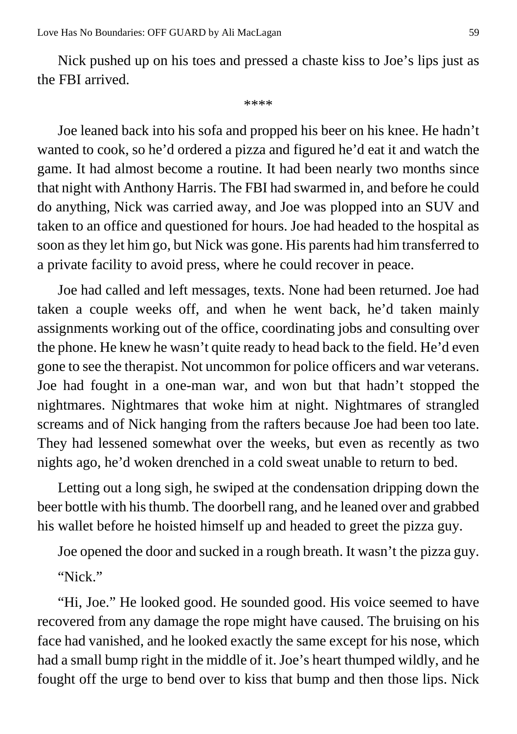Nick pushed up on his toes and pressed a chaste kiss to Joe's lips just as the FBI arrived.

****

Joe leaned back into his sofa and propped his beer on his knee. He hadn't wanted to cook, so he'd ordered a pizza and figured he'd eat it and watch the game. It had almost become a routine. It had been nearly two months since that night with Anthony Harris. The FBI had swarmed in, and before he could do anything, Nick was carried away, and Joe was plopped into an SUV and taken to an office and questioned for hours. Joe had headed to the hospital as soon as they let him go, but Nick was gone. His parents had him transferred to a private facility to avoid press, where he could recover in peace.

Joe had called and left messages, texts. None had been returned. Joe had taken a couple weeks off, and when he went back, he'd taken mainly assignments working out of the office, coordinating jobs and consulting over the phone. He knew he wasn't quite ready to head back to the field. He'd even gone to see the therapist. Not uncommon for police officers and war veterans. Joe had fought in a one-man war, and won but that hadn't stopped the nightmares. Nightmares that woke him at night. Nightmares of strangled screams and of Nick hanging from the rafters because Joe had been too late. They had lessened somewhat over the weeks, but even as recently as two nights ago, he'd woken drenched in a cold sweat unable to return to bed.

Letting out a long sigh, he swiped at the condensation dripping down the beer bottle with his thumb. The doorbell rang, and he leaned over and grabbed his wallet before he hoisted himself up and headed to greet the pizza guy.

Joe opened the door and sucked in a rough breath. It wasn't the pizza guy.

"Nick."

"Hi, Joe." He looked good. He sounded good. His voice seemed to have recovered from any damage the rope might have caused. The bruising on his face had vanished, and he looked exactly the same except for his nose, which had a small bump right in the middle of it. Joe's heart thumped wildly, and he fought off the urge to bend over to kiss that bump and then those lips. Nick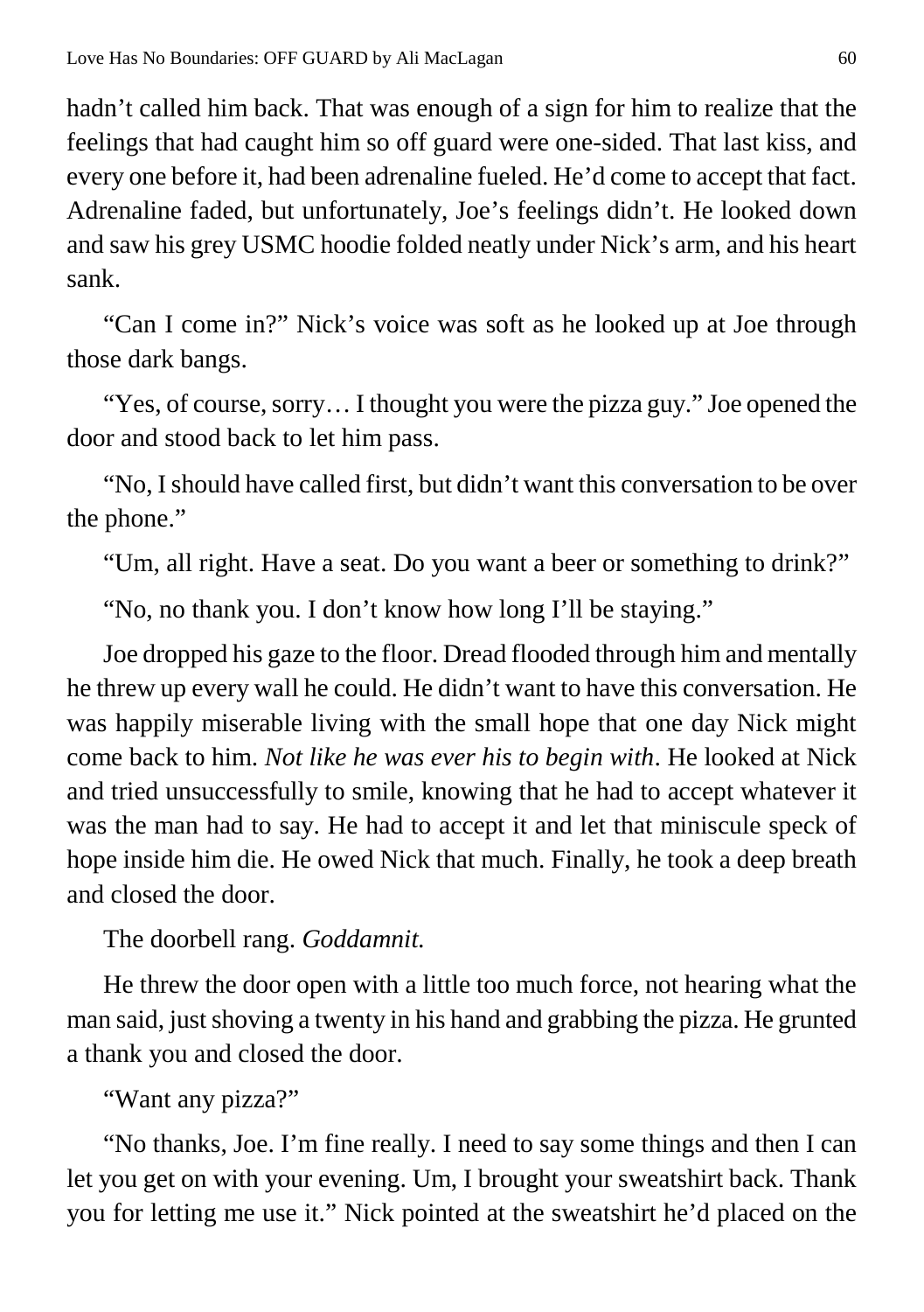hadn't called him back. That was enough of a sign for him to realize that the feelings that had caught him so off guard were one-sided. That last kiss, and every one before it, had been adrenaline fueled. He'd come to accept that fact. Adrenaline faded, but unfortunately, Joe's feelings didn't. He looked down and saw his grey USMC hoodie folded neatly under Nick's arm, and his heart sank.

"Can I come in?" Nick's voice was soft as he looked up at Joe through those dark bangs.

"Yes, of course, sorry… I thought you were the pizza guy." Joe opened the door and stood back to let him pass.

"No, I should have called first, but didn't want this conversation to be over the phone."

"Um, all right. Have a seat. Do you want a beer or something to drink?"

"No, no thank you. I don't know how long I'll be staying."

Joe dropped his gaze to the floor. Dread flooded through him and mentally he threw up every wall he could. He didn't want to have this conversation. He was happily miserable living with the small hope that one day Nick might come back to him. *Not like he was ever his to begin with*. He looked at Nick and tried unsuccessfully to smile, knowing that he had to accept whatever it was the man had to say. He had to accept it and let that miniscule speck of hope inside him die. He owed Nick that much. Finally, he took a deep breath and closed the door.

The doorbell rang. *Goddamnit.*

He threw the door open with a little too much force, not hearing what the man said, just shoving a twenty in his hand and grabbing the pizza. He grunted a thank you and closed the door.

"Want any pizza?"

"No thanks, Joe. I'm fine really. I need to say some things and then I can let you get on with your evening. Um, I brought your sweatshirt back. Thank you for letting me use it." Nick pointed at the sweatshirt he'd placed on the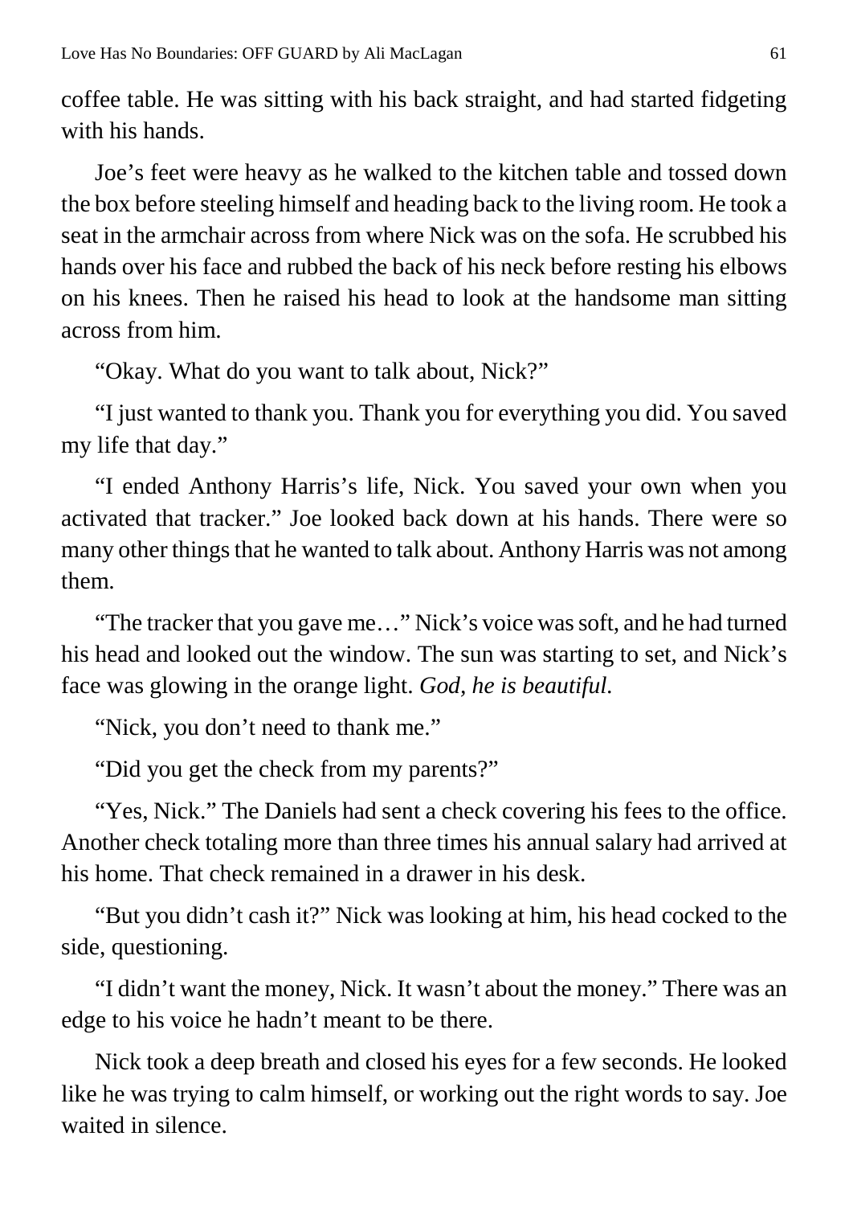coffee table. He was sitting with his back straight, and had started fidgeting with his hands.

Joe's feet were heavy as he walked to the kitchen table and tossed down the box before steeling himself and heading back to the living room. He took a seat in the armchair across from where Nick was on the sofa. He scrubbed his hands over his face and rubbed the back of his neck before resting his elbows on his knees. Then he raised his head to look at the handsome man sitting across from him.

"Okay. What do you want to talk about, Nick?"

"I just wanted to thank you. Thank you for everything you did. You saved my life that day."

"I ended Anthony Harris's life, Nick. You saved your own when you activated that tracker." Joe looked back down at his hands. There were so many other things that he wanted to talk about. Anthony Harris was not among them.

"The tracker that you gave me…" Nick's voice was soft, and he had turned his head and looked out the window. The sun was starting to set, and Nick's face was glowing in the orange light. *God, he is beautiful.*

"Nick, you don't need to thank me."

"Did you get the check from my parents?"

"Yes, Nick." The Daniels had sent a check covering his fees to the office. Another check totaling more than three times his annual salary had arrived at his home. That check remained in a drawer in his desk.

"But you didn't cash it?" Nick was looking at him, his head cocked to the side, questioning.

"I didn't want the money, Nick. It wasn't about the money." There was an edge to his voice he hadn't meant to be there.

Nick took a deep breath and closed his eyes for a few seconds. He looked like he was trying to calm himself, or working out the right words to say. Joe waited in silence.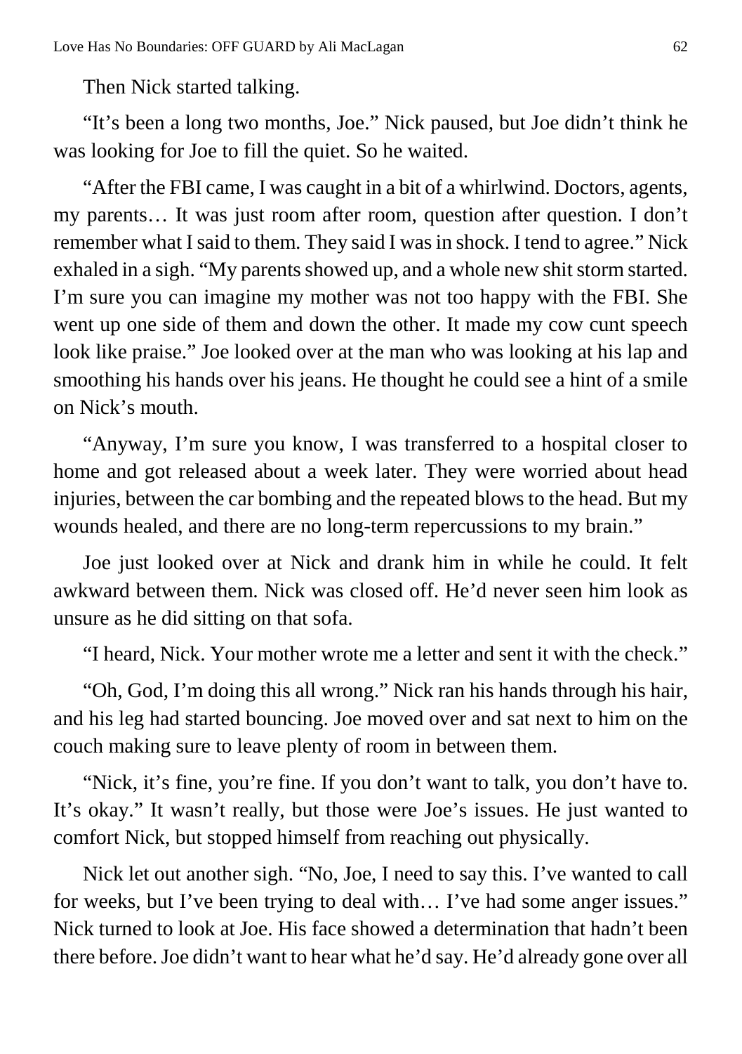Then Nick started talking.

"It's been a long two months, Joe." Nick paused, but Joe didn't think he was looking for Joe to fill the quiet. So he waited.

"After the FBI came, I was caught in a bit of a whirlwind. Doctors, agents, my parents… It was just room after room, question after question. I don't remember what I said to them. They said I was in shock. I tend to agree." Nick exhaled in a sigh. "My parents showed up, and a whole new shit storm started. I'm sure you can imagine my mother was not too happy with the FBI. She went up one side of them and down the other. It made my cow cunt speech look like praise." Joe looked over at the man who was looking at his lap and smoothing his hands over his jeans. He thought he could see a hint of a smile on Nick's mouth.

"Anyway, I'm sure you know, I was transferred to a hospital closer to home and got released about a week later. They were worried about head injuries, between the car bombing and the repeated blows to the head. But my wounds healed, and there are no long-term repercussions to my brain."

Joe just looked over at Nick and drank him in while he could. It felt awkward between them. Nick was closed off. He'd never seen him look as unsure as he did sitting on that sofa.

"I heard, Nick. Your mother wrote me a letter and sent it with the check."

"Oh, God, I'm doing this all wrong." Nick ran his hands through his hair, and his leg had started bouncing. Joe moved over and sat next to him on the couch making sure to leave plenty of room in between them.

"Nick, it's fine, you're fine. If you don't want to talk, you don't have to. It's okay." It wasn't really, but those were Joe's issues. He just wanted to comfort Nick, but stopped himself from reaching out physically.

Nick let out another sigh. "No, Joe, I need to say this. I've wanted to call for weeks, but I've been trying to deal with… I've had some anger issues." Nick turned to look at Joe. His face showed a determination that hadn't been there before. Joe didn't want to hear what he'd say. He'd already gone over all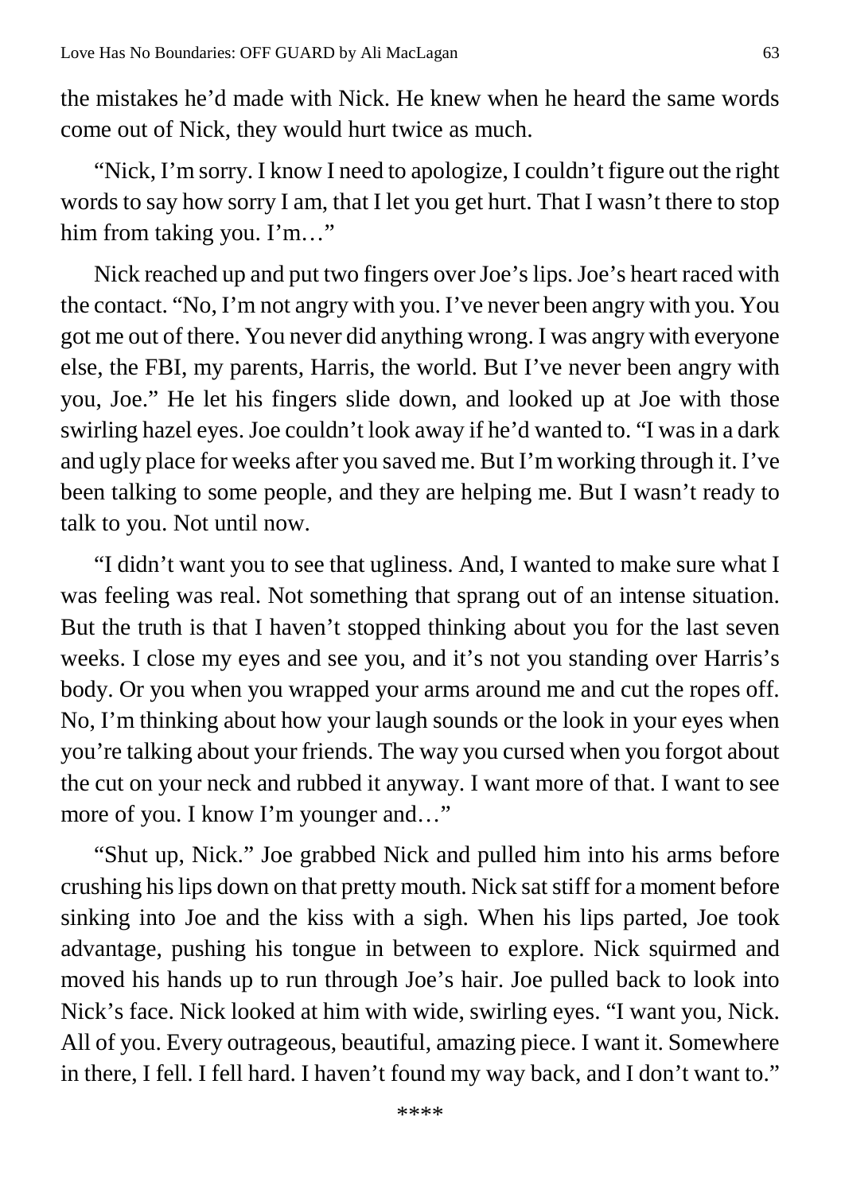the mistakes he'd made with Nick. He knew when he heard the same words come out of Nick, they would hurt twice as much.

"Nick, I'm sorry. I know I need to apologize, I couldn't figure out the right words to say how sorry I am, that I let you get hurt. That I wasn't there to stop him from taking you. I'm…"

Nick reached up and put two fingers over Joe's lips. Joe's heart raced with the contact. "No, I'm not angry with you. I've never been angry with you. You got me out of there. You never did anything wrong. I was angry with everyone else, the FBI, my parents, Harris, the world. But I've never been angry with you, Joe." He let his fingers slide down, and looked up at Joe with those swirling hazel eyes. Joe couldn't look away if he'd wanted to. "I was in a dark and ugly place for weeks after you saved me. But I'm working through it. I've been talking to some people, and they are helping me. But I wasn't ready to talk to you. Not until now.

"I didn't want you to see that ugliness. And, I wanted to make sure what I was feeling was real. Not something that sprang out of an intense situation. But the truth is that I haven't stopped thinking about you for the last seven weeks. I close my eyes and see you, and it's not you standing over Harris's body. Or you when you wrapped your arms around me and cut the ropes off. No, I'm thinking about how your laugh sounds or the look in your eyes when you're talking about your friends. The way you cursed when you forgot about the cut on your neck and rubbed it anyway. I want more of that. I want to see more of you. I know I'm younger and…"

"Shut up, Nick." Joe grabbed Nick and pulled him into his arms before crushing his lips down on that pretty mouth. Nick sat stiff for a moment before sinking into Joe and the kiss with a sigh. When his lips parted, Joe took advantage, pushing his tongue in between to explore. Nick squirmed and moved his hands up to run through Joe's hair. Joe pulled back to look into Nick's face. Nick looked at him with wide, swirling eyes. "I want you, Nick. All of you. Every outrageous, beautiful, amazing piece. I want it. Somewhere in there, I fell. I fell hard. I haven't found my way back, and I don't want to."

****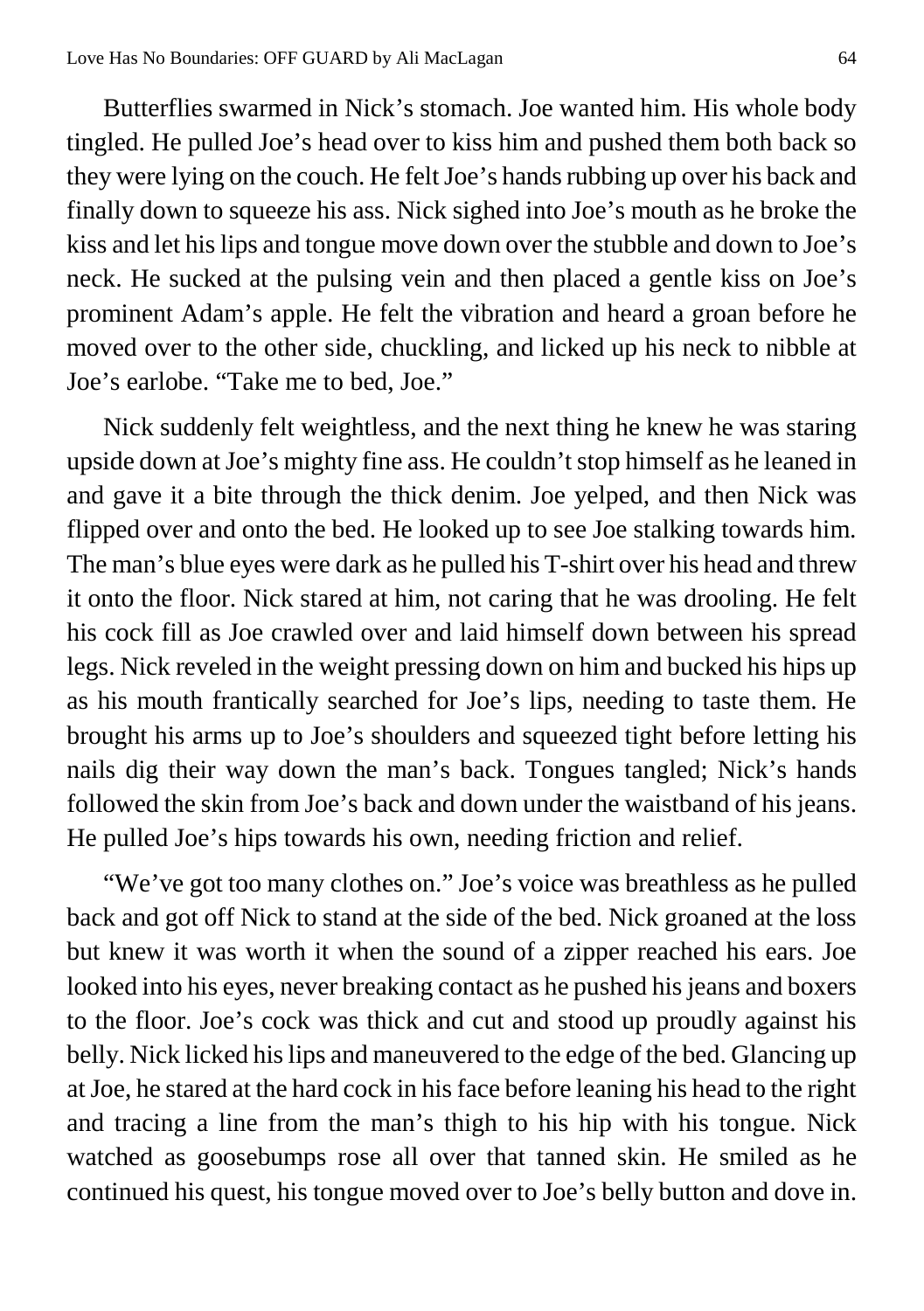Butterflies swarmed in Nick's stomach. Joe wanted him. His whole body tingled. He pulled Joe's head over to kiss him and pushed them both back so they were lying on the couch. He felt Joe's hands rubbing up over his back and finally down to squeeze his ass. Nick sighed into Joe's mouth as he broke the kiss and let his lips and tongue move down over the stubble and down to Joe's neck. He sucked at the pulsing vein and then placed a gentle kiss on Joe's prominent Adam's apple. He felt the vibration and heard a groan before he moved over to the other side, chuckling, and licked up his neck to nibble at Joe's earlobe. "Take me to bed, Joe."

Nick suddenly felt weightless, and the next thing he knew he was staring upside down at Joe's mighty fine ass. He couldn't stop himself as he leaned in and gave it a bite through the thick denim. Joe yelped, and then Nick was flipped over and onto the bed. He looked up to see Joe stalking towards him. The man's blue eyes were dark as he pulled his T-shirt over his head and threw it onto the floor. Nick stared at him, not caring that he was drooling. He felt his cock fill as Joe crawled over and laid himself down between his spread legs. Nick reveled in the weight pressing down on him and bucked his hips up as his mouth frantically searched for Joe's lips, needing to taste them. He brought his arms up to Joe's shoulders and squeezed tight before letting his nails dig their way down the man's back. Tongues tangled; Nick's hands followed the skin from Joe's back and down under the waistband of his jeans. He pulled Joe's hips towards his own, needing friction and relief.

"We've got too many clothes on." Joe's voice was breathless as he pulled back and got off Nick to stand at the side of the bed. Nick groaned at the loss but knew it was worth it when the sound of a zipper reached his ears. Joe looked into his eyes, never breaking contact as he pushed his jeans and boxers to the floor. Joe's cock was thick and cut and stood up proudly against his belly. Nick licked his lips and maneuvered to the edge of the bed. Glancing up at Joe, he stared at the hard cock in his face before leaning his head to the right and tracing a line from the man's thigh to his hip with his tongue. Nick watched as goosebumps rose all over that tanned skin. He smiled as he continued his quest, his tongue moved over to Joe's belly button and dove in.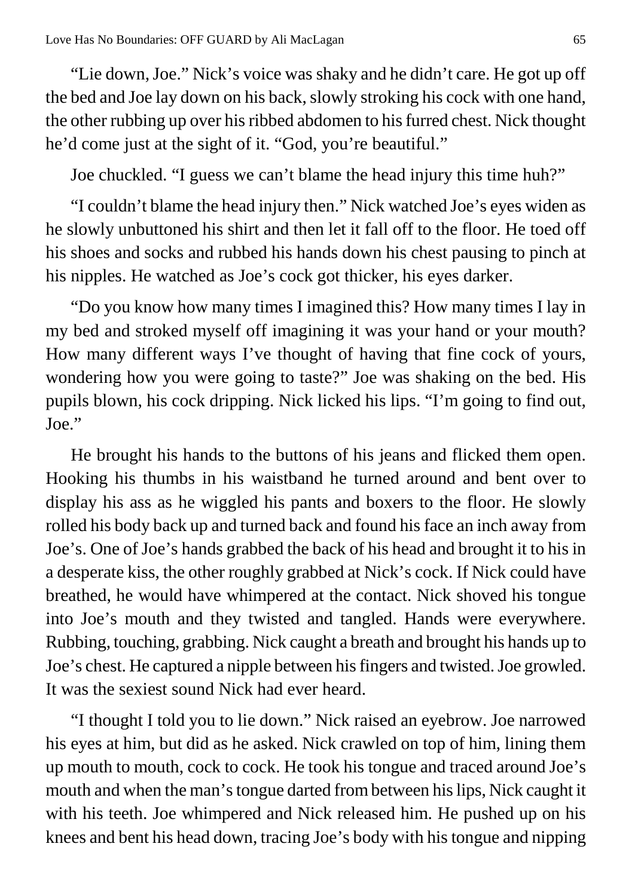"Lie down, Joe." Nick's voice was shaky and he didn't care. He got up off the bed and Joe lay down on his back, slowly stroking his cock with one hand, the other rubbing up over his ribbed abdomen to his furred chest. Nick thought he'd come just at the sight of it. "God, you're beautiful."

Joe chuckled. "I guess we can't blame the head injury this time huh?"

"I couldn't blame the head injury then." Nick watched Joe's eyes widen as he slowly unbuttoned his shirt and then let it fall off to the floor. He toed off his shoes and socks and rubbed his hands down his chest pausing to pinch at his nipples. He watched as Joe's cock got thicker, his eyes darker.

"Do you know how many times I imagined this? How many times I lay in my bed and stroked myself off imagining it was your hand or your mouth? How many different ways I've thought of having that fine cock of yours, wondering how you were going to taste?" Joe was shaking on the bed. His pupils blown, his cock dripping. Nick licked his lips. "I'm going to find out, Joe."

He brought his hands to the buttons of his jeans and flicked them open. Hooking his thumbs in his waistband he turned around and bent over to display his ass as he wiggled his pants and boxers to the floor. He slowly rolled his body back up and turned back and found his face an inch away from Joe's. One of Joe's hands grabbed the back of his head and brought it to his in a desperate kiss, the other roughly grabbed at Nick's cock. If Nick could have breathed, he would have whimpered at the contact. Nick shoved his tongue into Joe's mouth and they twisted and tangled. Hands were everywhere. Rubbing, touching, grabbing. Nick caught a breath and brought his hands up to Joe's chest. He captured a nipple between his fingers and twisted. Joe growled. It was the sexiest sound Nick had ever heard.

"I thought I told you to lie down." Nick raised an eyebrow. Joe narrowed his eyes at him, but did as he asked. Nick crawled on top of him, lining them up mouth to mouth, cock to cock. He took his tongue and traced around Joe's mouth and when the man's tongue darted from between his lips, Nick caught it with his teeth. Joe whimpered and Nick released him. He pushed up on his knees and bent his head down, tracing Joe's body with his tongue and nipping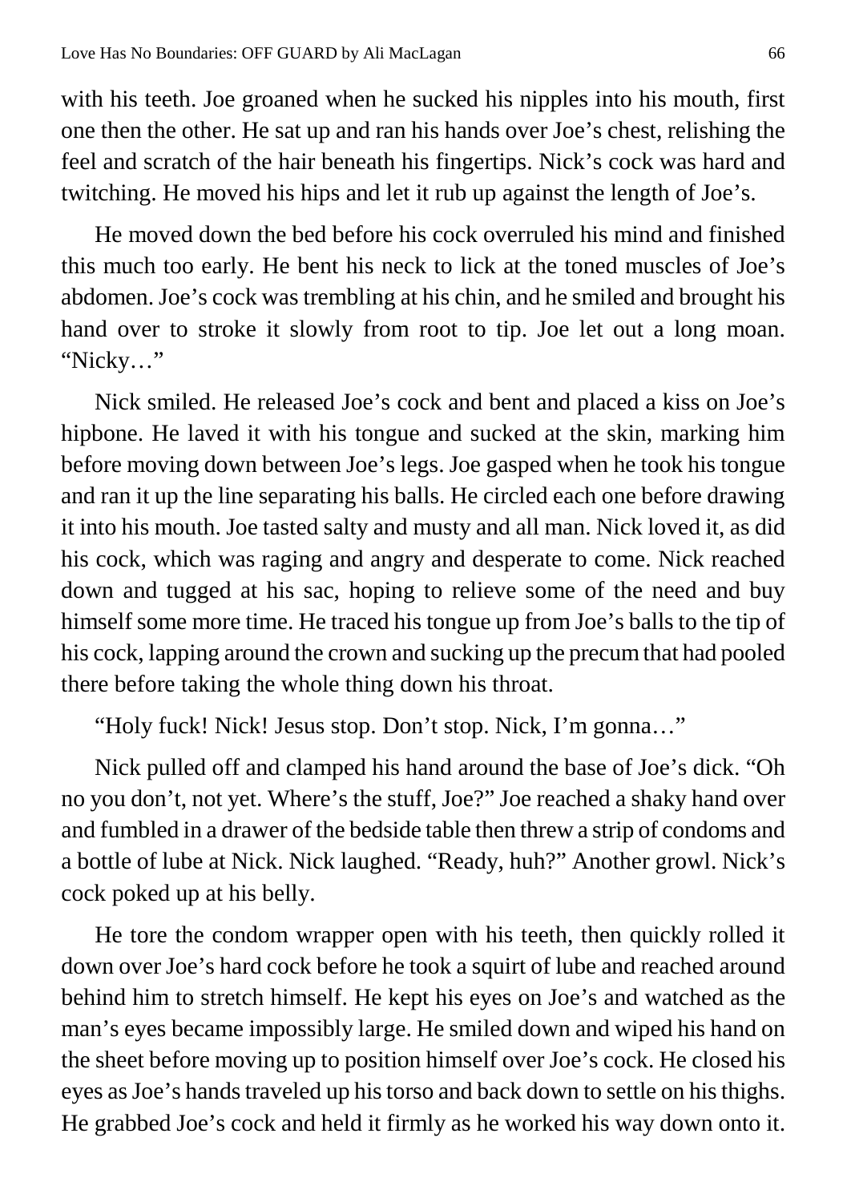with his teeth. Joe groaned when he sucked his nipples into his mouth, first one then the other. He sat up and ran his hands over Joe's chest, relishing the feel and scratch of the hair beneath his fingertips. Nick's cock was hard and twitching. He moved his hips and let it rub up against the length of Joe's.

He moved down the bed before his cock overruled his mind and finished this much too early. He bent his neck to lick at the toned muscles of Joe's abdomen. Joe's cock was trembling at his chin, and he smiled and brought his hand over to stroke it slowly from root to tip. Joe let out a long moan. "Nicky…"

Nick smiled. He released Joe's cock and bent and placed a kiss on Joe's hipbone. He laved it with his tongue and sucked at the skin, marking him before moving down between Joe's legs. Joe gasped when he took his tongue and ran it up the line separating his balls. He circled each one before drawing it into his mouth. Joe tasted salty and musty and all man. Nick loved it, as did his cock, which was raging and angry and desperate to come. Nick reached down and tugged at his sac, hoping to relieve some of the need and buy himself some more time. He traced his tongue up from Joe's balls to the tip of his cock, lapping around the crown and sucking up the precum that had pooled there before taking the whole thing down his throat.

"Holy fuck! Nick! Jesus stop. Don't stop. Nick, I'm gonna…"

Nick pulled off and clamped his hand around the base of Joe's dick. "Oh no you don't, not yet. Where's the stuff, Joe?" Joe reached a shaky hand over and fumbled in a drawer of the bedside table then threw a strip of condoms and a bottle of lube at Nick. Nick laughed. "Ready, huh?" Another growl. Nick's cock poked up at his belly.

He tore the condom wrapper open with his teeth, then quickly rolled it down over Joe's hard cock before he took a squirt of lube and reached around behind him to stretch himself. He kept his eyes on Joe's and watched as the man's eyes became impossibly large. He smiled down and wiped his hand on the sheet before moving up to position himself over Joe's cock. He closed his eyes as Joe's hands traveled up his torso and back down to settle on his thighs. He grabbed Joe's cock and held it firmly as he worked his way down onto it.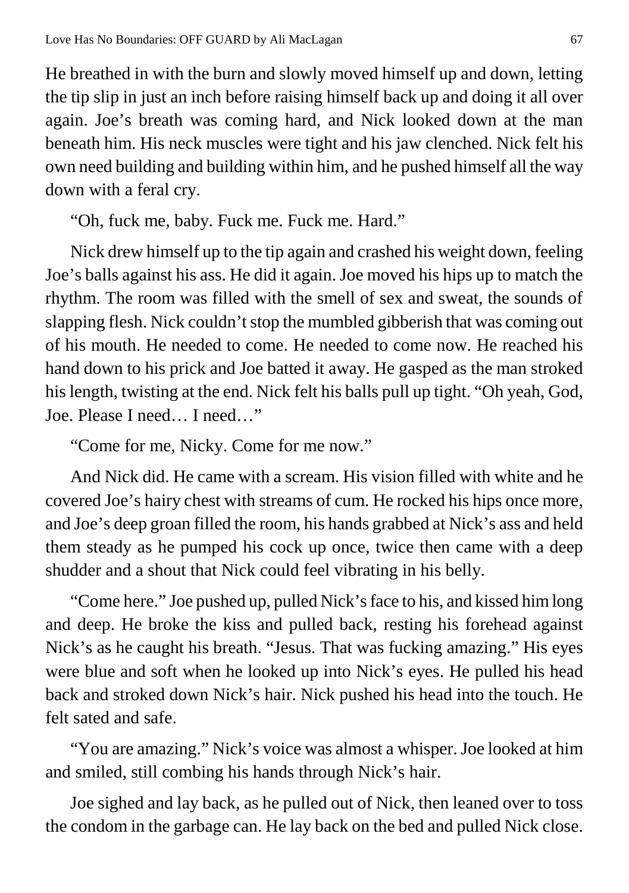He breathed in with the burn and slowly moved himself up and down, letting the tip slip in just an inch before raising himself back up and doing it all over again. Joe's breath was coming hard, and Nick looked down at the man beneath him. His neck muscles were tight and his jaw clenched. Nick felt his own need building and building within him, and he pushed himself all the way down with a feral cry.

"Oh, fuck me, baby. Fuck me. Fuck me. Hard."

Nick drew himself up to the tip again and crashed his weight down, feeling Joe's balls against his ass. He did it again. Joe moved his hips up to match the rhythm. The room was filled with the smell of sex and sweat, the sounds of slapping flesh. Nick couldn't stop the mumbled gibberish that was coming out of his mouth. He needed to come. He needed to come now. He reached his hand down to his prick and Joe batted it away. He gasped as the man stroked his length, twisting at the end. Nick felt his balls pull up tight. "Oh yeah, God, Joe. Please I need… I need…"

"Come for me, Nicky. Come for me now."

And Nick did. He came with a scream. His vision filled with white and he covered Joe's hairy chest with streams of cum. He rocked his hips once more, and Joe's deep groan filled the room, his hands grabbed at Nick's ass and held them steady as he pumped his cock up once, twice then came with a deep shudder and a shout that Nick could feel vibrating in his belly.

"Come here." Joe pushed up, pulled Nick's face to his, and kissed him long and deep. He broke the kiss and pulled back, resting his forehead against Nick's as he caught his breath. "Jesus. That was fucking amazing." His eyes were blue and soft when he looked up into Nick's eyes. He pulled his head back and stroked down Nick's hair. Nick pushed his head into the touch. He felt sated and safe.

"You are amazing." Nick's voice was almost a whisper. Joe looked at him and smiled, still combing his hands through Nick's hair.

Joe sighed and lay back, as he pulled out of Nick, then leaned over to toss the condom in the garbage can. He lay back on the bed and pulled Nick close.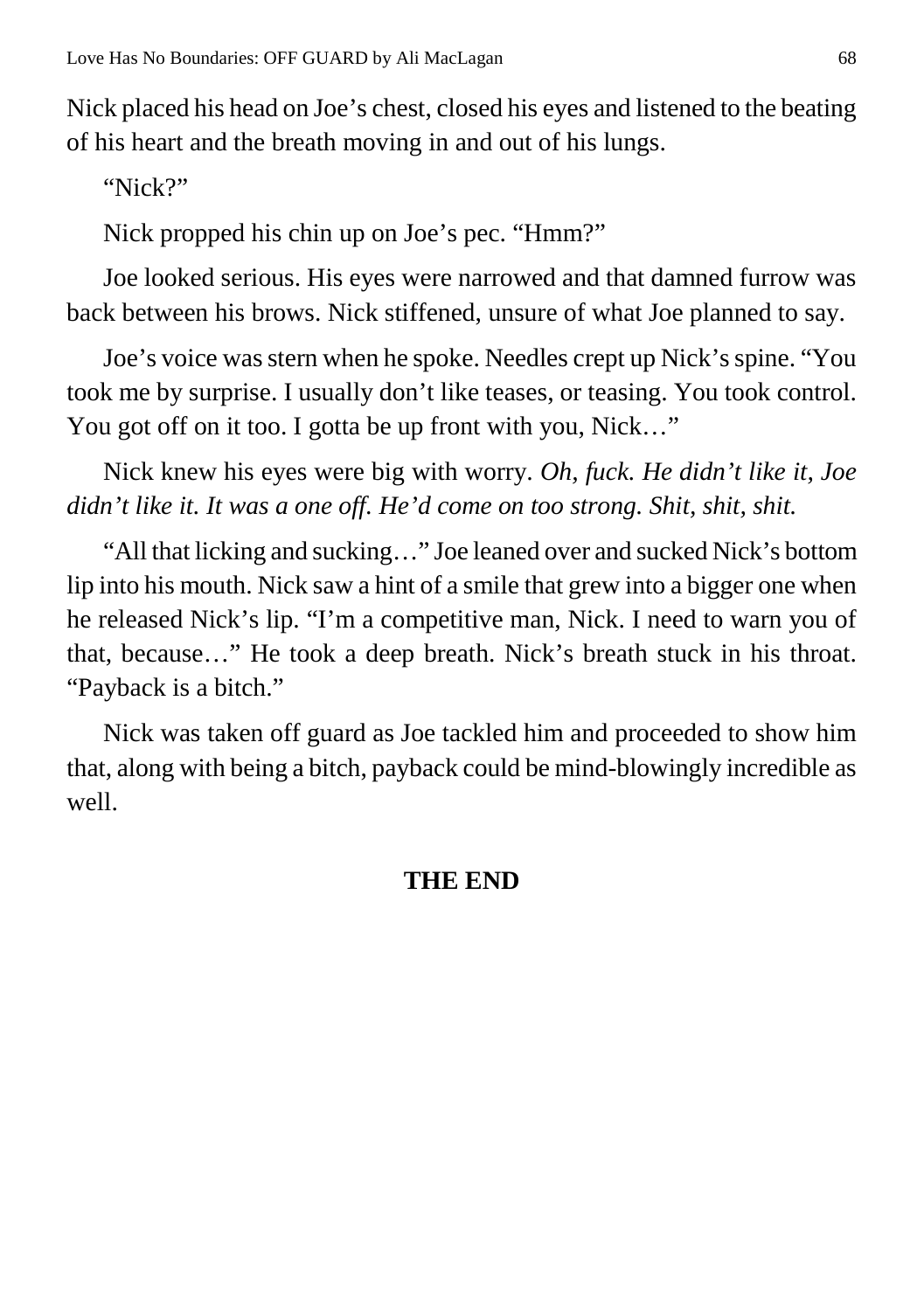Nick placed his head on Joe's chest, closed his eyes and listened to the beating of his heart and the breath moving in and out of his lungs.

"Nick?"

Nick propped his chin up on Joe's pec. "Hmm?"

Joe looked serious. His eyes were narrowed and that damned furrow was back between his brows. Nick stiffened, unsure of what Joe planned to say.

Joe's voice was stern when he spoke. Needles crept up Nick's spine. "You took me by surprise. I usually don't like teases, or teasing. You took control. You got off on it too. I gotta be up front with you, Nick…"

Nick knew his eyes were big with worry. *Oh, fuck. He didn't like it, Joe didn't like it. It was a one off. He'd come on too strong. Shit, shit, shit.*

"All that licking and sucking…" Joe leaned over and sucked Nick's bottom lip into his mouth. Nick saw a hint of a smile that grew into a bigger one when he released Nick's lip. "I'm a competitive man, Nick. I need to warn you of that, because…" He took a deep breath. Nick's breath stuck in his throat. "Payback is a bitch."

Nick was taken off guard as Joe tackled him and proceeded to show him that, along with being a bitch, payback could be mind-blowingly incredible as well.

**THE END**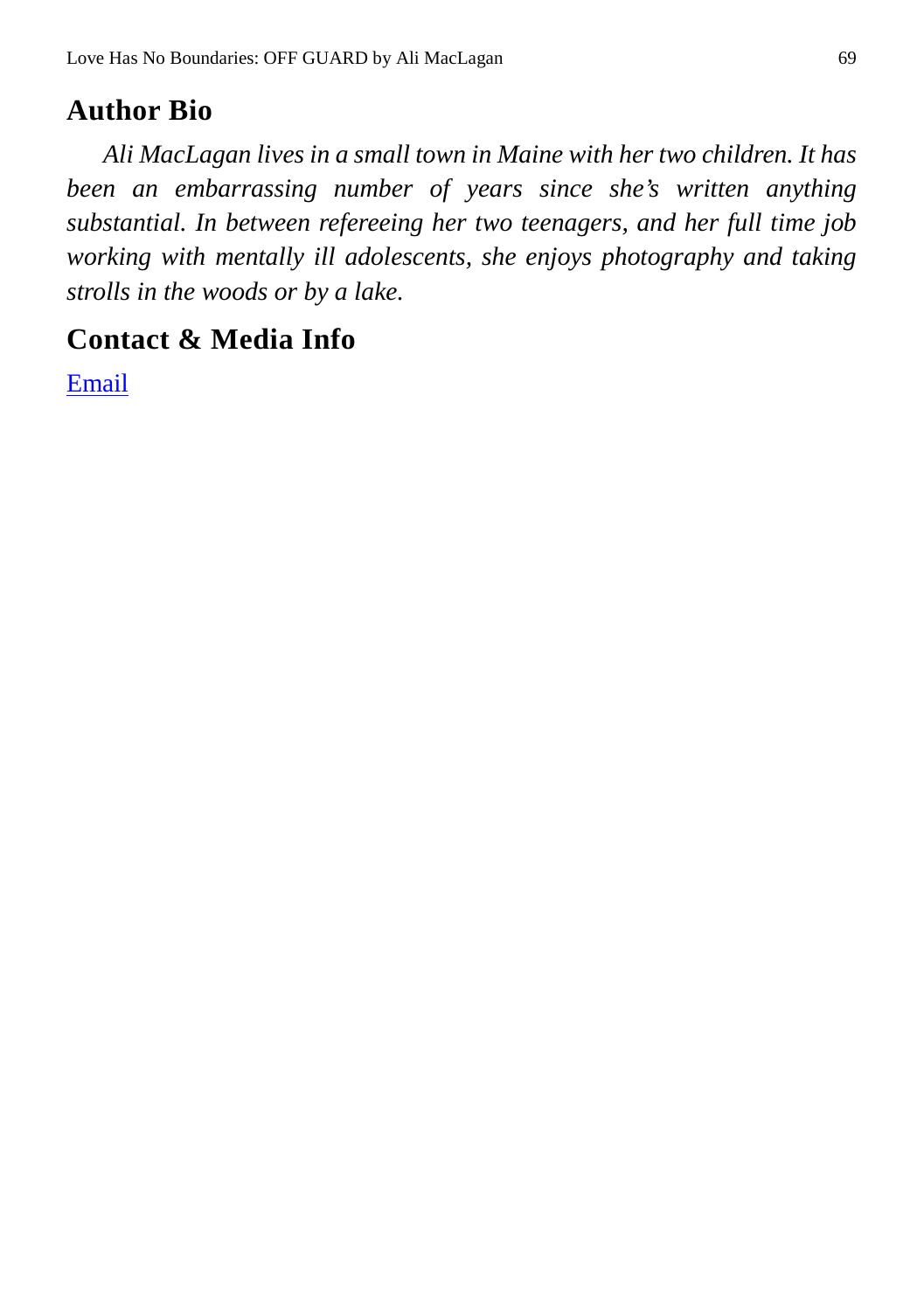## Author Bio

*Ali MacLagan lives in a small town in Maine with her two children. It has been an embarrassing number of years since she's written anything substantial. In between refereeing her two teenagers, and her full time job working with mentally ill adolescents, she enjoys photography and taking strolls in the woods or by a lake.*

## Contact & Media Info

Email